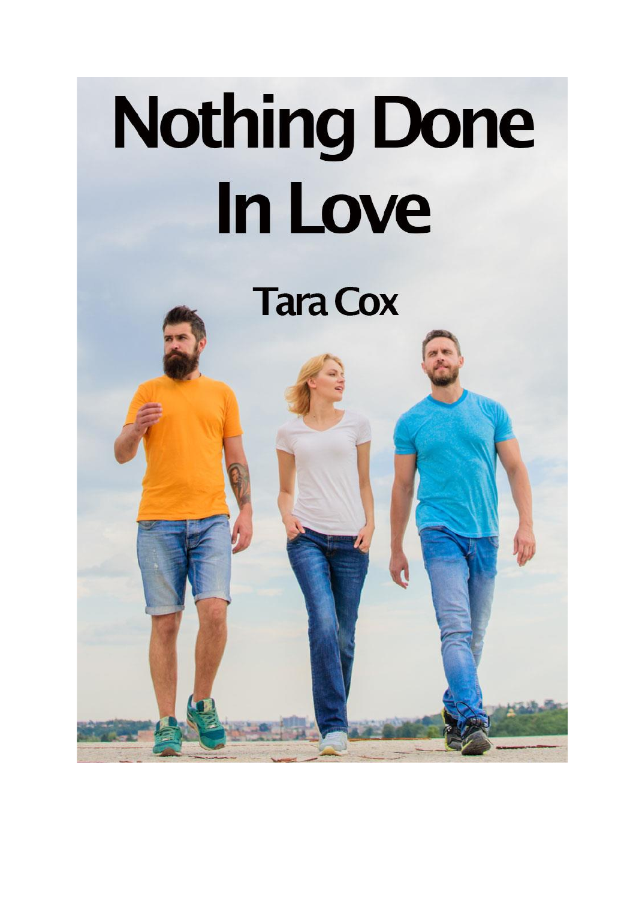# Nothing Done In Love

## Tara Cox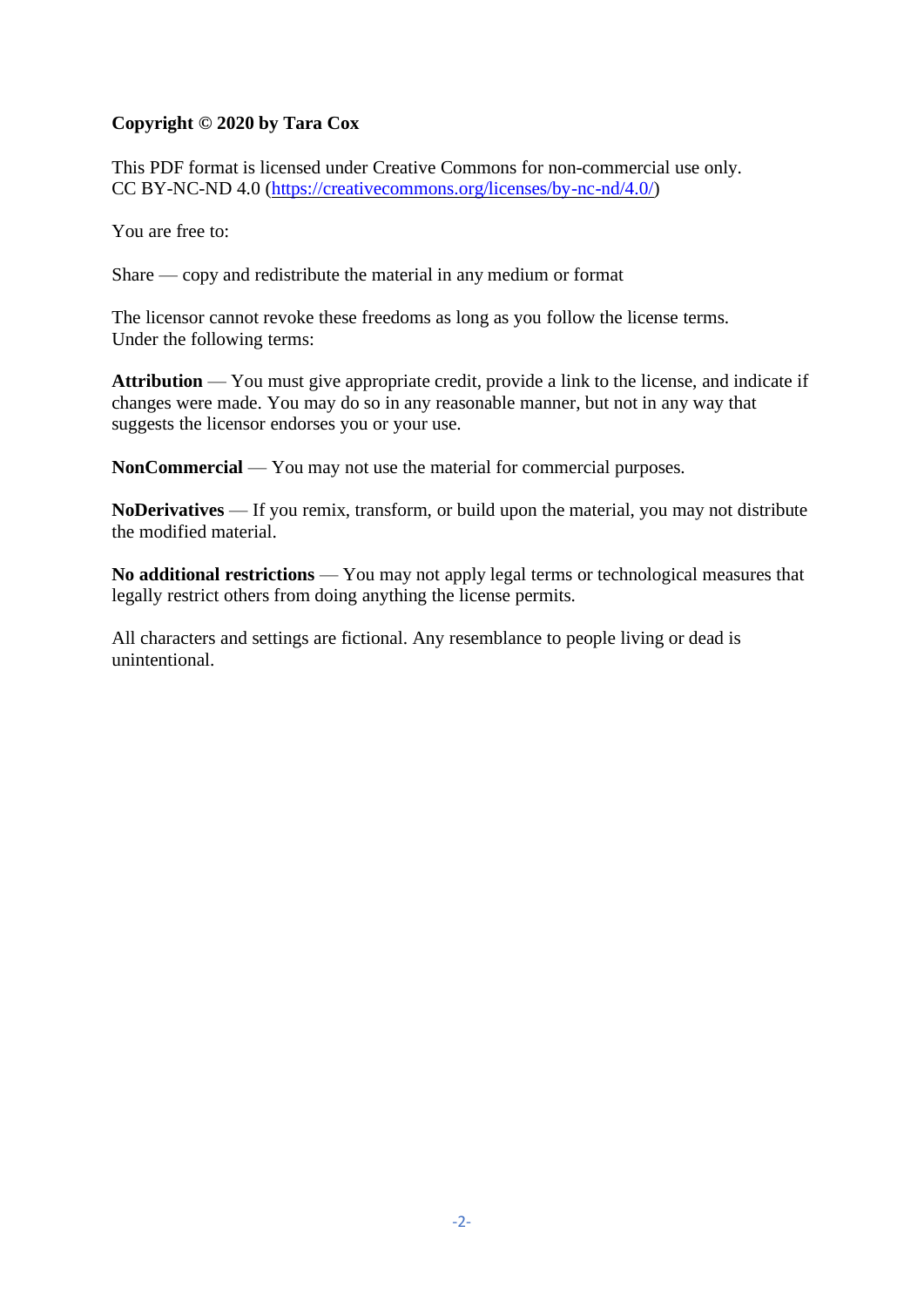**Copyright © 2020 by Tara Cox**

This PDF format is licensed under Creative Commons for non-commercial use only.
CC BY-NC-ND 4.0 (https://creativecommons.org/licenses/by-nc-nd/4.0/)

You are free to:

Share — copy and redistribute the material in any medium or format

The licensor cannot revoke these freedoms as long as you follow the license terms.
Under the following terms:

**Attribution** — You must give appropriate credit, provide a link to the license, and indicate if changes were made. You may do so in any reasonable manner, but not in any way that suggests the licensor endorses you or your use.

**NonCommercial** — You may not use the material for commercial purposes.

**NoDerivatives** — If you remix, transform, or build upon the material, you may not distribute the modified material.

**No additional restrictions** — You may not apply legal terms or technological measures that legally restrict others from doing anything the license permits.

All characters and settings are fictional. Any resemblance to people living or dead is unintentional.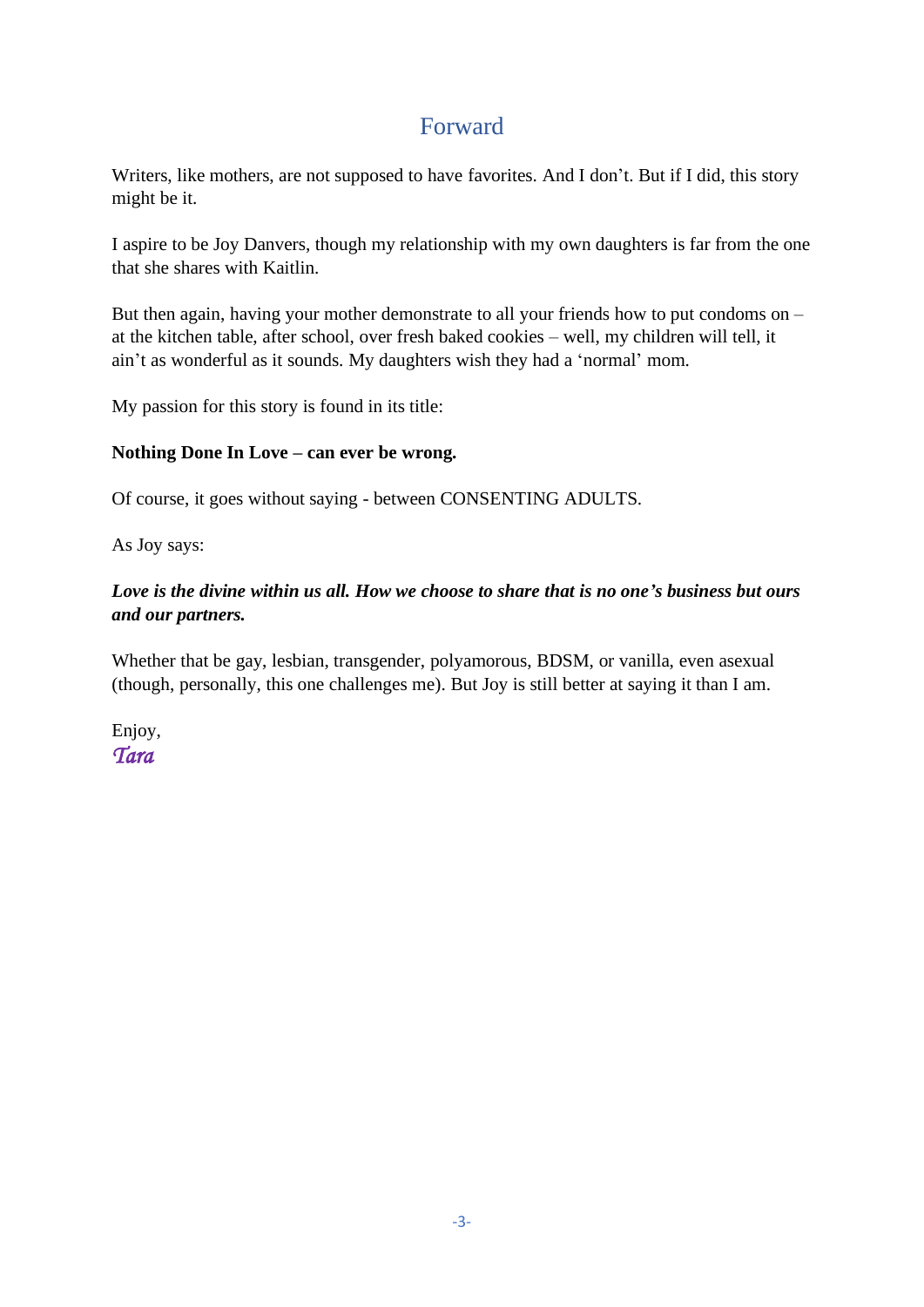# Forward

Writers, like mothers, are not supposed to have favorites. And I don't. But if I did, this story might be it.

I aspire to be Joy Danvers, though my relationship with my own daughters is far from the one that she shares with Kaitlin.

But then again, having your mother demonstrate to all your friends how to put condoms on – at the kitchen table, after school, over fresh baked cookies – well, my children will tell, it ain't as wonderful as it sounds. My daughters wish they had a 'normal' mom.

My passion for this story is found in its title:

**Nothing Done In Love – can ever be wrong.**

Of course, it goes without saying - between CONSENTING ADULTS.

As Joy says:

***Love is the divine within us all. How we choose to share that is no one's business but ours and our partners.***

Whether that be gay, lesbian, transgender, polyamorous, BDSM, or vanilla, even asexual (though, personally, this one challenges me). But Joy is still better at saying it than I am.

Enjoy,
*Tara*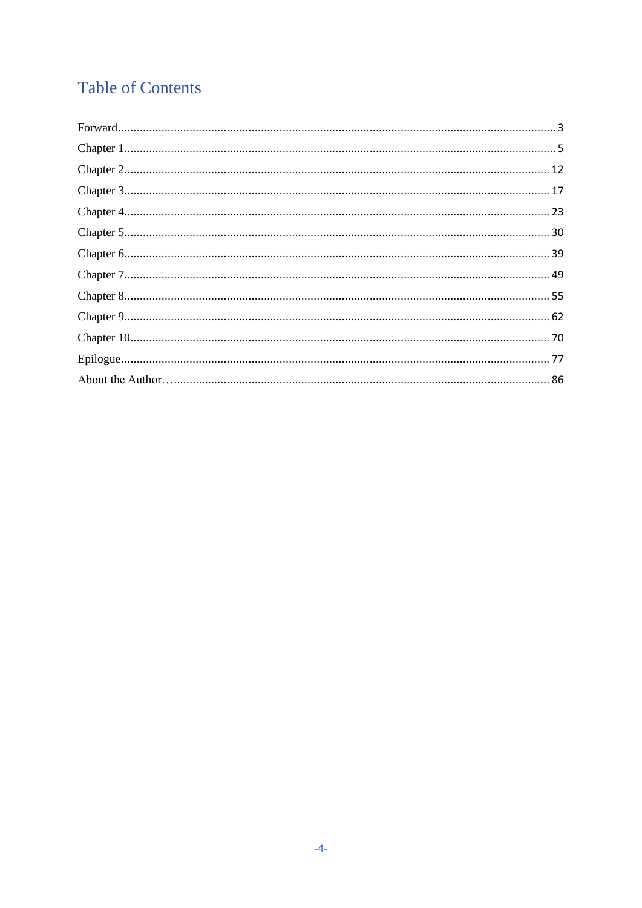# Table of Contents

Forward........................................................................................................................................ 3
Chapter 1...................................................................................................................................... 5
Chapter 2.................................................................................................................................... 12
Chapter 3.................................................................................................................................... 17
Chapter 4.................................................................................................................................... 23
Chapter 5.................................................................................................................................... 30
Chapter 6.................................................................................................................................... 39
Chapter 7.................................................................................................................................... 49
Chapter 8.................................................................................................................................... 55
Chapter 9.................................................................................................................................... 62
Chapter 10.................................................................................................................................. 70
Epilogue...................................................................................................................................... 77
About the Author…...................................................................................................................... 86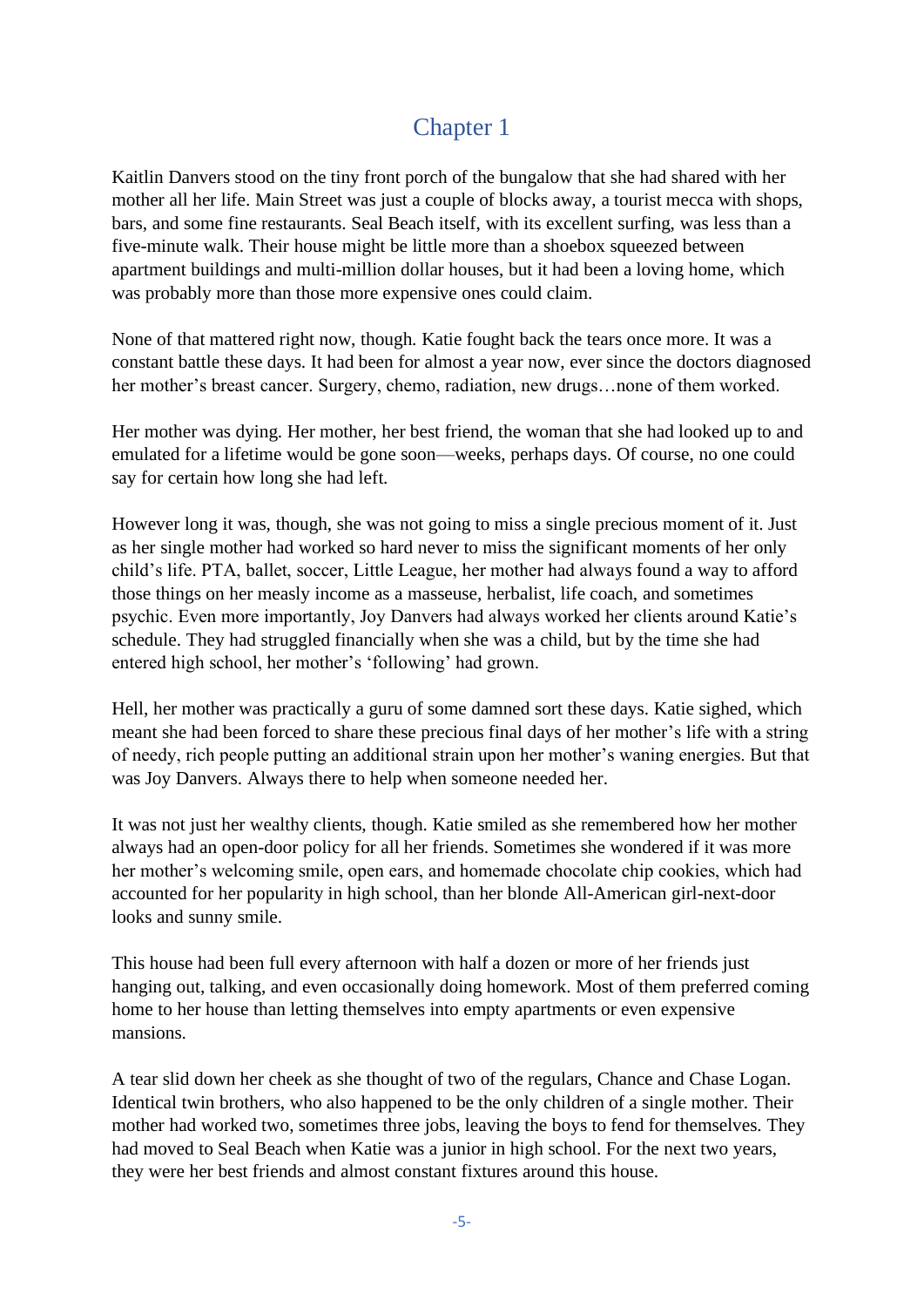# Chapter 1

Kaitlin Danvers stood on the tiny front porch of the bungalow that she had shared with her mother all her life. Main Street was just a couple of blocks away, a tourist mecca with shops, bars, and some fine restaurants. Seal Beach itself, with its excellent surfing, was less than a five-minute walk. Their house might be little more than a shoebox squeezed between apartment buildings and multi-million dollar houses, but it had been a loving home, which was probably more than those more expensive ones could claim.

None of that mattered right now, though. Katie fought back the tears once more. It was a constant battle these days. It had been for almost a year now, ever since the doctors diagnosed her mother's breast cancer. Surgery, chemo, radiation, new drugs…none of them worked.

Her mother was dying. Her mother, her best friend, the woman that she had looked up to and emulated for a lifetime would be gone soon—weeks, perhaps days. Of course, no one could say for certain how long she had left.

However long it was, though, she was not going to miss a single precious moment of it. Just as her single mother had worked so hard never to miss the significant moments of her only child's life. PTA, ballet, soccer, Little League, her mother had always found a way to afford those things on her measly income as a masseuse, herbalist, life coach, and sometimes psychic. Even more importantly, Joy Danvers had always worked her clients around Katie's schedule. They had struggled financially when she was a child, but by the time she had entered high school, her mother's 'following' had grown.

Hell, her mother was practically a guru of some damned sort these days. Katie sighed, which meant she had been forced to share these precious final days of her mother's life with a string of needy, rich people putting an additional strain upon her mother's waning energies. But that was Joy Danvers. Always there to help when someone needed her.

It was not just her wealthy clients, though. Katie smiled as she remembered how her mother always had an open-door policy for all her friends. Sometimes she wondered if it was more her mother's welcoming smile, open ears, and homemade chocolate chip cookies, which had accounted for her popularity in high school, than her blonde All-American girl-next-door looks and sunny smile.

This house had been full every afternoon with half a dozen or more of her friends just hanging out, talking, and even occasionally doing homework. Most of them preferred coming home to her house than letting themselves into empty apartments or even expensive mansions.

A tear slid down her cheek as she thought of two of the regulars, Chance and Chase Logan. Identical twin brothers, who also happened to be the only children of a single mother. Their mother had worked two, sometimes three jobs, leaving the boys to fend for themselves. They had moved to Seal Beach when Katie was a junior in high school. For the next two years, they were her best friends and almost constant fixtures around this house.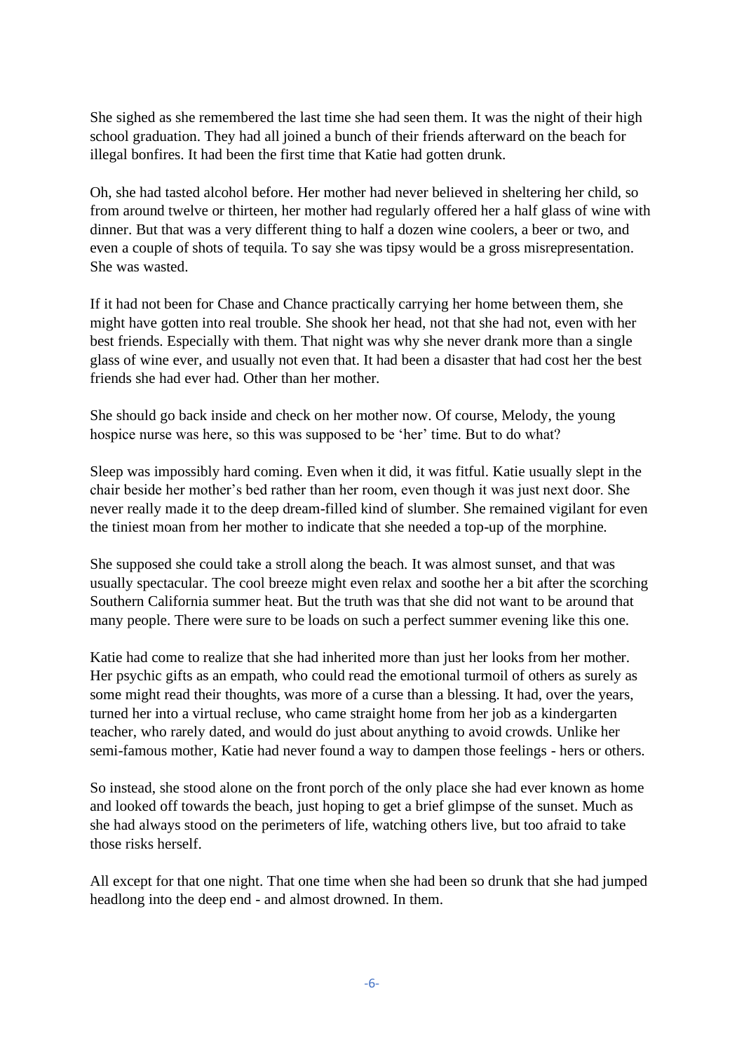She sighed as she remembered the last time she had seen them. It was the night of their high school graduation. They had all joined a bunch of their friends afterward on the beach for illegal bonfires. It had been the first time that Katie had gotten drunk.

Oh, she had tasted alcohol before. Her mother had never believed in sheltering her child, so from around twelve or thirteen, her mother had regularly offered her a half glass of wine with dinner. But that was a very different thing to half a dozen wine coolers, a beer or two, and even a couple of shots of tequila. To say she was tipsy would be a gross misrepresentation. She was wasted.

If it had not been for Chase and Chance practically carrying her home between them, she might have gotten into real trouble. She shook her head, not that she had not, even with her best friends. Especially with them. That night was why she never drank more than a single glass of wine ever, and usually not even that. It had been a disaster that had cost her the best friends she had ever had. Other than her mother.

She should go back inside and check on her mother now. Of course, Melody, the young hospice nurse was here, so this was supposed to be 'her' time. But to do what?

Sleep was impossibly hard coming. Even when it did, it was fitful. Katie usually slept in the chair beside her mother's bed rather than her room, even though it was just next door. She never really made it to the deep dream-filled kind of slumber. She remained vigilant for even the tiniest moan from her mother to indicate that she needed a top-up of the morphine.

She supposed she could take a stroll along the beach. It was almost sunset, and that was usually spectacular. The cool breeze might even relax and soothe her a bit after the scorching Southern California summer heat. But the truth was that she did not want to be around that many people. There were sure to be loads on such a perfect summer evening like this one.

Katie had come to realize that she had inherited more than just her looks from her mother. Her psychic gifts as an empath, who could read the emotional turmoil of others as surely as some might read their thoughts, was more of a curse than a blessing. It had, over the years, turned her into a virtual recluse, who came straight home from her job as a kindergarten teacher, who rarely dated, and would do just about anything to avoid crowds. Unlike her semi-famous mother, Katie had never found a way to dampen those feelings - hers or others.

So instead, she stood alone on the front porch of the only place she had ever known as home and looked off towards the beach, just hoping to get a brief glimpse of the sunset. Much as she had always stood on the perimeters of life, watching others live, but too afraid to take those risks herself.

All except for that one night. That one time when she had been so drunk that she had jumped headlong into the deep end - and almost drowned. In them.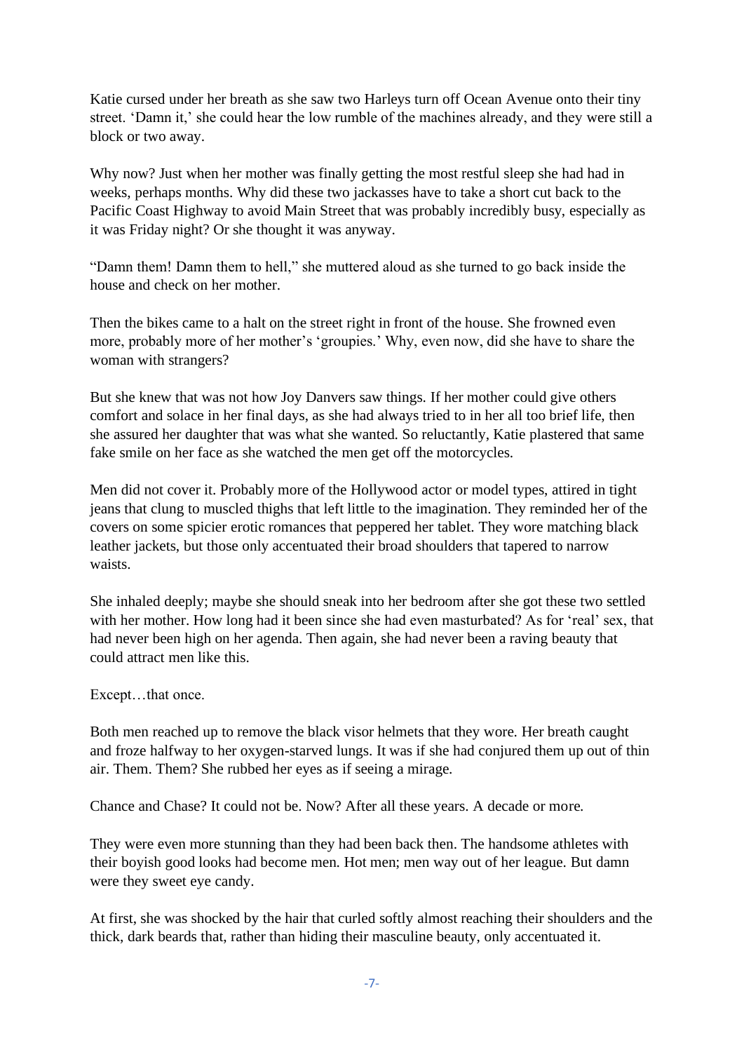Katie cursed under her breath as she saw two Harleys turn off Ocean Avenue onto their tiny street. 'Damn it,' she could hear the low rumble of the machines already, and they were still a block or two away.

Why now? Just when her mother was finally getting the most restful sleep she had had in weeks, perhaps months. Why did these two jackasses have to take a short cut back to the Pacific Coast Highway to avoid Main Street that was probably incredibly busy, especially as it was Friday night? Or she thought it was anyway.

"Damn them! Damn them to hell," she muttered aloud as she turned to go back inside the house and check on her mother.

Then the bikes came to a halt on the street right in front of the house. She frowned even more, probably more of her mother's 'groupies.' Why, even now, did she have to share the woman with strangers?

But she knew that was not how Joy Danvers saw things. If her mother could give others comfort and solace in her final days, as she had always tried to in her all too brief life, then she assured her daughter that was what she wanted. So reluctantly, Katie plastered that same fake smile on her face as she watched the men get off the motorcycles.

Men did not cover it. Probably more of the Hollywood actor or model types, attired in tight jeans that clung to muscled thighs that left little to the imagination. They reminded her of the covers on some spicier erotic romances that peppered her tablet. They wore matching black leather jackets, but those only accentuated their broad shoulders that tapered to narrow waists.

She inhaled deeply; maybe she should sneak into her bedroom after she got these two settled with her mother. How long had it been since she had even masturbated? As for 'real' sex, that had never been high on her agenda. Then again, she had never been a raving beauty that could attract men like this.

Except…that once.

Both men reached up to remove the black visor helmets that they wore. Her breath caught and froze halfway to her oxygen-starved lungs. It was if she had conjured them up out of thin air. Them. Them? She rubbed her eyes as if seeing a mirage.

Chance and Chase? It could not be. Now? After all these years. A decade or more.

They were even more stunning than they had been back then. The handsome athletes with their boyish good looks had become men. Hot men; men way out of her league. But damn were they sweet eye candy.

At first, she was shocked by the hair that curled softly almost reaching their shoulders and the thick, dark beards that, rather than hiding their masculine beauty, only accentuated it.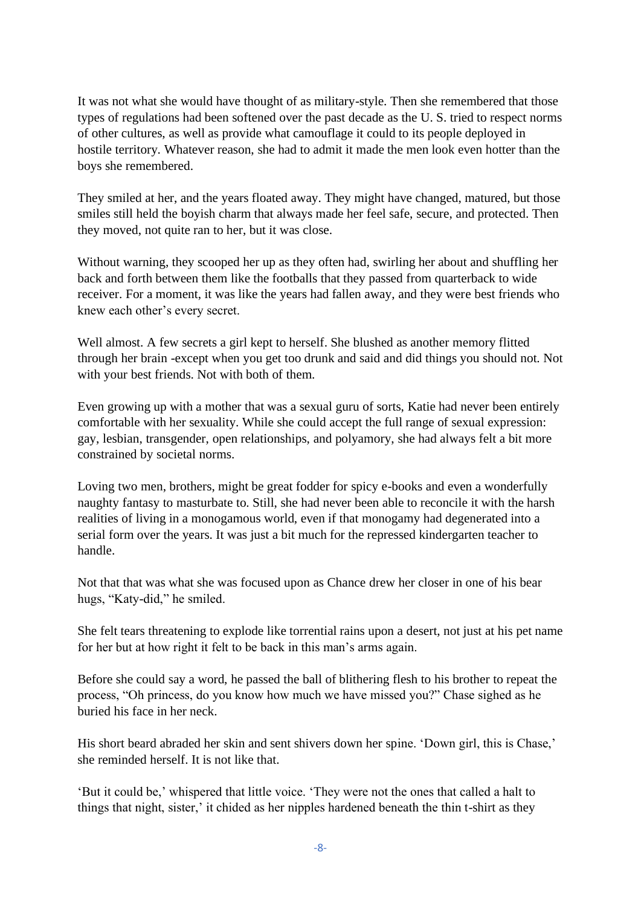It was not what she would have thought of as military-style. Then she remembered that those types of regulations had been softened over the past decade as the U. S. tried to respect norms of other cultures, as well as provide what camouflage it could to its people deployed in hostile territory. Whatever reason, she had to admit it made the men look even hotter than the boys she remembered.

They smiled at her, and the years floated away. They might have changed, matured, but those smiles still held the boyish charm that always made her feel safe, secure, and protected. Then they moved, not quite ran to her, but it was close.

Without warning, they scooped her up as they often had, swirling her about and shuffling her back and forth between them like the footballs that they passed from quarterback to wide receiver. For a moment, it was like the years had fallen away, and they were best friends who knew each other's every secret.

Well almost. A few secrets a girl kept to herself. She blushed as another memory flitted through her brain -except when you get too drunk and said and did things you should not. Not with your best friends. Not with both of them.

Even growing up with a mother that was a sexual guru of sorts, Katie had never been entirely comfortable with her sexuality. While she could accept the full range of sexual expression: gay, lesbian, transgender, open relationships, and polyamory, she had always felt a bit more constrained by societal norms.

Loving two men, brothers, might be great fodder for spicy e-books and even a wonderfully naughty fantasy to masturbate to. Still, she had never been able to reconcile it with the harsh realities of living in a monogamous world, even if that monogamy had degenerated into a serial form over the years. It was just a bit much for the repressed kindergarten teacher to handle.

Not that that was what she was focused upon as Chance drew her closer in one of his bear hugs, "Katy-did," he smiled.

She felt tears threatening to explode like torrential rains upon a desert, not just at his pet name for her but at how right it felt to be back in this man's arms again.

Before she could say a word, he passed the ball of blithering flesh to his brother to repeat the process, "Oh princess, do you know how much we have missed you?" Chase sighed as he buried his face in her neck.

His short beard abraded her skin and sent shivers down her spine. 'Down girl, this is Chase,' she reminded herself. It is not like that.

'But it could be,' whispered that little voice. 'They were not the ones that called a halt to things that night, sister,' it chided as her nipples hardened beneath the thin t-shirt as they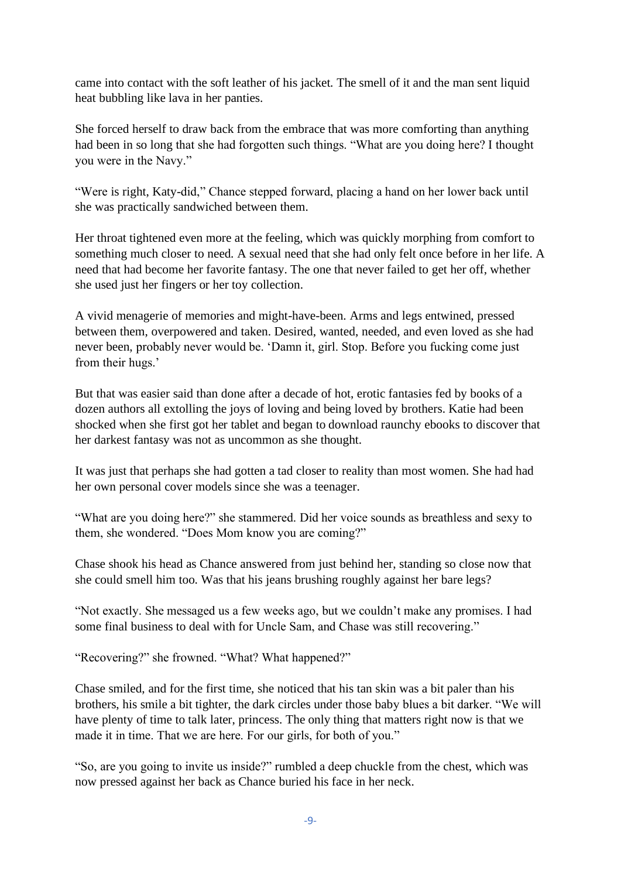came into contact with the soft leather of his jacket. The smell of it and the man sent liquid heat bubbling like lava in her panties.

She forced herself to draw back from the embrace that was more comforting than anything had been in so long that she had forgotten such things. "What are you doing here? I thought you were in the Navy."

"Were is right, Katy-did," Chance stepped forward, placing a hand on her lower back until she was practically sandwiched between them.

Her throat tightened even more at the feeling, which was quickly morphing from comfort to something much closer to need. A sexual need that she had only felt once before in her life. A need that had become her favorite fantasy. The one that never failed to get her off, whether she used just her fingers or her toy collection.

A vivid menagerie of memories and might-have-been. Arms and legs entwined, pressed between them, overpowered and taken. Desired, wanted, needed, and even loved as she had never been, probably never would be. 'Damn it, girl. Stop. Before you fucking come just from their hugs.'

But that was easier said than done after a decade of hot, erotic fantasies fed by books of a dozen authors all extolling the joys of loving and being loved by brothers. Katie had been shocked when she first got her tablet and began to download raunchy ebooks to discover that her darkest fantasy was not as uncommon as she thought.

It was just that perhaps she had gotten a tad closer to reality than most women. She had had her own personal cover models since she was a teenager.

"What are you doing here?" she stammered. Did her voice sounds as breathless and sexy to them, she wondered. "Does Mom know you are coming?"

Chase shook his head as Chance answered from just behind her, standing so close now that she could smell him too. Was that his jeans brushing roughly against her bare legs?

"Not exactly. She messaged us a few weeks ago, but we couldn't make any promises. I had some final business to deal with for Uncle Sam, and Chase was still recovering."

"Recovering?" she frowned. "What? What happened?"

Chase smiled, and for the first time, she noticed that his tan skin was a bit paler than his brothers, his smile a bit tighter, the dark circles under those baby blues a bit darker. "We will have plenty of time to talk later, princess. The only thing that matters right now is that we made it in time. That we are here. For our girls, for both of you."

"So, are you going to invite us inside?" rumbled a deep chuckle from the chest, which was now pressed against her back as Chance buried his face in her neck.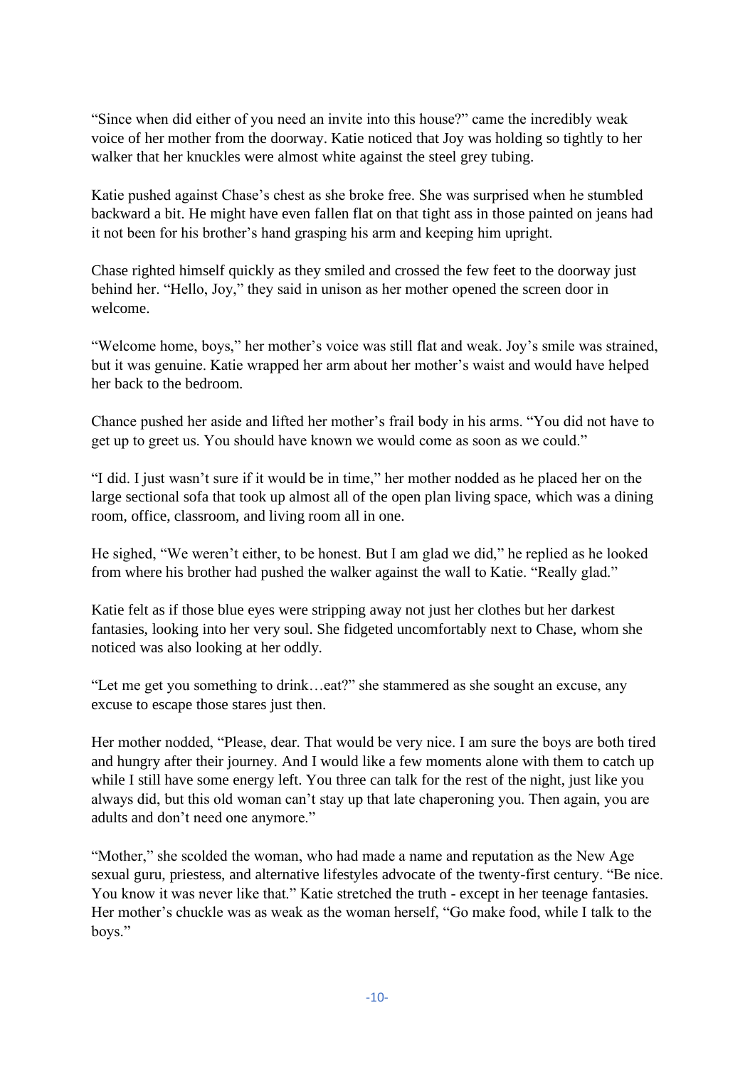"Since when did either of you need an invite into this house?" came the incredibly weak voice of her mother from the doorway. Katie noticed that Joy was holding so tightly to her walker that her knuckles were almost white against the steel grey tubing.

Katie pushed against Chase's chest as she broke free. She was surprised when he stumbled backward a bit. He might have even fallen flat on that tight ass in those painted on jeans had it not been for his brother's hand grasping his arm and keeping him upright.

Chase righted himself quickly as they smiled and crossed the few feet to the doorway just behind her. "Hello, Joy," they said in unison as her mother opened the screen door in welcome.

"Welcome home, boys," her mother's voice was still flat and weak. Joy's smile was strained, but it was genuine. Katie wrapped her arm about her mother's waist and would have helped her back to the bedroom.

Chance pushed her aside and lifted her mother's frail body in his arms. "You did not have to get up to greet us. You should have known we would come as soon as we could."

"I did. I just wasn't sure if it would be in time," her mother nodded as he placed her on the large sectional sofa that took up almost all of the open plan living space, which was a dining room, office, classroom, and living room all in one.

He sighed, "We weren't either, to be honest. But I am glad we did," he replied as he looked from where his brother had pushed the walker against the wall to Katie. "Really glad."

Katie felt as if those blue eyes were stripping away not just her clothes but her darkest fantasies, looking into her very soul. She fidgeted uncomfortably next to Chase, whom she noticed was also looking at her oddly.

"Let me get you something to drink…eat?" she stammered as she sought an excuse, any excuse to escape those stares just then.

Her mother nodded, "Please, dear. That would be very nice. I am sure the boys are both tired and hungry after their journey. And I would like a few moments alone with them to catch up while I still have some energy left. You three can talk for the rest of the night, just like you always did, but this old woman can't stay up that late chaperoning you. Then again, you are adults and don't need one anymore."

"Mother," she scolded the woman, who had made a name and reputation as the New Age sexual guru, priestess, and alternative lifestyles advocate of the twenty-first century. "Be nice. You know it was never like that." Katie stretched the truth - except in her teenage fantasies. Her mother's chuckle was as weak as the woman herself, "Go make food, while I talk to the boys."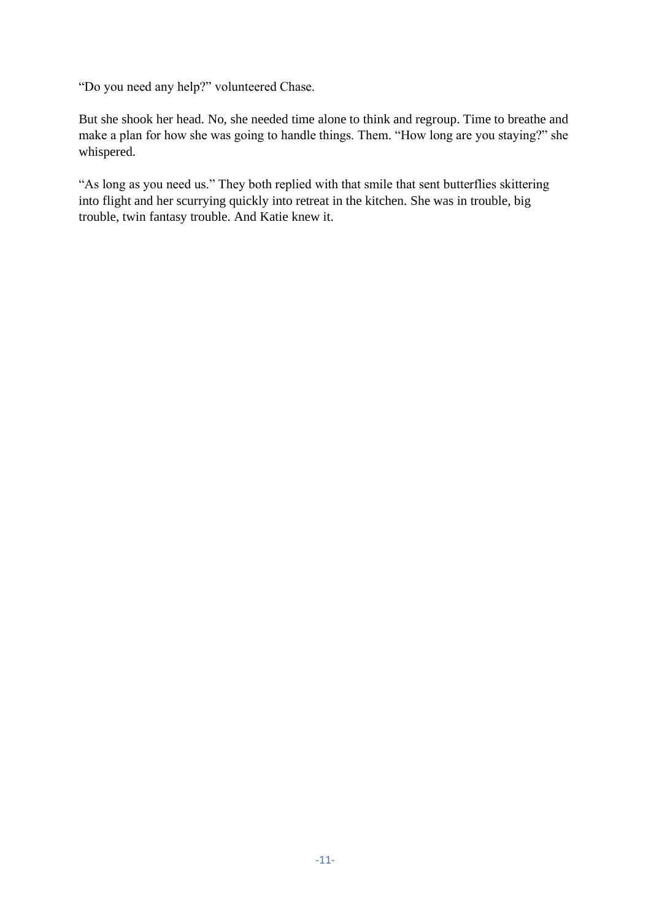“Do you need any help?” volunteered Chase.

But she shook her head. No, she needed time alone to think and regroup. Time to breathe and make a plan for how she was going to handle things. Them. “How long are you staying?” she whispered.

“As long as you need us.” They both replied with that smile that sent butterflies skittering into flight and her scurrying quickly into retreat in the kitchen. She was in trouble, big trouble, twin fantasy trouble. And Katie knew it.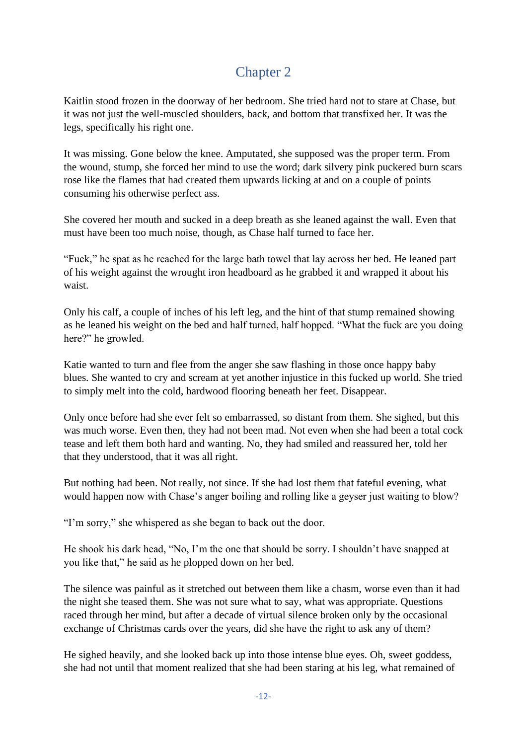## Chapter 2

Kaitlin stood frozen in the doorway of her bedroom. She tried hard not to stare at Chase, but it was not just the well-muscled shoulders, back, and bottom that transfixed her. It was the legs, specifically his right one.

It was missing. Gone below the knee. Amputated, she supposed was the proper term. From the wound, stump, she forced her mind to use the word; dark silvery pink puckered burn scars rose like the flames that had created them upwards licking at and on a couple of points consuming his otherwise perfect ass.

She covered her mouth and sucked in a deep breath as she leaned against the wall. Even that must have been too much noise, though, as Chase half turned to face her.

"Fuck," he spat as he reached for the large bath towel that lay across her bed. He leaned part of his weight against the wrought iron headboard as he grabbed it and wrapped it about his waist.

Only his calf, a couple of inches of his left leg, and the hint of that stump remained showing as he leaned his weight on the bed and half turned, half hopped. "What the fuck are you doing here?" he growled.

Katie wanted to turn and flee from the anger she saw flashing in those once happy baby blues. She wanted to cry and scream at yet another injustice in this fucked up world. She tried to simply melt into the cold, hardwood flooring beneath her feet. Disappear.

Only once before had she ever felt so embarrassed, so distant from them. She sighed, but this was much worse. Even then, they had not been mad. Not even when she had been a total cock tease and left them both hard and wanting. No, they had smiled and reassured her, told her that they understood, that it was all right.

But nothing had been. Not really, not since. If she had lost them that fateful evening, what would happen now with Chase's anger boiling and rolling like a geyser just waiting to blow?

"I'm sorry," she whispered as she began to back out the door.

He shook his dark head, "No, I'm the one that should be sorry. I shouldn't have snapped at you like that," he said as he plopped down on her bed.

The silence was painful as it stretched out between them like a chasm, worse even than it had the night she teased them. She was not sure what to say, what was appropriate. Questions raced through her mind, but after a decade of virtual silence broken only by the occasional exchange of Christmas cards over the years, did she have the right to ask any of them?

He sighed heavily, and she looked back up into those intense blue eyes. Oh, sweet goddess, she had not until that moment realized that she had been staring at his leg, what remained of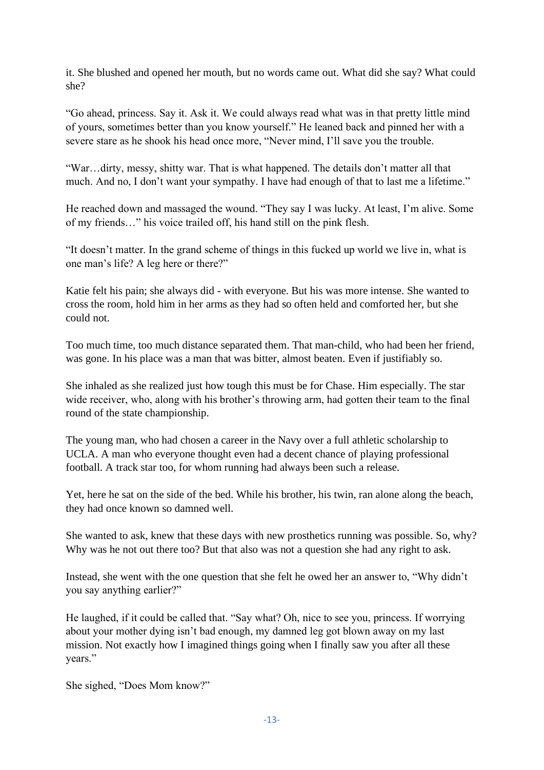it. She blushed and opened her mouth, but no words came out. What did she say? What could she?

"Go ahead, princess. Say it. Ask it. We could always read what was in that pretty little mind of yours, sometimes better than you know yourself." He leaned back and pinned her with a severe stare as he shook his head once more, "Never mind, I'll save you the trouble.

"War…dirty, messy, shitty war. That is what happened. The details don't matter all that much. And no, I don't want your sympathy. I have had enough of that to last me a lifetime."

He reached down and massaged the wound. "They say I was lucky. At least, I'm alive. Some of my friends…" his voice trailed off, his hand still on the pink flesh.

"It doesn't matter. In the grand scheme of things in this fucked up world we live in, what is one man's life? A leg here or there?"

Katie felt his pain; she always did - with everyone. But his was more intense. She wanted to cross the room, hold him in her arms as they had so often held and comforted her, but she could not.

Too much time, too much distance separated them. That man-child, who had been her friend, was gone. In his place was a man that was bitter, almost beaten. Even if justifiably so.

She inhaled as she realized just how tough this must be for Chase. Him especially. The star wide receiver, who, along with his brother's throwing arm, had gotten their team to the final round of the state championship.

The young man, who had chosen a career in the Navy over a full athletic scholarship to UCLA. A man who everyone thought even had a decent chance of playing professional football. A track star too, for whom running had always been such a release.

Yet, here he sat on the side of the bed. While his brother, his twin, ran alone along the beach, they had once known so damned well.

She wanted to ask, knew that these days with new prosthetics running was possible. So, why? Why was he not out there too? But that also was not a question she had any right to ask.

Instead, she went with the one question that she felt he owed her an answer to, "Why didn't you say anything earlier?"

He laughed, if it could be called that. "Say what? Oh, nice to see you, princess. If worrying about your mother dying isn't bad enough, my damned leg got blown away on my last mission. Not exactly how I imagined things going when I finally saw you after all these years."

She sighed, "Does Mom know?"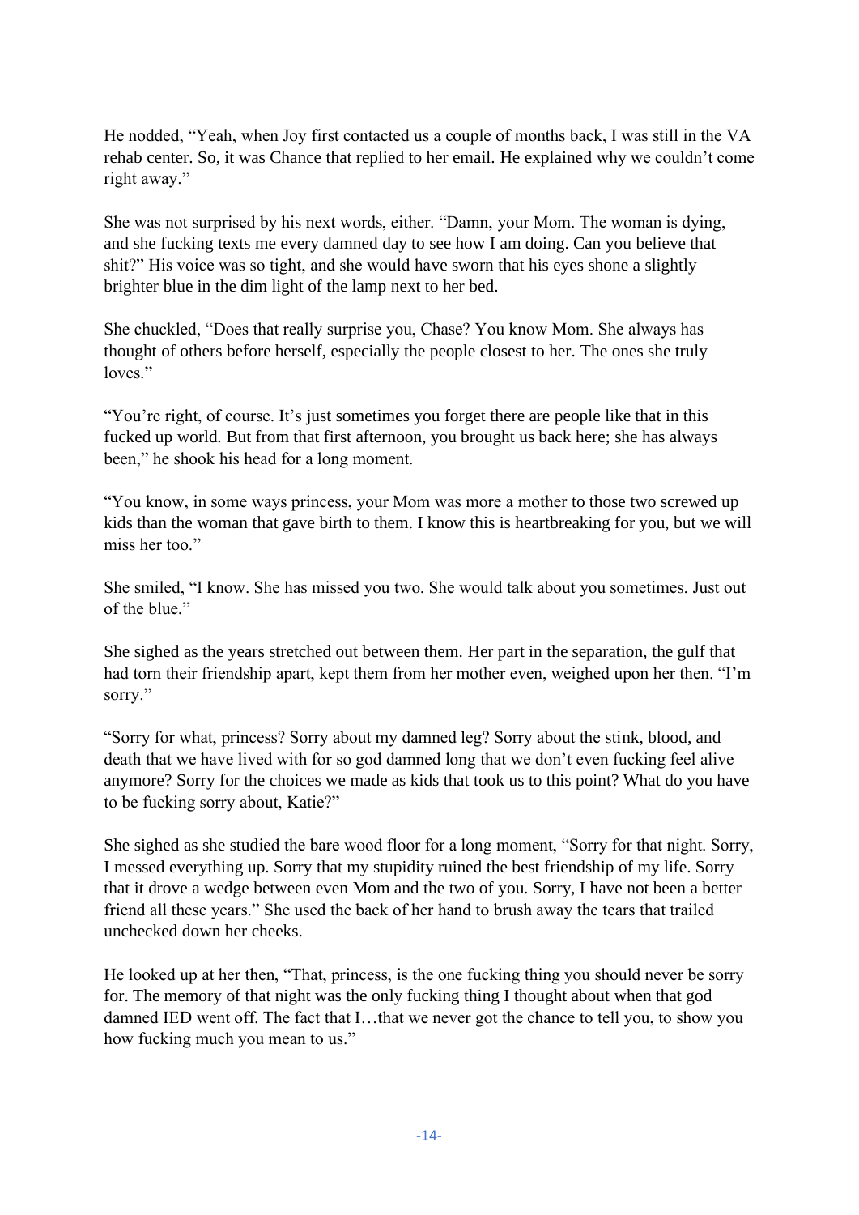He nodded, "Yeah, when Joy first contacted us a couple of months back, I was still in the VA rehab center. So, it was Chance that replied to her email. He explained why we couldn't come right away."

She was not surprised by his next words, either. "Damn, your Mom. The woman is dying, and she fucking texts me every damned day to see how I am doing. Can you believe that shit?" His voice was so tight, and she would have sworn that his eyes shone a slightly brighter blue in the dim light of the lamp next to her bed.

She chuckled, "Does that really surprise you, Chase? You know Mom. She always has thought of others before herself, especially the people closest to her. The ones she truly loves."

"You're right, of course. It's just sometimes you forget there are people like that in this fucked up world. But from that first afternoon, you brought us back here; she has always been," he shook his head for a long moment.

"You know, in some ways princess, your Mom was more a mother to those two screwed up kids than the woman that gave birth to them. I know this is heartbreaking for you, but we will miss her too."

She smiled, "I know. She has missed you two. She would talk about you sometimes. Just out of the blue."

She sighed as the years stretched out between them. Her part in the separation, the gulf that had torn their friendship apart, kept them from her mother even, weighed upon her then. "I'm sorry."

"Sorry for what, princess? Sorry about my damned leg? Sorry about the stink, blood, and death that we have lived with for so god damned long that we don't even fucking feel alive anymore? Sorry for the choices we made as kids that took us to this point? What do you have to be fucking sorry about, Katie?"

She sighed as she studied the bare wood floor for a long moment, "Sorry for that night. Sorry, I messed everything up. Sorry that my stupidity ruined the best friendship of my life. Sorry that it drove a wedge between even Mom and the two of you. Sorry, I have not been a better friend all these years." She used the back of her hand to brush away the tears that trailed unchecked down her cheeks.

He looked up at her then, "That, princess, is the one fucking thing you should never be sorry for. The memory of that night was the only fucking thing I thought about when that god damned IED went off. The fact that I…that we never got the chance to tell you, to show you how fucking much you mean to us."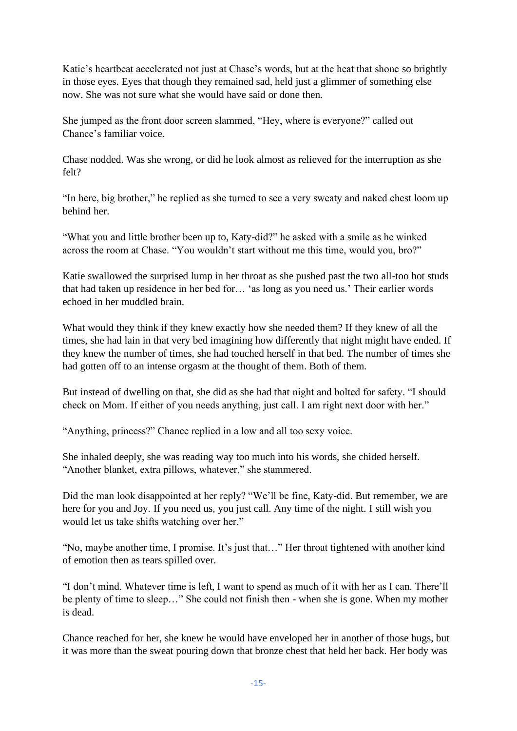Katie's heartbeat accelerated not just at Chase's words, but at the heat that shone so brightly in those eyes. Eyes that though they remained sad, held just a glimmer of something else now. She was not sure what she would have said or done then.

She jumped as the front door screen slammed, "Hey, where is everyone?" called out Chance's familiar voice.

Chase nodded. Was she wrong, or did he look almost as relieved for the interruption as she felt?

"In here, big brother," he replied as she turned to see a very sweaty and naked chest loom up behind her.

"What you and little brother been up to, Katy-did?" he asked with a smile as he winked across the room at Chase. "You wouldn't start without me this time, would you, bro?"

Katie swallowed the surprised lump in her throat as she pushed past the two all-too hot studs that had taken up residence in her bed for… 'as long as you need us.' Their earlier words echoed in her muddled brain.

What would they think if they knew exactly how she needed them? If they knew of all the times, she had lain in that very bed imagining how differently that night might have ended. If they knew the number of times, she had touched herself in that bed. The number of times she had gotten off to an intense orgasm at the thought of them. Both of them.

But instead of dwelling on that, she did as she had that night and bolted for safety. "I should check on Mom. If either of you needs anything, just call. I am right next door with her."

"Anything, princess?" Chance replied in a low and all too sexy voice.

She inhaled deeply, she was reading way too much into his words, she chided herself. "Another blanket, extra pillows, whatever," she stammered.

Did the man look disappointed at her reply? "We'll be fine, Katy-did. But remember, we are here for you and Joy. If you need us, you just call. Any time of the night. I still wish you would let us take shifts watching over her."

"No, maybe another time, I promise. It's just that…" Her throat tightened with another kind of emotion then as tears spilled over.

"I don't mind. Whatever time is left, I want to spend as much of it with her as I can. There'll be plenty of time to sleep…" She could not finish then - when she is gone. When my mother is dead.

Chance reached for her, she knew he would have enveloped her in another of those hugs, but it was more than the sweat pouring down that bronze chest that held her back. Her body was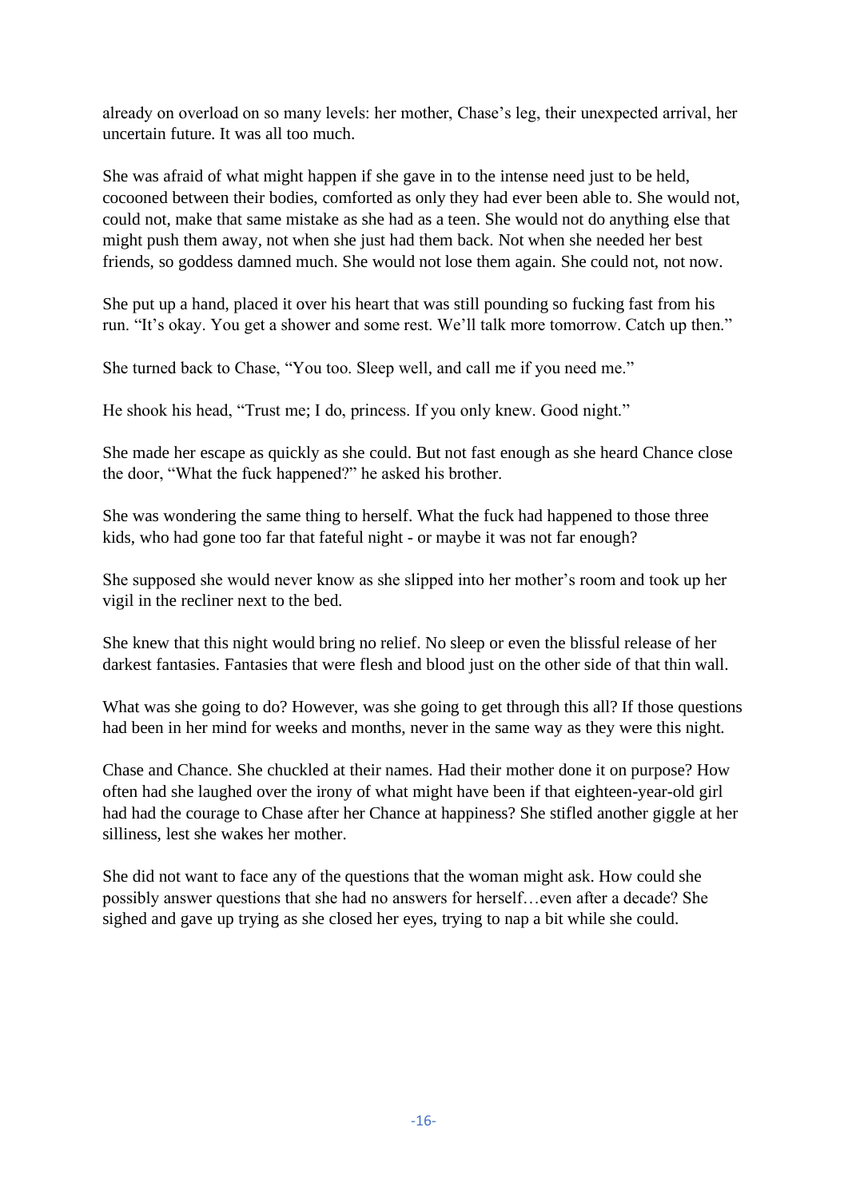already on overload on so many levels: her mother, Chase's leg, their unexpected arrival, her uncertain future. It was all too much.

She was afraid of what might happen if she gave in to the intense need just to be held, cocooned between their bodies, comforted as only they had ever been able to. She would not, could not, make that same mistake as she had as a teen. She would not do anything else that might push them away, not when she just had them back. Not when she needed her best friends, so goddess damned much. She would not lose them again. She could not, not now.

She put up a hand, placed it over his heart that was still pounding so fucking fast from his run. "It's okay. You get a shower and some rest. We'll talk more tomorrow. Catch up then."

She turned back to Chase, "You too. Sleep well, and call me if you need me."

He shook his head, "Trust me; I do, princess. If you only knew. Good night."

She made her escape as quickly as she could. But not fast enough as she heard Chance close the door, "What the fuck happened?" he asked his brother.

She was wondering the same thing to herself. What the fuck had happened to those three kids, who had gone too far that fateful night - or maybe it was not far enough?

She supposed she would never know as she slipped into her mother's room and took up her vigil in the recliner next to the bed.

She knew that this night would bring no relief. No sleep or even the blissful release of her darkest fantasies. Fantasies that were flesh and blood just on the other side of that thin wall.

What was she going to do? However, was she going to get through this all? If those questions had been in her mind for weeks and months, never in the same way as they were this night.

Chase and Chance. She chuckled at their names. Had their mother done it on purpose? How often had she laughed over the irony of what might have been if that eighteen-year-old girl had had the courage to Chase after her Chance at happiness? She stifled another giggle at her silliness, lest she wakes her mother.

She did not want to face any of the questions that the woman might ask. How could she possibly answer questions that she had no answers for herself…even after a decade? She sighed and gave up trying as she closed her eyes, trying to nap a bit while she could.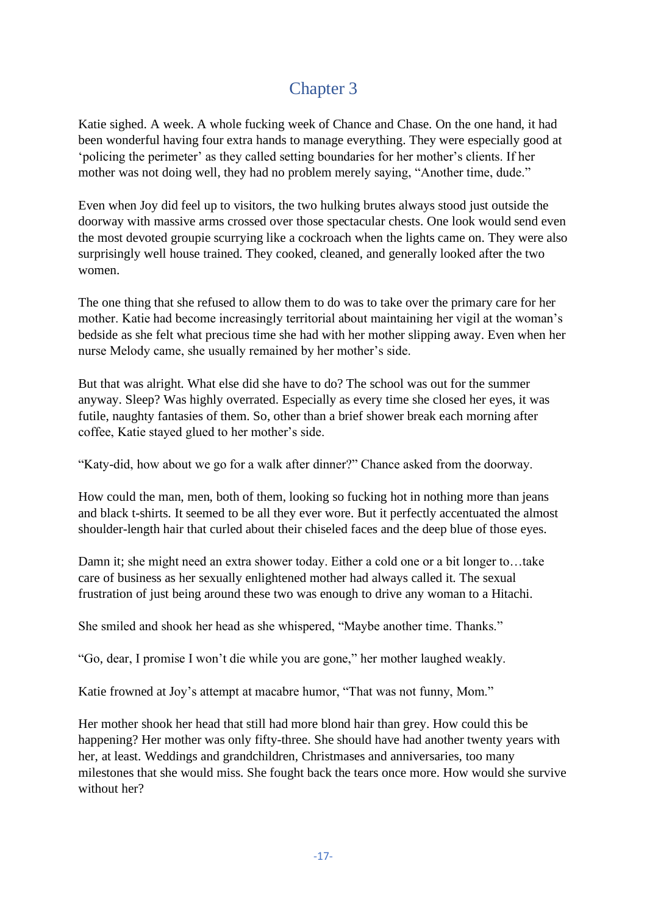## Chapter 3

Katie sighed. A week. A whole fucking week of Chance and Chase. On the one hand, it had been wonderful having four extra hands to manage everything. They were especially good at 'policing the perimeter' as they called setting boundaries for her mother's clients. If her mother was not doing well, they had no problem merely saying, "Another time, dude."

Even when Joy did feel up to visitors, the two hulking brutes always stood just outside the doorway with massive arms crossed over those spectacular chests. One look would send even the most devoted groupie scurrying like a cockroach when the lights came on. They were also surprisingly well house trained. They cooked, cleaned, and generally looked after the two women.

The one thing that she refused to allow them to do was to take over the primary care for her mother. Katie had become increasingly territorial about maintaining her vigil at the woman's bedside as she felt what precious time she had with her mother slipping away. Even when her nurse Melody came, she usually remained by her mother's side.

But that was alright. What else did she have to do? The school was out for the summer anyway. Sleep? Was highly overrated. Especially as every time she closed her eyes, it was futile, naughty fantasies of them. So, other than a brief shower break each morning after coffee, Katie stayed glued to her mother's side.

"Katy-did, how about we go for a walk after dinner?" Chance asked from the doorway.

How could the man, men, both of them, looking so fucking hot in nothing more than jeans and black t-shirts. It seemed to be all they ever wore. But it perfectly accentuated the almost shoulder-length hair that curled about their chiseled faces and the deep blue of those eyes.

Damn it; she might need an extra shower today. Either a cold one or a bit longer to…take care of business as her sexually enlightened mother had always called it. The sexual frustration of just being around these two was enough to drive any woman to a Hitachi.

She smiled and shook her head as she whispered, "Maybe another time. Thanks."

"Go, dear, I promise I won't die while you are gone," her mother laughed weakly.

Katie frowned at Joy's attempt at macabre humor, "That was not funny, Mom."

Her mother shook her head that still had more blond hair than grey. How could this be happening? Her mother was only fifty-three. She should have had another twenty years with her, at least. Weddings and grandchildren, Christmases and anniversaries, too many milestones that she would miss. She fought back the tears once more. How would she survive without her?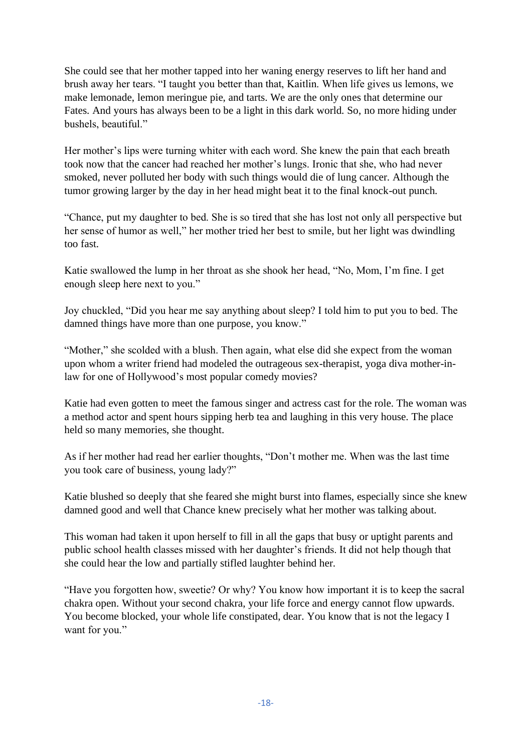She could see that her mother tapped into her waning energy reserves to lift her hand and brush away her tears. “I taught you better than that, Kaitlin. When life gives us lemons, we make lemonade, lemon meringue pie, and tarts. We are the only ones that determine our Fates. And yours has always been to be a light in this dark world. So, no more hiding under bushels, beautiful.”

Her mother’s lips were turning whiter with each word. She knew the pain that each breath took now that the cancer had reached her mother’s lungs. Ironic that she, who had never smoked, never polluted her body with such things would die of lung cancer. Although the tumor growing larger by the day in her head might beat it to the final knock-out punch.

“Chance, put my daughter to bed. She is so tired that she has lost not only all perspective but her sense of humor as well,” her mother tried her best to smile, but her light was dwindling too fast.

Katie swallowed the lump in her throat as she shook her head, “No, Mom, I’m fine. I get enough sleep here next to you.”

Joy chuckled, “Did you hear me say anything about sleep? I told him to put you to bed. The damned things have more than one purpose, you know.”

“Mother,” she scolded with a blush. Then again, what else did she expect from the woman upon whom a writer friend had modeled the outrageous sex-therapist, yoga diva mother-in-law for one of Hollywood’s most popular comedy movies?

Katie had even gotten to meet the famous singer and actress cast for the role. The woman was a method actor and spent hours sipping herb tea and laughing in this very house. The place held so many memories, she thought.

As if her mother had read her earlier thoughts, “Don’t mother me. When was the last time you took care of business, young lady?”

Katie blushed so deeply that she feared she might burst into flames, especially since she knew damned good and well that Chance knew precisely what her mother was talking about.

This woman had taken it upon herself to fill in all the gaps that busy or uptight parents and public school health classes missed with her daughter’s friends. It did not help though that she could hear the low and partially stifled laughter behind her.

“Have you forgotten how, sweetie? Or why? You know how important it is to keep the sacral chakra open. Without your second chakra, your life force and energy cannot flow upwards. You become blocked, your whole life constipated, dear. You know that is not the legacy I want for you.”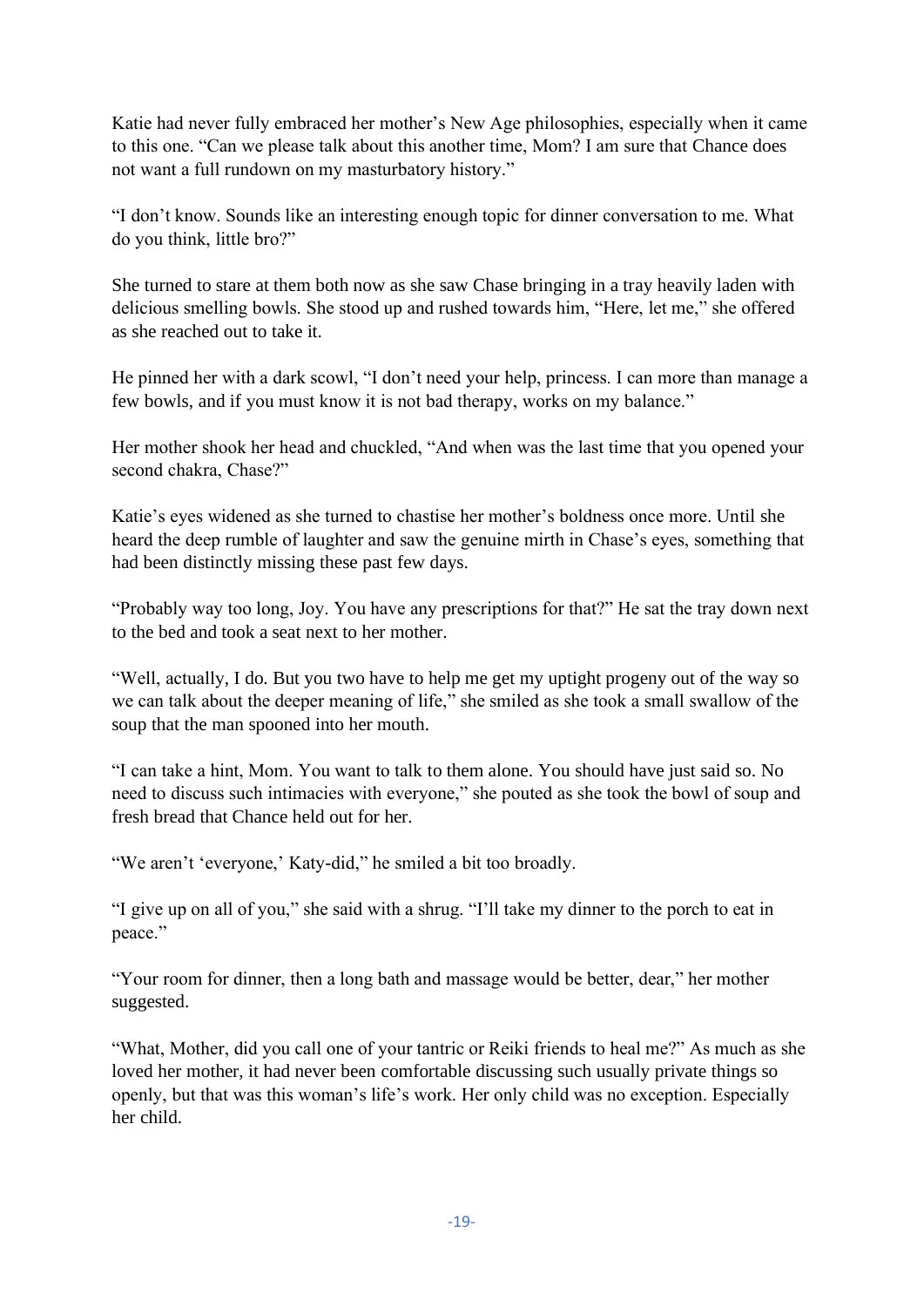Katie had never fully embraced her mother's New Age philosophies, especially when it came to this one. "Can we please talk about this another time, Mom? I am sure that Chance does not want a full rundown on my masturbatory history."

"I don't know. Sounds like an interesting enough topic for dinner conversation to me. What do you think, little bro?"

She turned to stare at them both now as she saw Chase bringing in a tray heavily laden with delicious smelling bowls. She stood up and rushed towards him, "Here, let me," she offered as she reached out to take it.

He pinned her with a dark scowl, "I don't need your help, princess. I can more than manage a few bowls, and if you must know it is not bad therapy, works on my balance."

Her mother shook her head and chuckled, "And when was the last time that you opened your second chakra, Chase?"

Katie's eyes widened as she turned to chastise her mother's boldness once more. Until she heard the deep rumble of laughter and saw the genuine mirth in Chase's eyes, something that had been distinctly missing these past few days.

"Probably way too long, Joy. You have any prescriptions for that?" He sat the tray down next to the bed and took a seat next to her mother.

"Well, actually, I do. But you two have to help me get my uptight progeny out of the way so we can talk about the deeper meaning of life," she smiled as she took a small swallow of the soup that the man spooned into her mouth.

"I can take a hint, Mom. You want to talk to them alone. You should have just said so. No need to discuss such intimacies with everyone," she pouted as she took the bowl of soup and fresh bread that Chance held out for her.

"We aren't 'everyone,' Katy-did," he smiled a bit too broadly.

"I give up on all of you," she said with a shrug. "I'll take my dinner to the porch to eat in peace."

"Your room for dinner, then a long bath and massage would be better, dear," her mother suggested.

"What, Mother, did you call one of your tantric or Reiki friends to heal me?" As much as she loved her mother, it had never been comfortable discussing such usually private things so openly, but that was this woman's life's work. Her only child was no exception. Especially her child.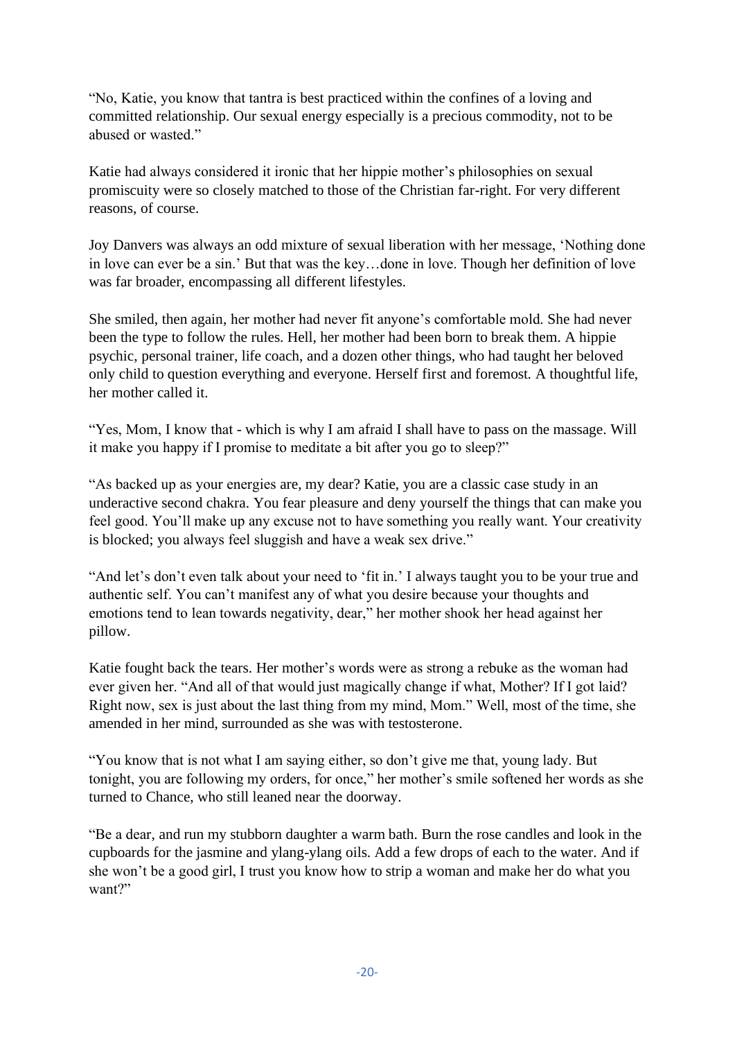"No, Katie, you know that tantra is best practiced within the confines of a loving and committed relationship. Our sexual energy especially is a precious commodity, not to be abused or wasted."

Katie had always considered it ironic that her hippie mother's philosophies on sexual promiscuity were so closely matched to those of the Christian far-right. For very different reasons, of course.

Joy Danvers was always an odd mixture of sexual liberation with her message, 'Nothing done in love can ever be a sin.' But that was the key…done in love. Though her definition of love was far broader, encompassing all different lifestyles.

She smiled, then again, her mother had never fit anyone's comfortable mold. She had never been the type to follow the rules. Hell, her mother had been born to break them. A hippie psychic, personal trainer, life coach, and a dozen other things, who had taught her beloved only child to question everything and everyone. Herself first and foremost. A thoughtful life, her mother called it.

"Yes, Mom, I know that - which is why I am afraid I shall have to pass on the massage. Will it make you happy if I promise to meditate a bit after you go to sleep?"

"As backed up as your energies are, my dear? Katie, you are a classic case study in an underactive second chakra. You fear pleasure and deny yourself the things that can make you feel good. You'll make up any excuse not to have something you really want. Your creativity is blocked; you always feel sluggish and have a weak sex drive."

"And let's don't even talk about your need to 'fit in.' I always taught you to be your true and authentic self. You can't manifest any of what you desire because your thoughts and emotions tend to lean towards negativity, dear," her mother shook her head against her pillow.

Katie fought back the tears. Her mother's words were as strong a rebuke as the woman had ever given her. "And all of that would just magically change if what, Mother? If I got laid? Right now, sex is just about the last thing from my mind, Mom." Well, most of the time, she amended in her mind, surrounded as she was with testosterone.

"You know that is not what I am saying either, so don't give me that, young lady. But tonight, you are following my orders, for once," her mother's smile softened her words as she turned to Chance, who still leaned near the doorway.

"Be a dear, and run my stubborn daughter a warm bath. Burn the rose candles and look in the cupboards for the jasmine and ylang-ylang oils. Add a few drops of each to the water. And if she won't be a good girl, I trust you know how to strip a woman and make her do what you want?"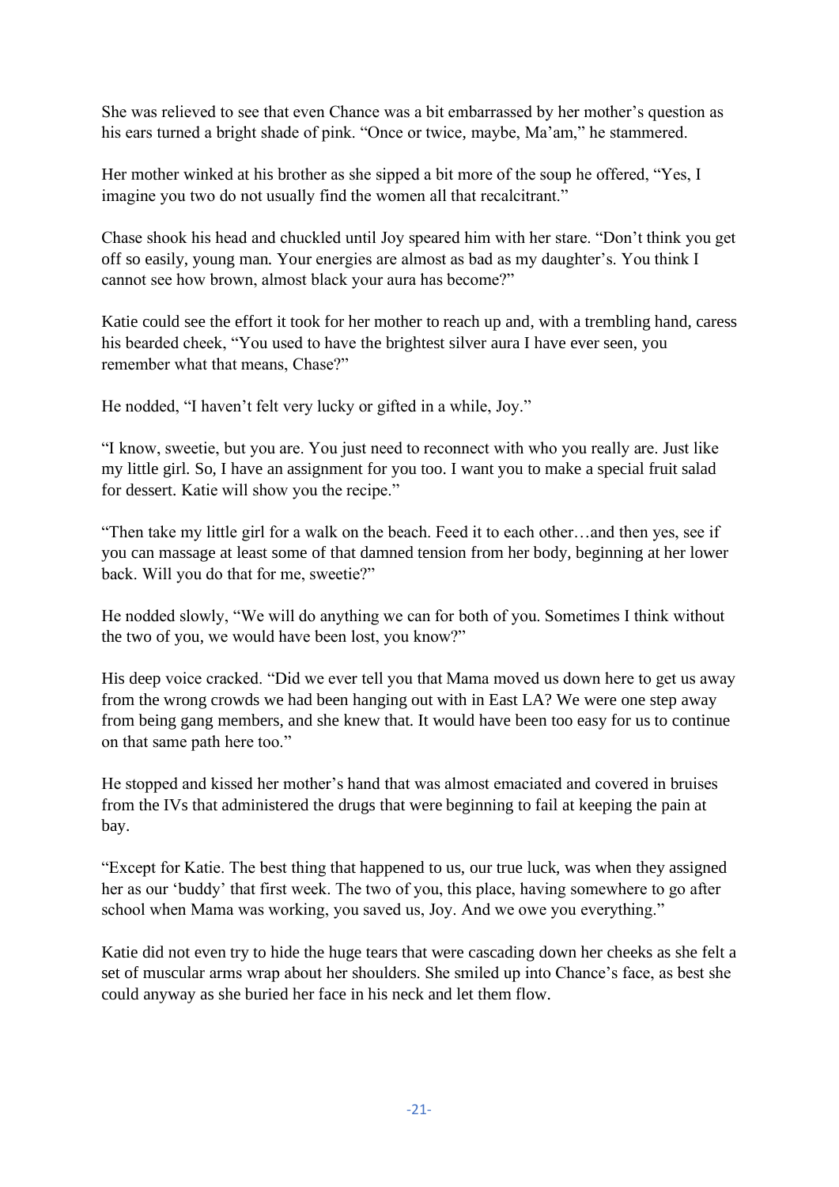She was relieved to see that even Chance was a bit embarrassed by her mother's question as his ears turned a bright shade of pink. "Once or twice, maybe, Ma'am," he stammered.

Her mother winked at his brother as she sipped a bit more of the soup he offered, "Yes, I imagine you two do not usually find the women all that recalcitrant."

Chase shook his head and chuckled until Joy speared him with her stare. "Don't think you get off so easily, young man. Your energies are almost as bad as my daughter's. You think I cannot see how brown, almost black your aura has become?"

Katie could see the effort it took for her mother to reach up and, with a trembling hand, caress his bearded cheek, "You used to have the brightest silver aura I have ever seen, you remember what that means, Chase?"

He nodded, "I haven't felt very lucky or gifted in a while, Joy."

"I know, sweetie, but you are. You just need to reconnect with who you really are. Just like my little girl. So, I have an assignment for you too. I want you to make a special fruit salad for dessert. Katie will show you the recipe."

"Then take my little girl for a walk on the beach. Feed it to each other…and then yes, see if you can massage at least some of that damned tension from her body, beginning at her lower back. Will you do that for me, sweetie?"

He nodded slowly, "We will do anything we can for both of you. Sometimes I think without the two of you, we would have been lost, you know?"

His deep voice cracked. "Did we ever tell you that Mama moved us down here to get us away from the wrong crowds we had been hanging out with in East LA? We were one step away from being gang members, and she knew that. It would have been too easy for us to continue on that same path here too."

He stopped and kissed her mother's hand that was almost emaciated and covered in bruises from the IVs that administered the drugs that were beginning to fail at keeping the pain at bay.

"Except for Katie. The best thing that happened to us, our true luck, was when they assigned her as our 'buddy' that first week. The two of you, this place, having somewhere to go after school when Mama was working, you saved us, Joy. And we owe you everything."

Katie did not even try to hide the huge tears that were cascading down her cheeks as she felt a set of muscular arms wrap about her shoulders. She smiled up into Chance's face, as best she could anyway as she buried her face in his neck and let them flow.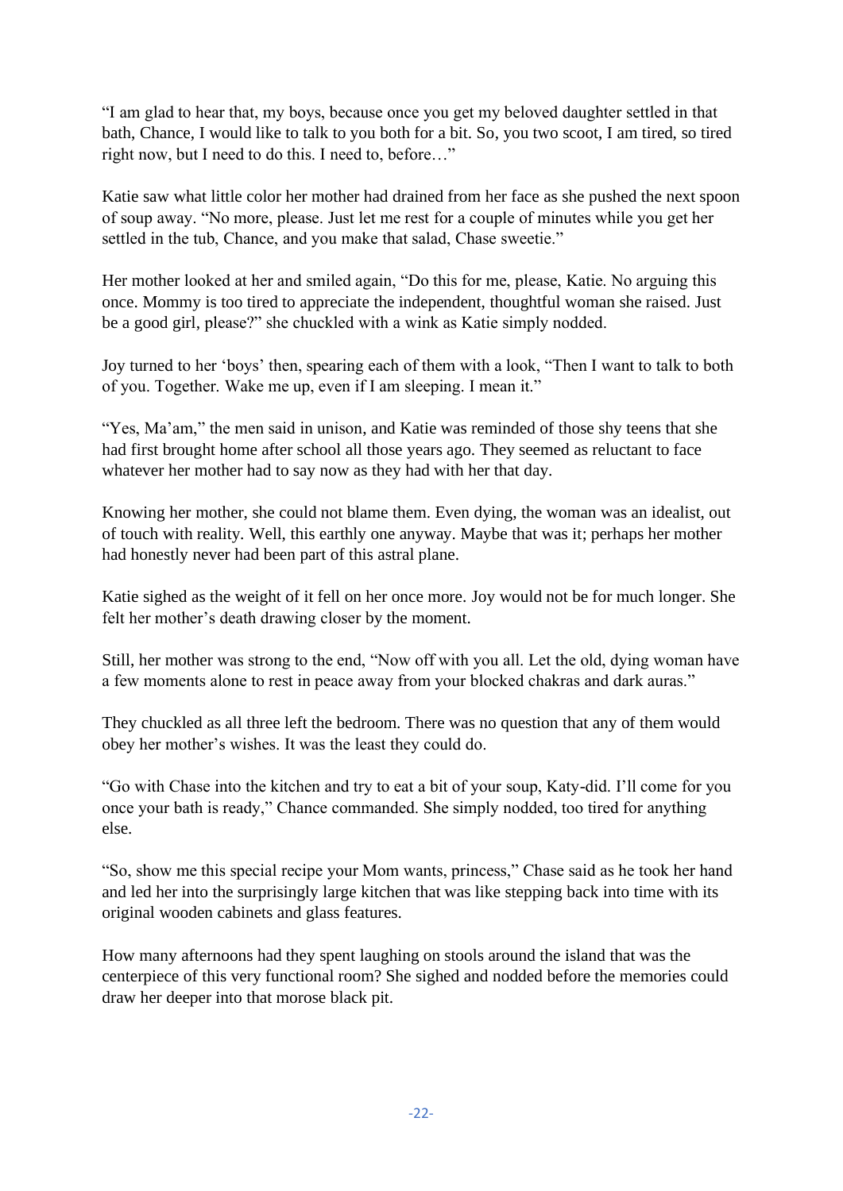"I am glad to hear that, my boys, because once you get my beloved daughter settled in that bath, Chance, I would like to talk to you both for a bit. So, you two scoot, I am tired, so tired right now, but I need to do this. I need to, before…"

Katie saw what little color her mother had drained from her face as she pushed the next spoon of soup away. "No more, please. Just let me rest for a couple of minutes while you get her settled in the tub, Chance, and you make that salad, Chase sweetie."

Her mother looked at her and smiled again, "Do this for me, please, Katie. No arguing this once. Mommy is too tired to appreciate the independent, thoughtful woman she raised. Just be a good girl, please?" she chuckled with a wink as Katie simply nodded.

Joy turned to her 'boys' then, spearing each of them with a look, "Then I want to talk to both of you. Together. Wake me up, even if I am sleeping. I mean it."

"Yes, Ma'am," the men said in unison, and Katie was reminded of those shy teens that she had first brought home after school all those years ago. They seemed as reluctant to face whatever her mother had to say now as they had with her that day.

Knowing her mother, she could not blame them. Even dying, the woman was an idealist, out of touch with reality. Well, this earthly one anyway. Maybe that was it; perhaps her mother had honestly never had been part of this astral plane.

Katie sighed as the weight of it fell on her once more. Joy would not be for much longer. She felt her mother's death drawing closer by the moment.

Still, her mother was strong to the end, "Now off with you all. Let the old, dying woman have a few moments alone to rest in peace away from your blocked chakras and dark auras."

They chuckled as all three left the bedroom. There was no question that any of them would obey her mother's wishes. It was the least they could do.

"Go with Chase into the kitchen and try to eat a bit of your soup, Katy-did. I'll come for you once your bath is ready," Chance commanded. She simply nodded, too tired for anything else.

"So, show me this special recipe your Mom wants, princess," Chase said as he took her hand and led her into the surprisingly large kitchen that was like stepping back into time with its original wooden cabinets and glass features.

How many afternoons had they spent laughing on stools around the island that was the centerpiece of this very functional room? She sighed and nodded before the memories could draw her deeper into that morose black pit.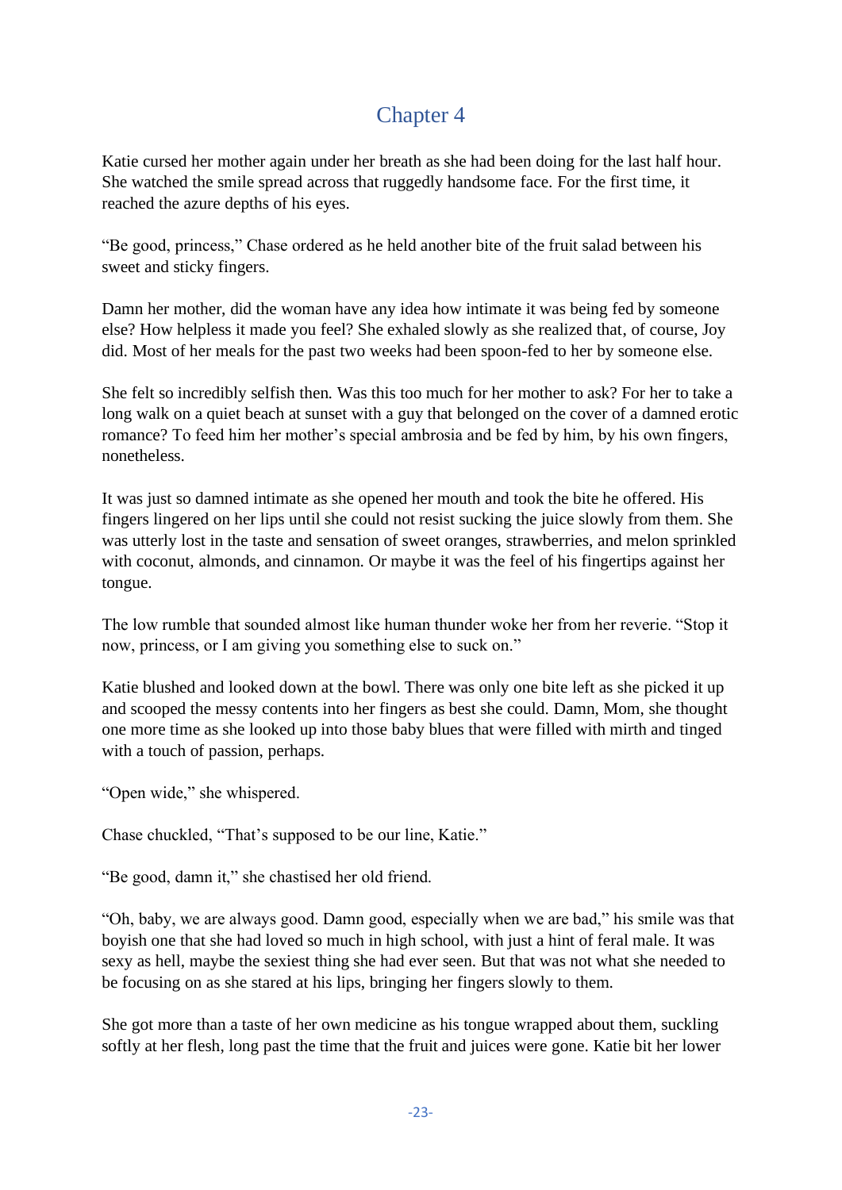# Chapter 4

Katie cursed her mother again under her breath as she had been doing for the last half hour. She watched the smile spread across that ruggedly handsome face. For the first time, it reached the azure depths of his eyes.

"Be good, princess," Chase ordered as he held another bite of the fruit salad between his sweet and sticky fingers.

Damn her mother, did the woman have any idea how intimate it was being fed by someone else? How helpless it made you feel? She exhaled slowly as she realized that, of course, Joy did. Most of her meals for the past two weeks had been spoon-fed to her by someone else.

She felt so incredibly selfish then. Was this too much for her mother to ask? For her to take a long walk on a quiet beach at sunset with a guy that belonged on the cover of a damned erotic romance? To feed him her mother's special ambrosia and be fed by him, by his own fingers, nonetheless.

It was just so damned intimate as she opened her mouth and took the bite he offered. His fingers lingered on her lips until she could not resist sucking the juice slowly from them. She was utterly lost in the taste and sensation of sweet oranges, strawberries, and melon sprinkled with coconut, almonds, and cinnamon. Or maybe it was the feel of his fingertips against her tongue.

The low rumble that sounded almost like human thunder woke her from her reverie. "Stop it now, princess, or I am giving you something else to suck on."

Katie blushed and looked down at the bowl. There was only one bite left as she picked it up and scooped the messy contents into her fingers as best she could. Damn, Mom, she thought one more time as she looked up into those baby blues that were filled with mirth and tinged with a touch of passion, perhaps.

"Open wide," she whispered.

Chase chuckled, "That's supposed to be our line, Katie."

"Be good, damn it," she chastised her old friend.

"Oh, baby, we are always good. Damn good, especially when we are bad," his smile was that boyish one that she had loved so much in high school, with just a hint of feral male. It was sexy as hell, maybe the sexiest thing she had ever seen. But that was not what she needed to be focusing on as she stared at his lips, bringing her fingers slowly to them.

She got more than a taste of her own medicine as his tongue wrapped about them, suckling softly at her flesh, long past the time that the fruit and juices were gone. Katie bit her lower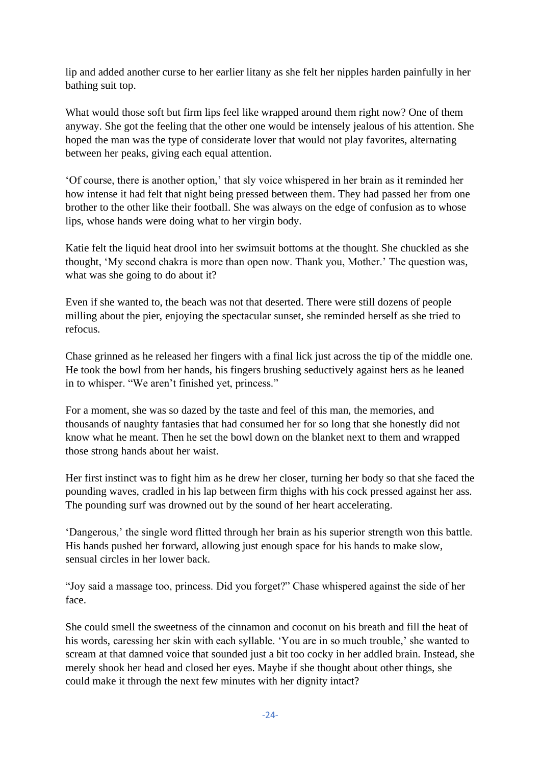lip and added another curse to her earlier litany as she felt her nipples harden painfully in her bathing suit top.

What would those soft but firm lips feel like wrapped around them right now? One of them anyway. She got the feeling that the other one would be intensely jealous of his attention. She hoped the man was the type of considerate lover that would not play favorites, alternating between her peaks, giving each equal attention.

'Of course, there is another option,' that sly voice whispered in her brain as it reminded her how intense it had felt that night being pressed between them. They had passed her from one brother to the other like their football. She was always on the edge of confusion as to whose lips, whose hands were doing what to her virgin body.

Katie felt the liquid heat drool into her swimsuit bottoms at the thought. She chuckled as she thought, 'My second chakra is more than open now. Thank you, Mother.' The question was, what was she going to do about it?

Even if she wanted to, the beach was not that deserted. There were still dozens of people milling about the pier, enjoying the spectacular sunset, she reminded herself as she tried to refocus.

Chase grinned as he released her fingers with a final lick just across the tip of the middle one. He took the bowl from her hands, his fingers brushing seductively against hers as he leaned in to whisper. "We aren't finished yet, princess."

For a moment, she was so dazed by the taste and feel of this man, the memories, and thousands of naughty fantasies that had consumed her for so long that she honestly did not know what he meant. Then he set the bowl down on the blanket next to them and wrapped those strong hands about her waist.

Her first instinct was to fight him as he drew her closer, turning her body so that she faced the pounding waves, cradled in his lap between firm thighs with his cock pressed against her ass. The pounding surf was drowned out by the sound of her heart accelerating.

'Dangerous,' the single word flitted through her brain as his superior strength won this battle. His hands pushed her forward, allowing just enough space for his hands to make slow, sensual circles in her lower back.

"Joy said a massage too, princess. Did you forget?" Chase whispered against the side of her face.

She could smell the sweetness of the cinnamon and coconut on his breath and fill the heat of his words, caressing her skin with each syllable. 'You are in so much trouble,' she wanted to scream at that damned voice that sounded just a bit too cocky in her addled brain. Instead, she merely shook her head and closed her eyes. Maybe if she thought about other things, she could make it through the next few minutes with her dignity intact?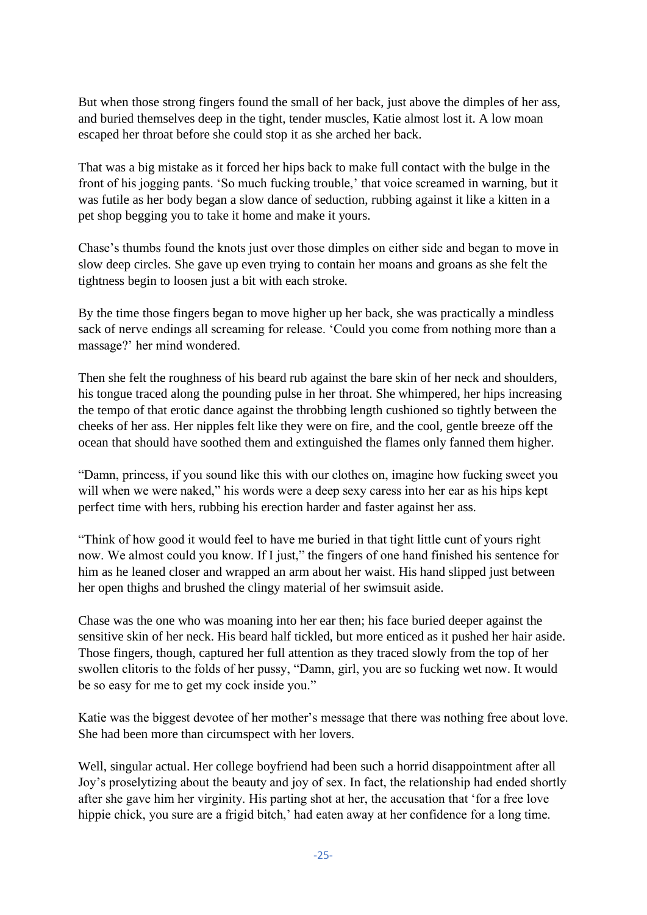But when those strong fingers found the small of her back, just above the dimples of her ass, and buried themselves deep in the tight, tender muscles, Katie almost lost it. A low moan escaped her throat before she could stop it as she arched her back.

That was a big mistake as it forced her hips back to make full contact with the bulge in the front of his jogging pants. 'So much fucking trouble,' that voice screamed in warning, but it was futile as her body began a slow dance of seduction, rubbing against it like a kitten in a pet shop begging you to take it home and make it yours.

Chase's thumbs found the knots just over those dimples on either side and began to move in slow deep circles. She gave up even trying to contain her moans and groans as she felt the tightness begin to loosen just a bit with each stroke.

By the time those fingers began to move higher up her back, she was practically a mindless sack of nerve endings all screaming for release. 'Could you come from nothing more than a massage?' her mind wondered.

Then she felt the roughness of his beard rub against the bare skin of her neck and shoulders, his tongue traced along the pounding pulse in her throat. She whimpered, her hips increasing the tempo of that erotic dance against the throbbing length cushioned so tightly between the cheeks of her ass. Her nipples felt like they were on fire, and the cool, gentle breeze off the ocean that should have soothed them and extinguished the flames only fanned them higher.

"Damn, princess, if you sound like this with our clothes on, imagine how fucking sweet you will when we were naked," his words were a deep sexy caress into her ear as his hips kept perfect time with hers, rubbing his erection harder and faster against her ass.

"Think of how good it would feel to have me buried in that tight little cunt of yours right now. We almost could you know. If I just," the fingers of one hand finished his sentence for him as he leaned closer and wrapped an arm about her waist. His hand slipped just between her open thighs and brushed the clingy material of her swimsuit aside.

Chase was the one who was moaning into her ear then; his face buried deeper against the sensitive skin of her neck. His beard half tickled, but more enticed as it pushed her hair aside. Those fingers, though, captured her full attention as they traced slowly from the top of her swollen clitoris to the folds of her pussy, "Damn, girl, you are so fucking wet now. It would be so easy for me to get my cock inside you."

Katie was the biggest devotee of her mother's message that there was nothing free about love. She had been more than circumspect with her lovers.

Well, singular actual. Her college boyfriend had been such a horrid disappointment after all Joy's proselytizing about the beauty and joy of sex. In fact, the relationship had ended shortly after she gave him her virginity. His parting shot at her, the accusation that 'for a free love hippie chick, you sure are a frigid bitch,' had eaten away at her confidence for a long time.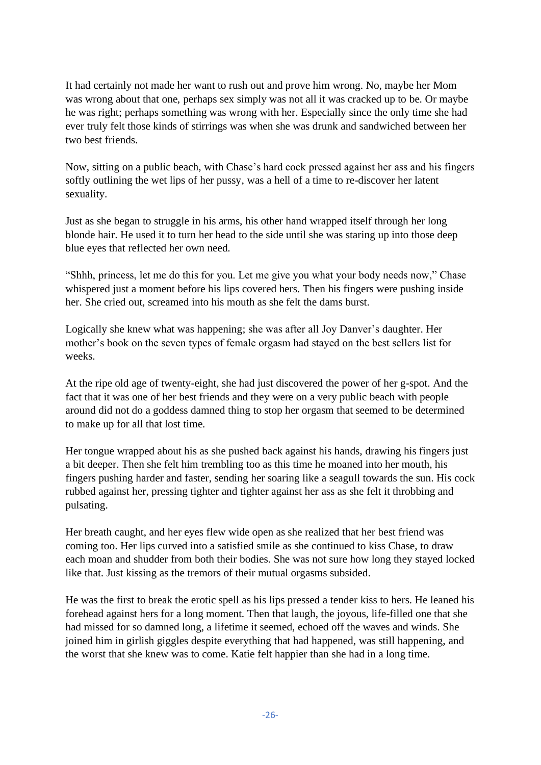It had certainly not made her want to rush out and prove him wrong. No, maybe her Mom was wrong about that one, perhaps sex simply was not all it was cracked up to be. Or maybe he was right; perhaps something was wrong with her. Especially since the only time she had ever truly felt those kinds of stirrings was when she was drunk and sandwiched between her two best friends.

Now, sitting on a public beach, with Chase's hard cock pressed against her ass and his fingers softly outlining the wet lips of her pussy, was a hell of a time to re-discover her latent sexuality.

Just as she began to struggle in his arms, his other hand wrapped itself through her long blonde hair. He used it to turn her head to the side until she was staring up into those deep blue eyes that reflected her own need.

"Shhh, princess, let me do this for you. Let me give you what your body needs now," Chase whispered just a moment before his lips covered hers. Then his fingers were pushing inside her. She cried out, screamed into his mouth as she felt the dams burst.

Logically she knew what was happening; she was after all Joy Danver's daughter. Her mother's book on the seven types of female orgasm had stayed on the best sellers list for weeks.

At the ripe old age of twenty-eight, she had just discovered the power of her g-spot. And the fact that it was one of her best friends and they were on a very public beach with people around did not do a goddess damned thing to stop her orgasm that seemed to be determined to make up for all that lost time.

Her tongue wrapped about his as she pushed back against his hands, drawing his fingers just a bit deeper. Then she felt him trembling too as this time he moaned into her mouth, his fingers pushing harder and faster, sending her soaring like a seagull towards the sun. His cock rubbed against her, pressing tighter and tighter against her ass as she felt it throbbing and pulsating.

Her breath caught, and her eyes flew wide open as she realized that her best friend was coming too. Her lips curved into a satisfied smile as she continued to kiss Chase, to draw each moan and shudder from both their bodies. She was not sure how long they stayed locked like that. Just kissing as the tremors of their mutual orgasms subsided.

He was the first to break the erotic spell as his lips pressed a tender kiss to hers. He leaned his forehead against hers for a long moment. Then that laugh, the joyous, life-filled one that she had missed for so damned long, a lifetime it seemed, echoed off the waves and winds. She joined him in girlish giggles despite everything that had happened, was still happening, and the worst that she knew was to come. Katie felt happier than she had in a long time.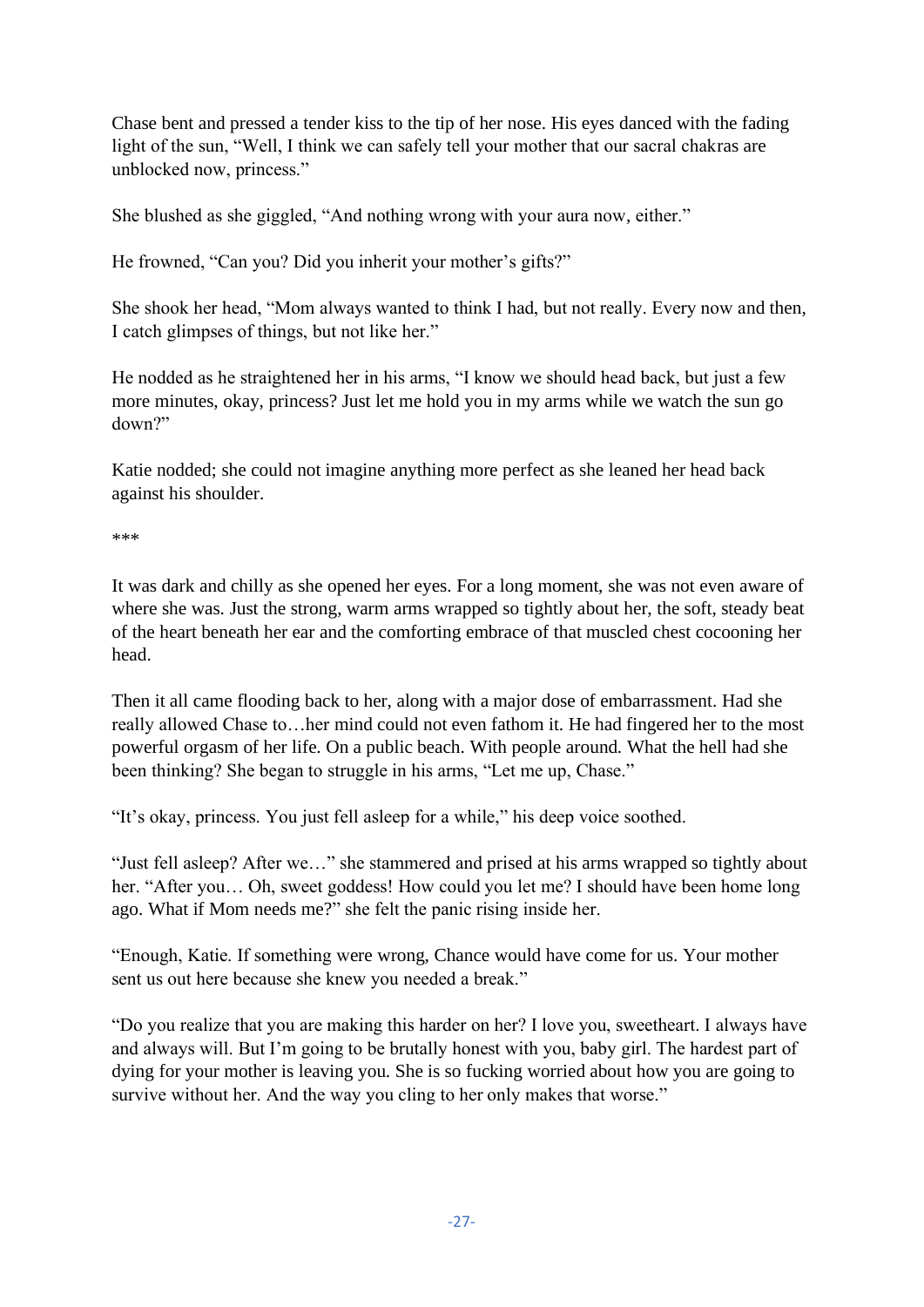Chase bent and pressed a tender kiss to the tip of her nose. His eyes danced with the fading light of the sun, "Well, I think we can safely tell your mother that our sacral chakras are unblocked now, princess."

She blushed as she giggled, "And nothing wrong with your aura now, either."

He frowned, "Can you? Did you inherit your mother's gifts?"

She shook her head, "Mom always wanted to think I had, but not really. Every now and then, I catch glimpses of things, but not like her."

He nodded as he straightened her in his arms, "I know we should head back, but just a few more minutes, okay, princess? Just let me hold you in my arms while we watch the sun go down?"

Katie nodded; she could not imagine anything more perfect as she leaned her head back against his shoulder.

***

It was dark and chilly as she opened her eyes. For a long moment, she was not even aware of where she was. Just the strong, warm arms wrapped so tightly about her, the soft, steady beat of the heart beneath her ear and the comforting embrace of that muscled chest cocooning her head.

Then it all came flooding back to her, along with a major dose of embarrassment. Had she really allowed Chase to…her mind could not even fathom it. He had fingered her to the most powerful orgasm of her life. On a public beach. With people around. What the hell had she been thinking? She began to struggle in his arms, "Let me up, Chase."

"It's okay, princess. You just fell asleep for a while," his deep voice soothed.

"Just fell asleep? After we…" she stammered and prised at his arms wrapped so tightly about her. "After you… Oh, sweet goddess! How could you let me? I should have been home long ago. What if Mom needs me?" she felt the panic rising inside her.

"Enough, Katie. If something were wrong, Chance would have come for us. Your mother sent us out here because she knew you needed a break."

"Do you realize that you are making this harder on her? I love you, sweetheart. I always have and always will. But I'm going to be brutally honest with you, baby girl. The hardest part of dying for your mother is leaving you. She is so fucking worried about how you are going to survive without her. And the way you cling to her only makes that worse."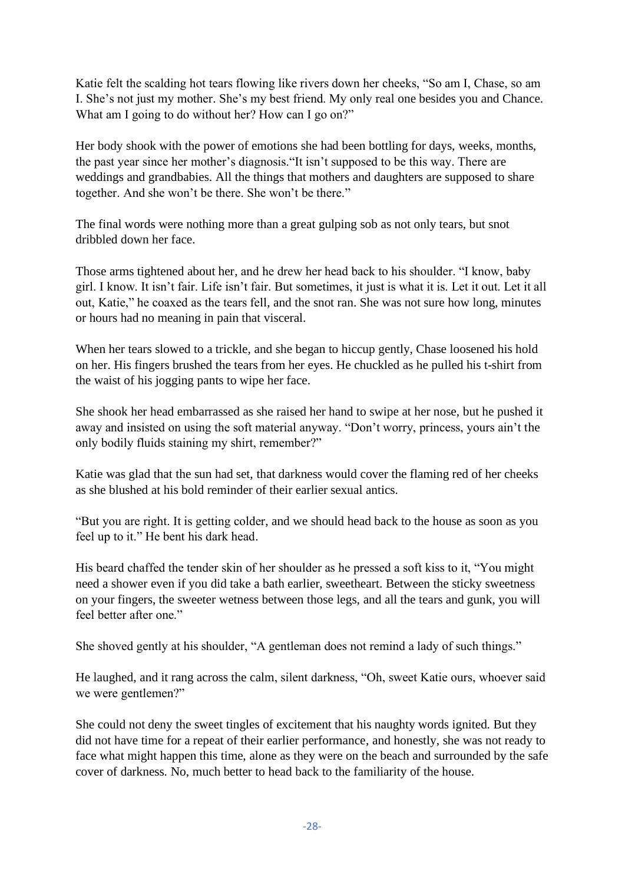Katie felt the scalding hot tears flowing like rivers down her cheeks, "So am I, Chase, so am I. She's not just my mother. She's my best friend. My only real one besides you and Chance. What am I going to do without her? How can I go on?"

Her body shook with the power of emotions she had been bottling for days, weeks, months, the past year since her mother's diagnosis."It isn't supposed to be this way. There are weddings and grandbabies. All the things that mothers and daughters are supposed to share together. And she won't be there. She won't be there."

The final words were nothing more than a great gulping sob as not only tears, but snot dribbled down her face.

Those arms tightened about her, and he drew her head back to his shoulder. "I know, baby girl. I know. It isn't fair. Life isn't fair. But sometimes, it just is what it is. Let it out. Let it all out, Katie," he coaxed as the tears fell, and the snot ran. She was not sure how long, minutes or hours had no meaning in pain that visceral.

When her tears slowed to a trickle, and she began to hiccup gently, Chase loosened his hold on her. His fingers brushed the tears from her eyes. He chuckled as he pulled his t-shirt from the waist of his jogging pants to wipe her face.

She shook her head embarrassed as she raised her hand to swipe at her nose, but he pushed it away and insisted on using the soft material anyway. "Don't worry, princess, yours ain't the only bodily fluids staining my shirt, remember?"

Katie was glad that the sun had set, that darkness would cover the flaming red of her cheeks as she blushed at his bold reminder of their earlier sexual antics.

"But you are right. It is getting colder, and we should head back to the house as soon as you feel up to it." He bent his dark head.

His beard chaffed the tender skin of her shoulder as he pressed a soft kiss to it, "You might need a shower even if you did take a bath earlier, sweetheart. Between the sticky sweetness on your fingers, the sweeter wetness between those legs, and all the tears and gunk, you will feel better after one."

She shoved gently at his shoulder, "A gentleman does not remind a lady of such things."

He laughed, and it rang across the calm, silent darkness, "Oh, sweet Katie ours, whoever said we were gentlemen?"

She could not deny the sweet tingles of excitement that his naughty words ignited. But they did not have time for a repeat of their earlier performance, and honestly, she was not ready to face what might happen this time, alone as they were on the beach and surrounded by the safe cover of darkness. No, much better to head back to the familiarity of the house.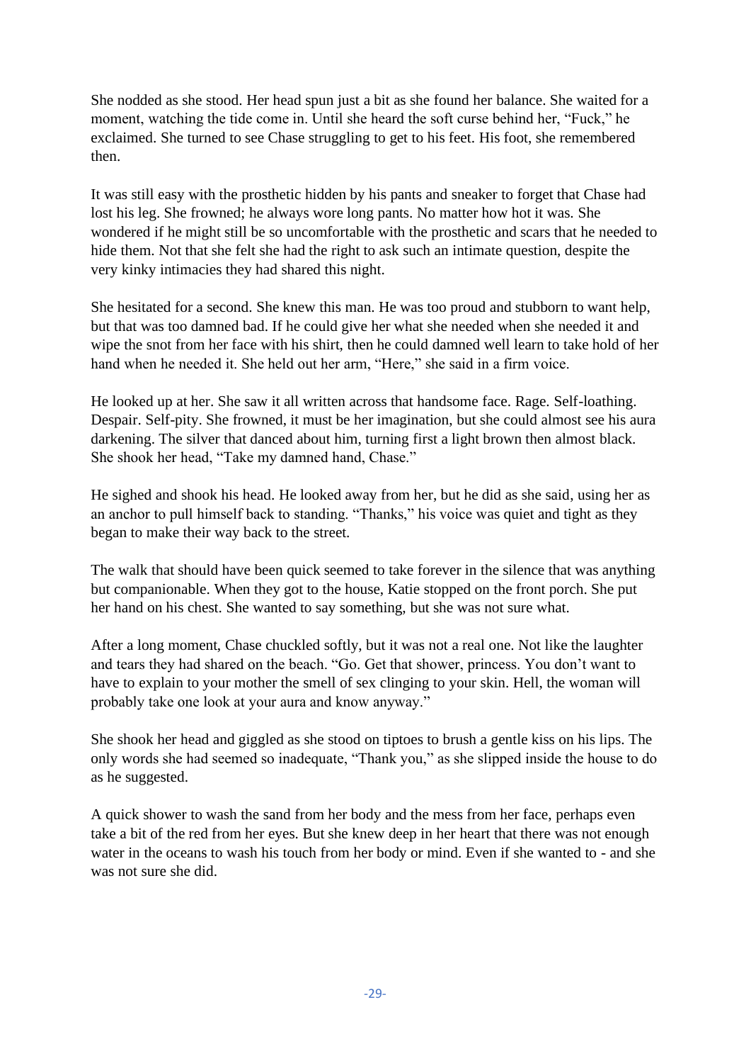She nodded as she stood. Her head spun just a bit as she found her balance. She waited for a moment, watching the tide come in. Until she heard the soft curse behind her, "Fuck," he exclaimed. She turned to see Chase struggling to get to his feet. His foot, she remembered then.

It was still easy with the prosthetic hidden by his pants and sneaker to forget that Chase had lost his leg. She frowned; he always wore long pants. No matter how hot it was. She wondered if he might still be so uncomfortable with the prosthetic and scars that he needed to hide them. Not that she felt she had the right to ask such an intimate question, despite the very kinky intimacies they had shared this night.

She hesitated for a second. She knew this man. He was too proud and stubborn to want help, but that was too damned bad. If he could give her what she needed when she needed it and wipe the snot from her face with his shirt, then he could damned well learn to take hold of her hand when he needed it. She held out her arm, "Here," she said in a firm voice.

He looked up at her. She saw it all written across that handsome face. Rage. Self-loathing. Despair. Self-pity. She frowned, it must be her imagination, but she could almost see his aura darkening. The silver that danced about him, turning first a light brown then almost black. She shook her head, "Take my damned hand, Chase."

He sighed and shook his head. He looked away from her, but he did as she said, using her as an anchor to pull himself back to standing. "Thanks," his voice was quiet and tight as they began to make their way back to the street.

The walk that should have been quick seemed to take forever in the silence that was anything but companionable. When they got to the house, Katie stopped on the front porch. She put her hand on his chest. She wanted to say something, but she was not sure what.

After a long moment, Chase chuckled softly, but it was not a real one. Not like the laughter and tears they had shared on the beach. "Go. Get that shower, princess. You don't want to have to explain to your mother the smell of sex clinging to your skin. Hell, the woman will probably take one look at your aura and know anyway."

She shook her head and giggled as she stood on tiptoes to brush a gentle kiss on his lips. The only words she had seemed so inadequate, "Thank you," as she slipped inside the house to do as he suggested.

A quick shower to wash the sand from her body and the mess from her face, perhaps even take a bit of the red from her eyes. But she knew deep in her heart that there was not enough water in the oceans to wash his touch from her body or mind. Even if she wanted to - and she was not sure she did.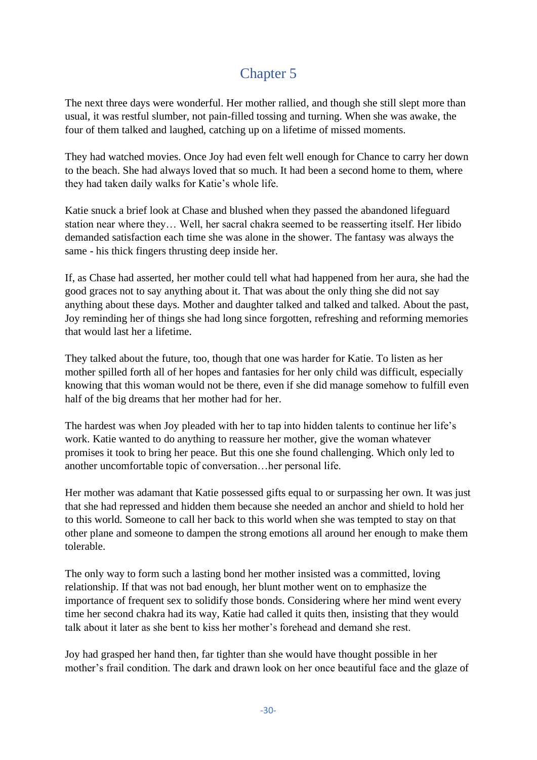# Chapter 5

The next three days were wonderful. Her mother rallied, and though she still slept more than usual, it was restful slumber, not pain-filled tossing and turning. When she was awake, the four of them talked and laughed, catching up on a lifetime of missed moments.

They had watched movies. Once Joy had even felt well enough for Chance to carry her down to the beach. She had always loved that so much. It had been a second home to them, where they had taken daily walks for Katie's whole life.

Katie snuck a brief look at Chase and blushed when they passed the abandoned lifeguard station near where they… Well, her sacral chakra seemed to be reasserting itself. Her libido demanded satisfaction each time she was alone in the shower. The fantasy was always the same - his thick fingers thrusting deep inside her.

If, as Chase had asserted, her mother could tell what had happened from her aura, she had the good graces not to say anything about it. That was about the only thing she did not say anything about these days. Mother and daughter talked and talked and talked. About the past, Joy reminding her of things she had long since forgotten, refreshing and reforming memories that would last her a lifetime.

They talked about the future, too, though that one was harder for Katie. To listen as her mother spilled forth all of her hopes and fantasies for her only child was difficult, especially knowing that this woman would not be there, even if she did manage somehow to fulfill even half of the big dreams that her mother had for her.

The hardest was when Joy pleaded with her to tap into hidden talents to continue her life's work. Katie wanted to do anything to reassure her mother, give the woman whatever promises it took to bring her peace. But this one she found challenging. Which only led to another uncomfortable topic of conversation…her personal life.

Her mother was adamant that Katie possessed gifts equal to or surpassing her own. It was just that she had repressed and hidden them because she needed an anchor and shield to hold her to this world. Someone to call her back to this world when she was tempted to stay on that other plane and someone to dampen the strong emotions all around her enough to make them tolerable.

The only way to form such a lasting bond her mother insisted was a committed, loving relationship. If that was not bad enough, her blunt mother went on to emphasize the importance of frequent sex to solidify those bonds. Considering where her mind went every time her second chakra had its way, Katie had called it quits then, insisting that they would talk about it later as she bent to kiss her mother's forehead and demand she rest.

Joy had grasped her hand then, far tighter than she would have thought possible in her mother's frail condition. The dark and drawn look on her once beautiful face and the glaze of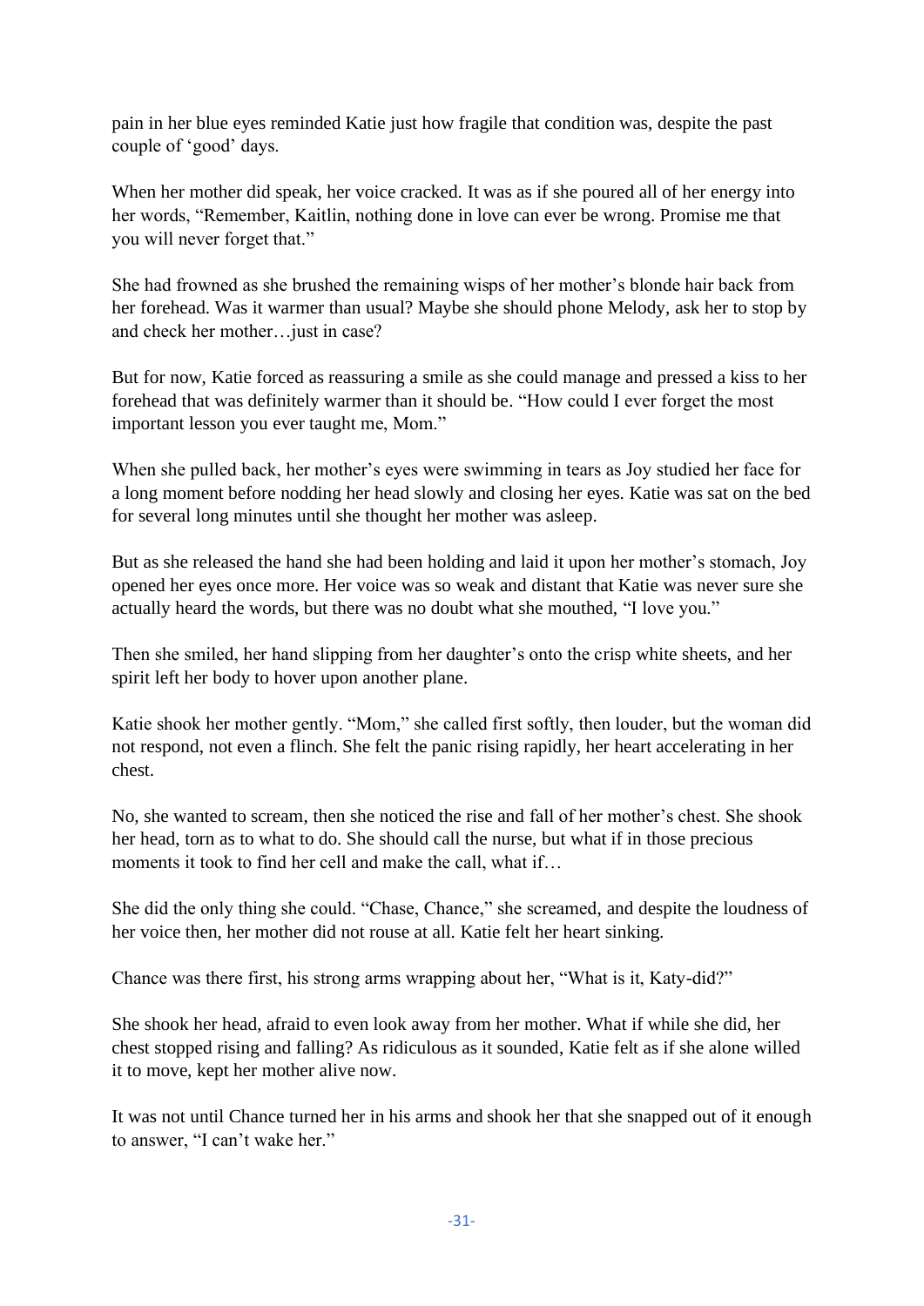pain in her blue eyes reminded Katie just how fragile that condition was, despite the past couple of 'good' days.

When her mother did speak, her voice cracked. It was as if she poured all of her energy into her words, "Remember, Kaitlin, nothing done in love can ever be wrong. Promise me that you will never forget that."

She had frowned as she brushed the remaining wisps of her mother's blonde hair back from her forehead. Was it warmer than usual? Maybe she should phone Melody, ask her to stop by and check her mother…just in case?

But for now, Katie forced as reassuring a smile as she could manage and pressed a kiss to her forehead that was definitely warmer than it should be. "How could I ever forget the most important lesson you ever taught me, Mom."

When she pulled back, her mother's eyes were swimming in tears as Joy studied her face for a long moment before nodding her head slowly and closing her eyes. Katie was sat on the bed for several long minutes until she thought her mother was asleep.

But as she released the hand she had been holding and laid it upon her mother's stomach, Joy opened her eyes once more. Her voice was so weak and distant that Katie was never sure she actually heard the words, but there was no doubt what she mouthed, "I love you."

Then she smiled, her hand slipping from her daughter's onto the crisp white sheets, and her spirit left her body to hover upon another plane.

Katie shook her mother gently. "Mom," she called first softly, then louder, but the woman did not respond, not even a flinch. She felt the panic rising rapidly, her heart accelerating in her chest.

No, she wanted to scream, then she noticed the rise and fall of her mother's chest. She shook her head, torn as to what to do. She should call the nurse, but what if in those precious moments it took to find her cell and make the call, what if…

She did the only thing she could. "Chase, Chance," she screamed, and despite the loudness of her voice then, her mother did not rouse at all. Katie felt her heart sinking.

Chance was there first, his strong arms wrapping about her, "What is it, Katy-did?"

She shook her head, afraid to even look away from her mother. What if while she did, her chest stopped rising and falling? As ridiculous as it sounded, Katie felt as if she alone willed it to move, kept her mother alive now.

It was not until Chance turned her in his arms and shook her that she snapped out of it enough to answer, "I can't wake her."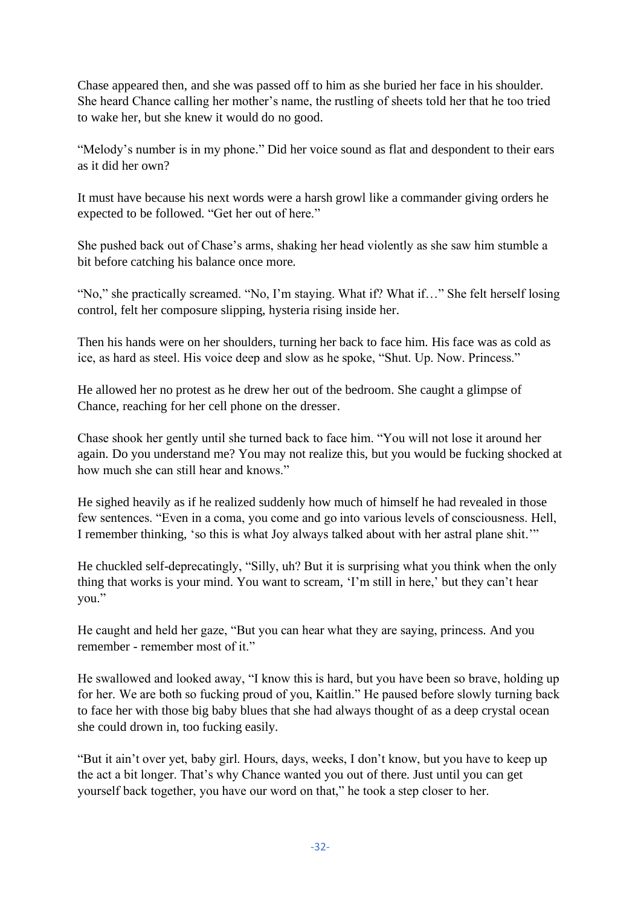Chase appeared then, and she was passed off to him as she buried her face in his shoulder. She heard Chance calling her mother's name, the rustling of sheets told her that he too tried to wake her, but she knew it would do no good.

"Melody's number is in my phone." Did her voice sound as flat and despondent to their ears as it did her own?

It must have because his next words were a harsh growl like a commander giving orders he expected to be followed. "Get her out of here."

She pushed back out of Chase's arms, shaking her head violently as she saw him stumble a bit before catching his balance once more.

"No," she practically screamed. "No, I'm staying. What if? What if…" She felt herself losing control, felt her composure slipping, hysteria rising inside her.

Then his hands were on her shoulders, turning her back to face him. His face was as cold as ice, as hard as steel. His voice deep and slow as he spoke, "Shut. Up. Now. Princess."

He allowed her no protest as he drew her out of the bedroom. She caught a glimpse of Chance, reaching for her cell phone on the dresser.

Chase shook her gently until she turned back to face him. "You will not lose it around her again. Do you understand me? You may not realize this, but you would be fucking shocked at how much she can still hear and knows."

He sighed heavily as if he realized suddenly how much of himself he had revealed in those few sentences. "Even in a coma, you come and go into various levels of consciousness. Hell, I remember thinking, 'so this is what Joy always talked about with her astral plane shit.'"

He chuckled self-deprecatingly, "Silly, uh? But it is surprising what you think when the only thing that works is your mind. You want to scream, 'I'm still in here,' but they can't hear you."

He caught and held her gaze, "But you can hear what they are saying, princess. And you remember - remember most of it."

He swallowed and looked away, "I know this is hard, but you have been so brave, holding up for her. We are both so fucking proud of you, Kaitlin." He paused before slowly turning back to face her with those big baby blues that she had always thought of as a deep crystal ocean she could drown in, too fucking easily.

"But it ain't over yet, baby girl. Hours, days, weeks, I don't know, but you have to keep up the act a bit longer. That's why Chance wanted you out of there. Just until you can get yourself back together, you have our word on that," he took a step closer to her.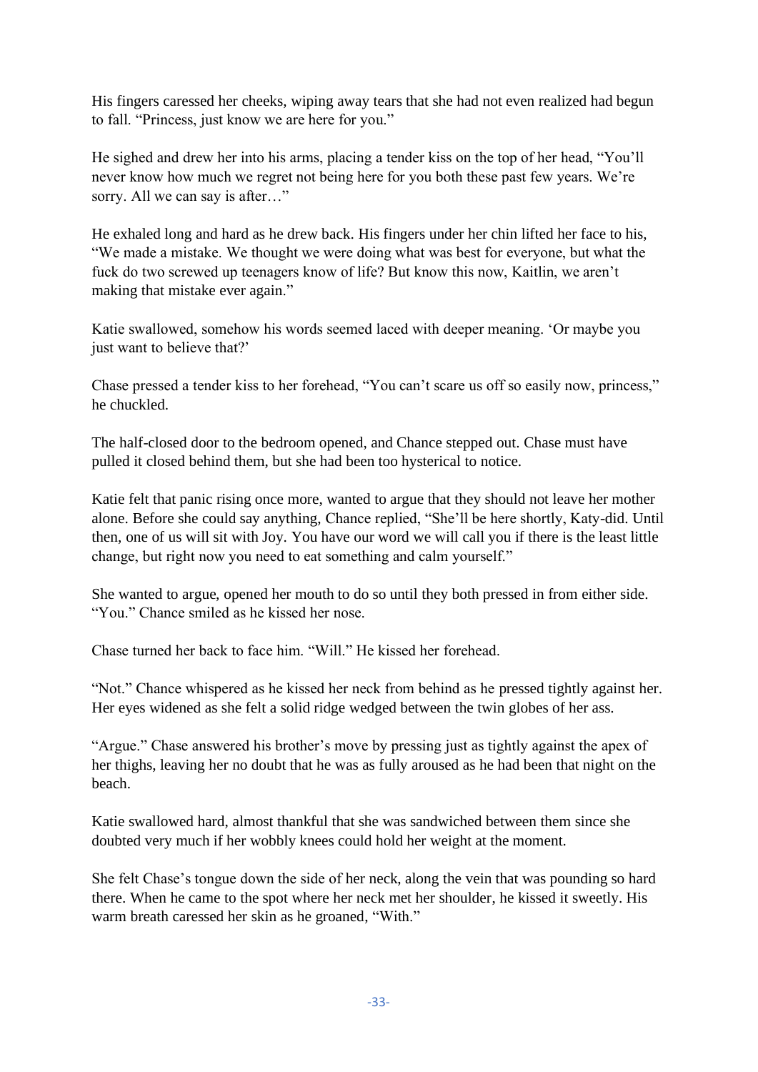His fingers caressed her cheeks, wiping away tears that she had not even realized had begun to fall. "Princess, just know we are here for you."

He sighed and drew her into his arms, placing a tender kiss on the top of her head, "You'll never know how much we regret not being here for you both these past few years. We're sorry. All we can say is after…"

He exhaled long and hard as he drew back. His fingers under her chin lifted her face to his, "We made a mistake. We thought we were doing what was best for everyone, but what the fuck do two screwed up teenagers know of life? But know this now, Kaitlin, we aren't making that mistake ever again."

Katie swallowed, somehow his words seemed laced with deeper meaning. 'Or maybe you just want to believe that?'

Chase pressed a tender kiss to her forehead, "You can't scare us off so easily now, princess," he chuckled.

The half-closed door to the bedroom opened, and Chance stepped out. Chase must have pulled it closed behind them, but she had been too hysterical to notice.

Katie felt that panic rising once more, wanted to argue that they should not leave her mother alone. Before she could say anything, Chance replied, "She'll be here shortly, Katy-did. Until then, one of us will sit with Joy. You have our word we will call you if there is the least little change, but right now you need to eat something and calm yourself."

She wanted to argue, opened her mouth to do so until they both pressed in from either side. "You." Chance smiled as he kissed her nose.

Chase turned her back to face him. "Will." He kissed her forehead.

"Not." Chance whispered as he kissed her neck from behind as he pressed tightly against her. Her eyes widened as she felt a solid ridge wedged between the twin globes of her ass.

"Argue." Chase answered his brother's move by pressing just as tightly against the apex of her thighs, leaving her no doubt that he was as fully aroused as he had been that night on the beach.

Katie swallowed hard, almost thankful that she was sandwiched between them since she doubted very much if her wobbly knees could hold her weight at the moment.

She felt Chase's tongue down the side of her neck, along the vein that was pounding so hard there. When he came to the spot where her neck met her shoulder, he kissed it sweetly. His warm breath caressed her skin as he groaned, "With."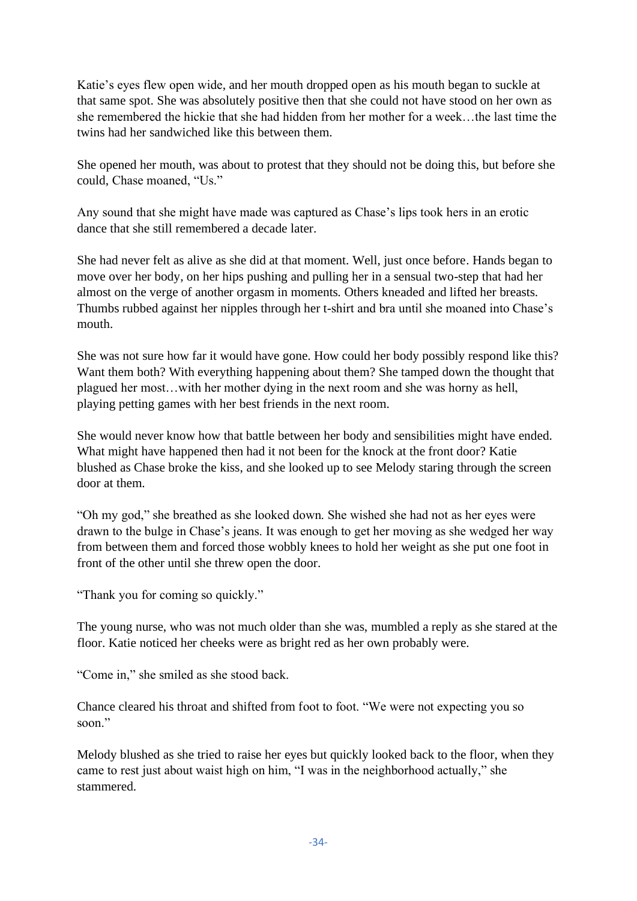Katie's eyes flew open wide, and her mouth dropped open as his mouth began to suckle at that same spot. She was absolutely positive then that she could not have stood on her own as she remembered the hickie that she had hidden from her mother for a week…the last time the twins had her sandwiched like this between them.

She opened her mouth, was about to protest that they should not be doing this, but before she could, Chase moaned, "Us."

Any sound that she might have made was captured as Chase's lips took hers in an erotic dance that she still remembered a decade later.

She had never felt as alive as she did at that moment. Well, just once before. Hands began to move over her body, on her hips pushing and pulling her in a sensual two-step that had her almost on the verge of another orgasm in moments. Others kneaded and lifted her breasts. Thumbs rubbed against her nipples through her t-shirt and bra until she moaned into Chase's mouth.

She was not sure how far it would have gone. How could her body possibly respond like this? Want them both? With everything happening about them? She tamped down the thought that plagued her most…with her mother dying in the next room and she was horny as hell, playing petting games with her best friends in the next room.

She would never know how that battle between her body and sensibilities might have ended. What might have happened then had it not been for the knock at the front door? Katie blushed as Chase broke the kiss, and she looked up to see Melody staring through the screen door at them.

"Oh my god," she breathed as she looked down. She wished she had not as her eyes were drawn to the bulge in Chase's jeans. It was enough to get her moving as she wedged her way from between them and forced those wobbly knees to hold her weight as she put one foot in front of the other until she threw open the door.

"Thank you for coming so quickly."

The young nurse, who was not much older than she was, mumbled a reply as she stared at the floor. Katie noticed her cheeks were as bright red as her own probably were.

"Come in," she smiled as she stood back.

Chance cleared his throat and shifted from foot to foot. "We were not expecting you so soon."

Melody blushed as she tried to raise her eyes but quickly looked back to the floor, when they came to rest just about waist high on him, "I was in the neighborhood actually," she stammered.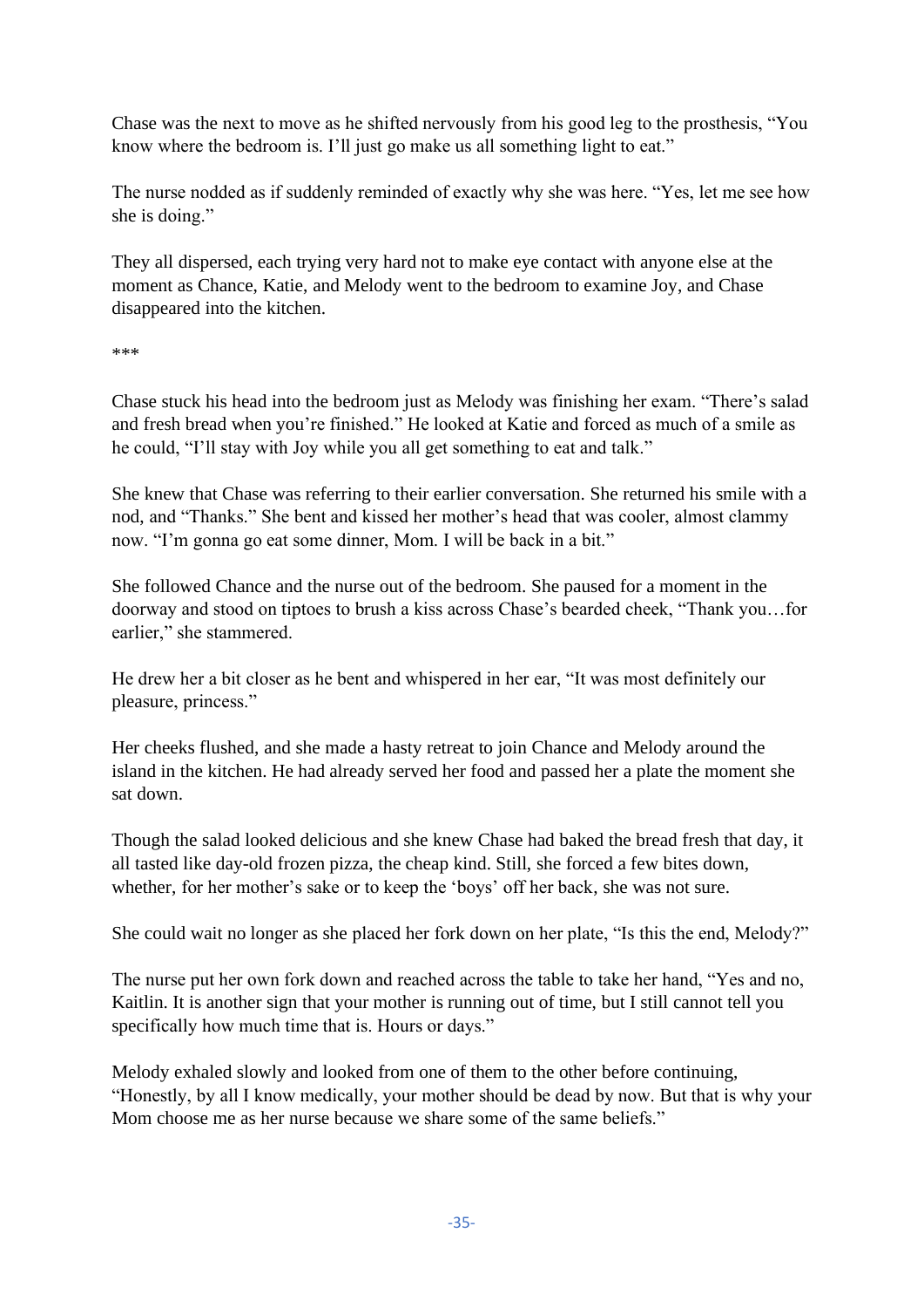Chase was the next to move as he shifted nervously from his good leg to the prosthesis, "You know where the bedroom is. I'll just go make us all something light to eat."

The nurse nodded as if suddenly reminded of exactly why she was here. "Yes, let me see how she is doing."

They all dispersed, each trying very hard not to make eye contact with anyone else at the moment as Chance, Katie, and Melody went to the bedroom to examine Joy, and Chase disappeared into the kitchen.

***

Chase stuck his head into the bedroom just as Melody was finishing her exam. "There's salad and fresh bread when you're finished." He looked at Katie and forced as much of a smile as he could, "I'll stay with Joy while you all get something to eat and talk."

She knew that Chase was referring to their earlier conversation. She returned his smile with a nod, and "Thanks." She bent and kissed her mother's head that was cooler, almost clammy now. "I'm gonna go eat some dinner, Mom. I will be back in a bit."

She followed Chance and the nurse out of the bedroom. She paused for a moment in the doorway and stood on tiptoes to brush a kiss across Chase's bearded cheek, "Thank you…for earlier," she stammered.

He drew her a bit closer as he bent and whispered in her ear, "It was most definitely our pleasure, princess."

Her cheeks flushed, and she made a hasty retreat to join Chance and Melody around the island in the kitchen. He had already served her food and passed her a plate the moment she sat down.

Though the salad looked delicious and she knew Chase had baked the bread fresh that day, it all tasted like day-old frozen pizza, the cheap kind. Still, she forced a few bites down, whether, for her mother's sake or to keep the 'boys' off her back, she was not sure.

She could wait no longer as she placed her fork down on her plate, "Is this the end, Melody?"

The nurse put her own fork down and reached across the table to take her hand, "Yes and no, Kaitlin. It is another sign that your mother is running out of time, but I still cannot tell you specifically how much time that is. Hours or days."

Melody exhaled slowly and looked from one of them to the other before continuing, "Honestly, by all I know medically, your mother should be dead by now. But that is why your Mom choose me as her nurse because we share some of the same beliefs."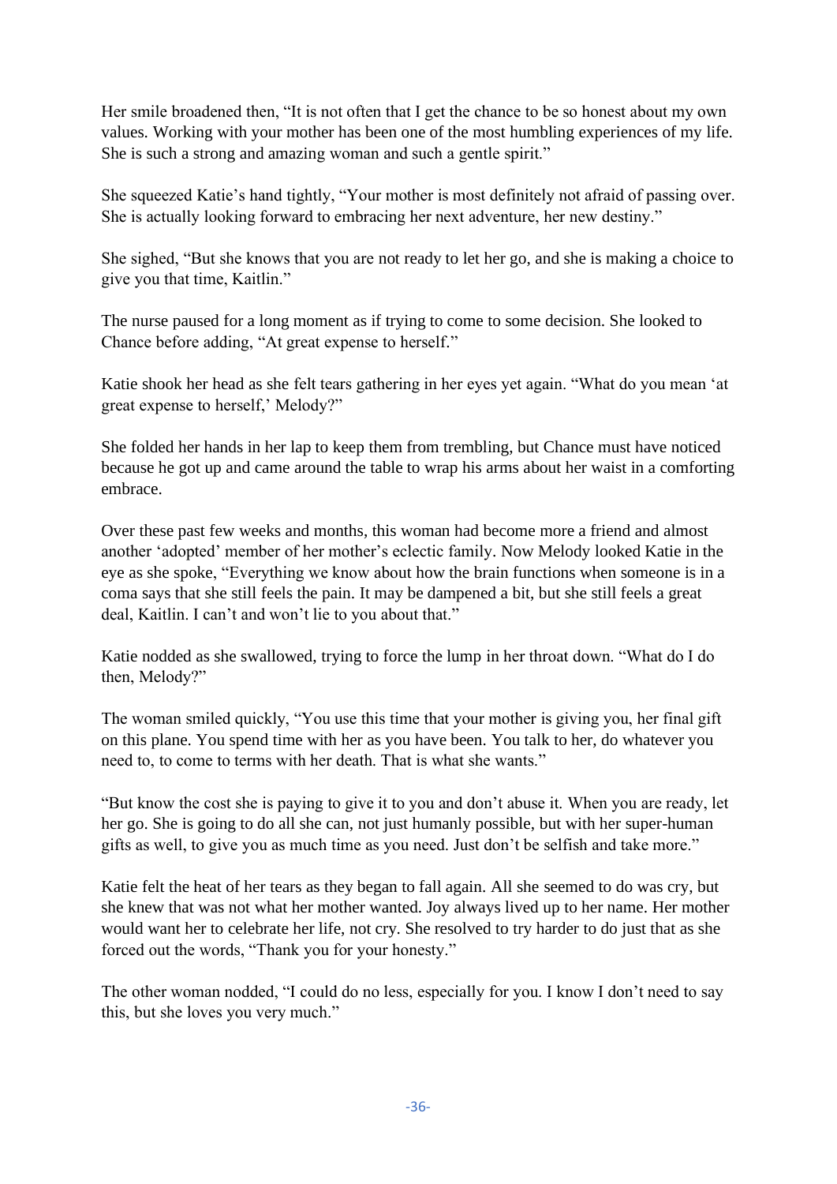Her smile broadened then, “It is not often that I get the chance to be so honest about my own values. Working with your mother has been one of the most humbling experiences of my life. She is such a strong and amazing woman and such a gentle spirit.”

She squeezed Katie’s hand tightly, “Your mother is most definitely not afraid of passing over. She is actually looking forward to embracing her next adventure, her new destiny.”

She sighed, “But she knows that you are not ready to let her go, and she is making a choice to give you that time, Kaitlin.”

The nurse paused for a long moment as if trying to come to some decision. She looked to Chance before adding, “At great expense to herself.”

Katie shook her head as she felt tears gathering in her eyes yet again. “What do you mean ‘at great expense to herself,’ Melody?”

She folded her hands in her lap to keep them from trembling, but Chance must have noticed because he got up and came around the table to wrap his arms about her waist in a comforting embrace.

Over these past few weeks and months, this woman had become more a friend and almost another ‘adopted’ member of her mother’s eclectic family. Now Melody looked Katie in the eye as she spoke, “Everything we know about how the brain functions when someone is in a coma says that she still feels the pain. It may be dampened a bit, but she still feels a great deal, Kaitlin. I can’t and won’t lie to you about that.”

Katie nodded as she swallowed, trying to force the lump in her throat down. “What do I do then, Melody?”

The woman smiled quickly, “You use this time that your mother is giving you, her final gift on this plane. You spend time with her as you have been. You talk to her, do whatever you need to, to come to terms with her death. That is what she wants.”

“But know the cost she is paying to give it to you and don’t abuse it. When you are ready, let her go. She is going to do all she can, not just humanly possible, but with her super-human gifts as well, to give you as much time as you need. Just don’t be selfish and take more.”

Katie felt the heat of her tears as they began to fall again. All she seemed to do was cry, but she knew that was not what her mother wanted. Joy always lived up to her name. Her mother would want her to celebrate her life, not cry. She resolved to try harder to do just that as she forced out the words, “Thank you for your honesty.”

The other woman nodded, “I could do no less, especially for you. I know I don’t need to say this, but she loves you very much.”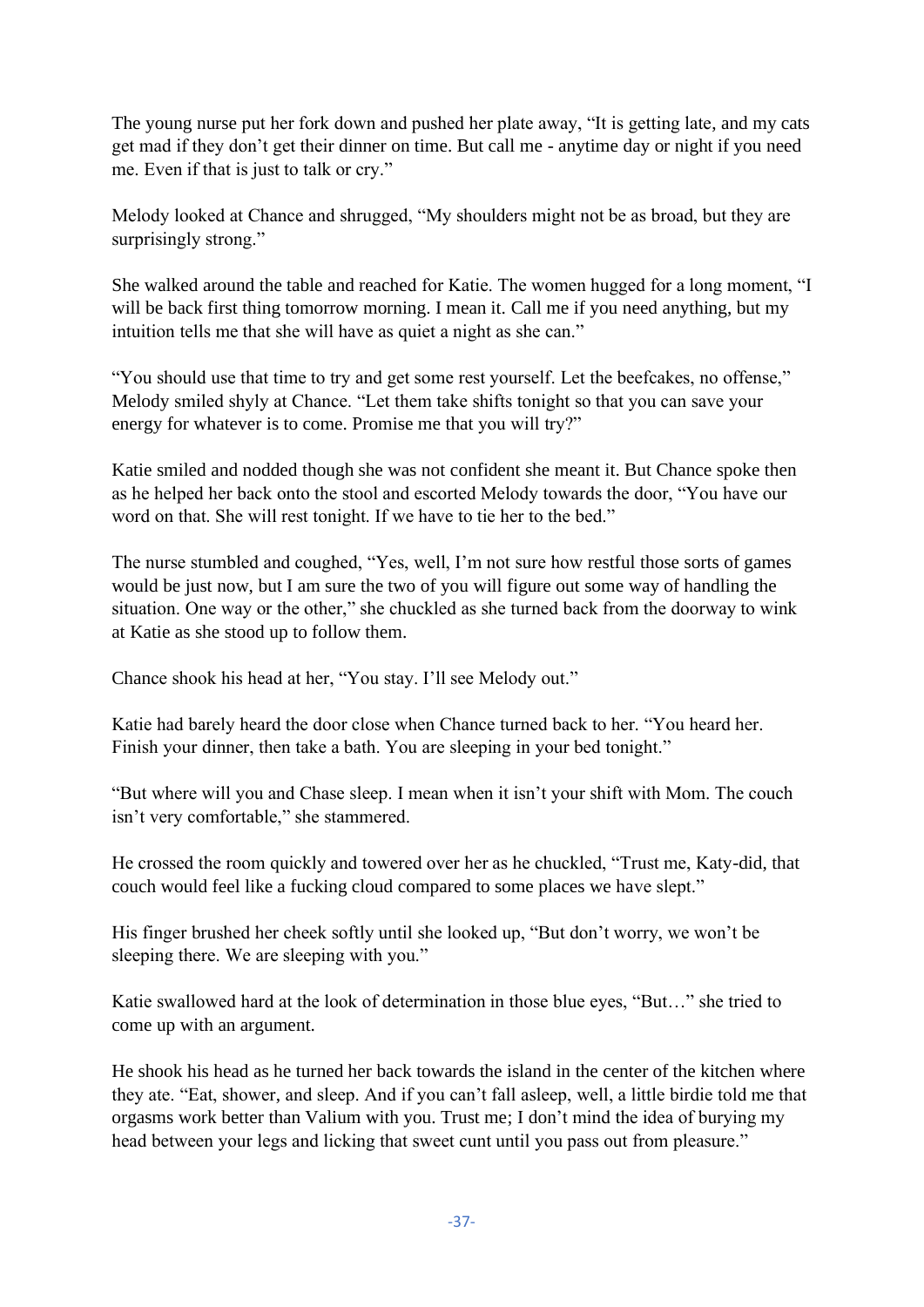The young nurse put her fork down and pushed her plate away, “It is getting late, and my cats get mad if they don’t get their dinner on time. But call me - anytime day or night if you need me. Even if that is just to talk or cry.”

Melody looked at Chance and shrugged, “My shoulders might not be as broad, but they are surprisingly strong.”

She walked around the table and reached for Katie. The women hugged for a long moment, “I will be back first thing tomorrow morning. I mean it. Call me if you need anything, but my intuition tells me that she will have as quiet a night as she can.”

“You should use that time to try and get some rest yourself. Let the beefcakes, no offense,” Melody smiled shyly at Chance. “Let them take shifts tonight so that you can save your energy for whatever is to come. Promise me that you will try?”

Katie smiled and nodded though she was not confident she meant it. But Chance spoke then as he helped her back onto the stool and escorted Melody towards the door, “You have our word on that. She will rest tonight. If we have to tie her to the bed.”

The nurse stumbled and coughed, “Yes, well, I’m not sure how restful those sorts of games would be just now, but I am sure the two of you will figure out some way of handling the situation. One way or the other,” she chuckled as she turned back from the doorway to wink at Katie as she stood up to follow them.

Chance shook his head at her, “You stay. I’ll see Melody out.”

Katie had barely heard the door close when Chance turned back to her. “You heard her. Finish your dinner, then take a bath. You are sleeping in your bed tonight.”

“But where will you and Chase sleep. I mean when it isn’t your shift with Mom. The couch isn’t very comfortable,” she stammered.

He crossed the room quickly and towered over her as he chuckled, “Trust me, Katy-did, that couch would feel like a fucking cloud compared to some places we have slept.”

His finger brushed her cheek softly until she looked up, “But don’t worry, we won’t be sleeping there. We are sleeping with you.”

Katie swallowed hard at the look of determination in those blue eyes, “But…” she tried to come up with an argument.

He shook his head as he turned her back towards the island in the center of the kitchen where they ate. “Eat, shower, and sleep. And if you can’t fall asleep, well, a little birdie told me that orgasms work better than Valium with you. Trust me; I don’t mind the idea of burying my head between your legs and licking that sweet cunt until you pass out from pleasure.”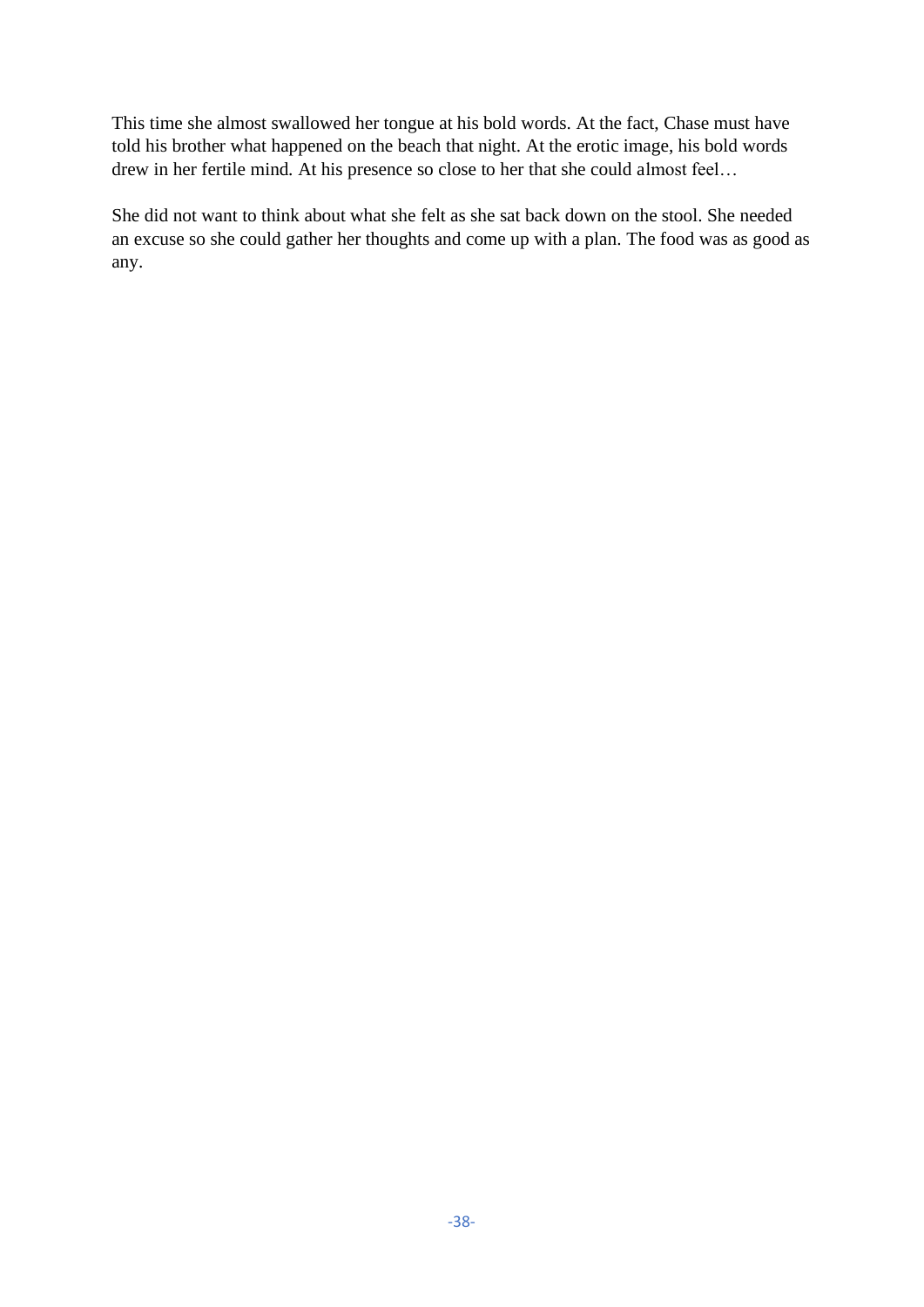This time she almost swallowed her tongue at his bold words. At the fact, Chase must have told his brother what happened on the beach that night. At the erotic image, his bold words drew in her fertile mind. At his presence so close to her that she could almost feel…

She did not want to think about what she felt as she sat back down on the stool. She needed an excuse so she could gather her thoughts and come up with a plan. The food was as good as any.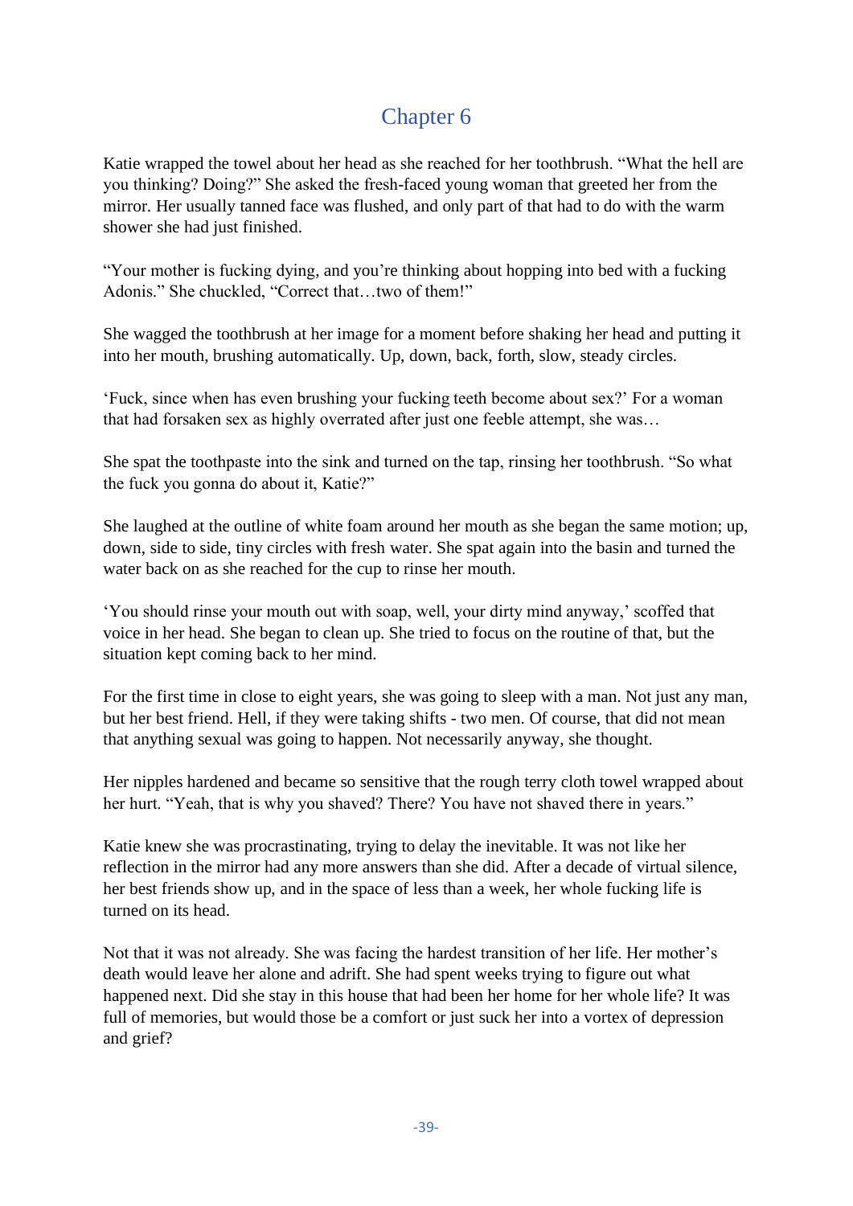## Chapter 6

Katie wrapped the towel about her head as she reached for her toothbrush. "What the hell are you thinking? Doing?" She asked the fresh-faced young woman that greeted her from the mirror. Her usually tanned face was flushed, and only part of that had to do with the warm shower she had just finished.

"Your mother is fucking dying, and you're thinking about hopping into bed with a fucking Adonis." She chuckled, "Correct that…two of them!"

She wagged the toothbrush at her image for a moment before shaking her head and putting it into her mouth, brushing automatically. Up, down, back, forth, slow, steady circles.

'Fuck, since when has even brushing your fucking teeth become about sex?' For a woman that had forsaken sex as highly overrated after just one feeble attempt, she was…

She spat the toothpaste into the sink and turned on the tap, rinsing her toothbrush. "So what the fuck you gonna do about it, Katie?"

She laughed at the outline of white foam around her mouth as she began the same motion; up, down, side to side, tiny circles with fresh water. She spat again into the basin and turned the water back on as she reached for the cup to rinse her mouth.

'You should rinse your mouth out with soap, well, your dirty mind anyway,' scoffed that voice in her head. She began to clean up. She tried to focus on the routine of that, but the situation kept coming back to her mind.

For the first time in close to eight years, she was going to sleep with a man. Not just any man, but her best friend. Hell, if they were taking shifts - two men. Of course, that did not mean that anything sexual was going to happen. Not necessarily anyway, she thought.

Her nipples hardened and became so sensitive that the rough terry cloth towel wrapped about her hurt. "Yeah, that is why you shaved? There? You have not shaved there in years."

Katie knew she was procrastinating, trying to delay the inevitable. It was not like her reflection in the mirror had any more answers than she did. After a decade of virtual silence, her best friends show up, and in the space of less than a week, her whole fucking life is turned on its head.

Not that it was not already. She was facing the hardest transition of her life. Her mother's death would leave her alone and adrift. She had spent weeks trying to figure out what happened next. Did she stay in this house that had been her home for her whole life? It was full of memories, but would those be a comfort or just suck her into a vortex of depression and grief?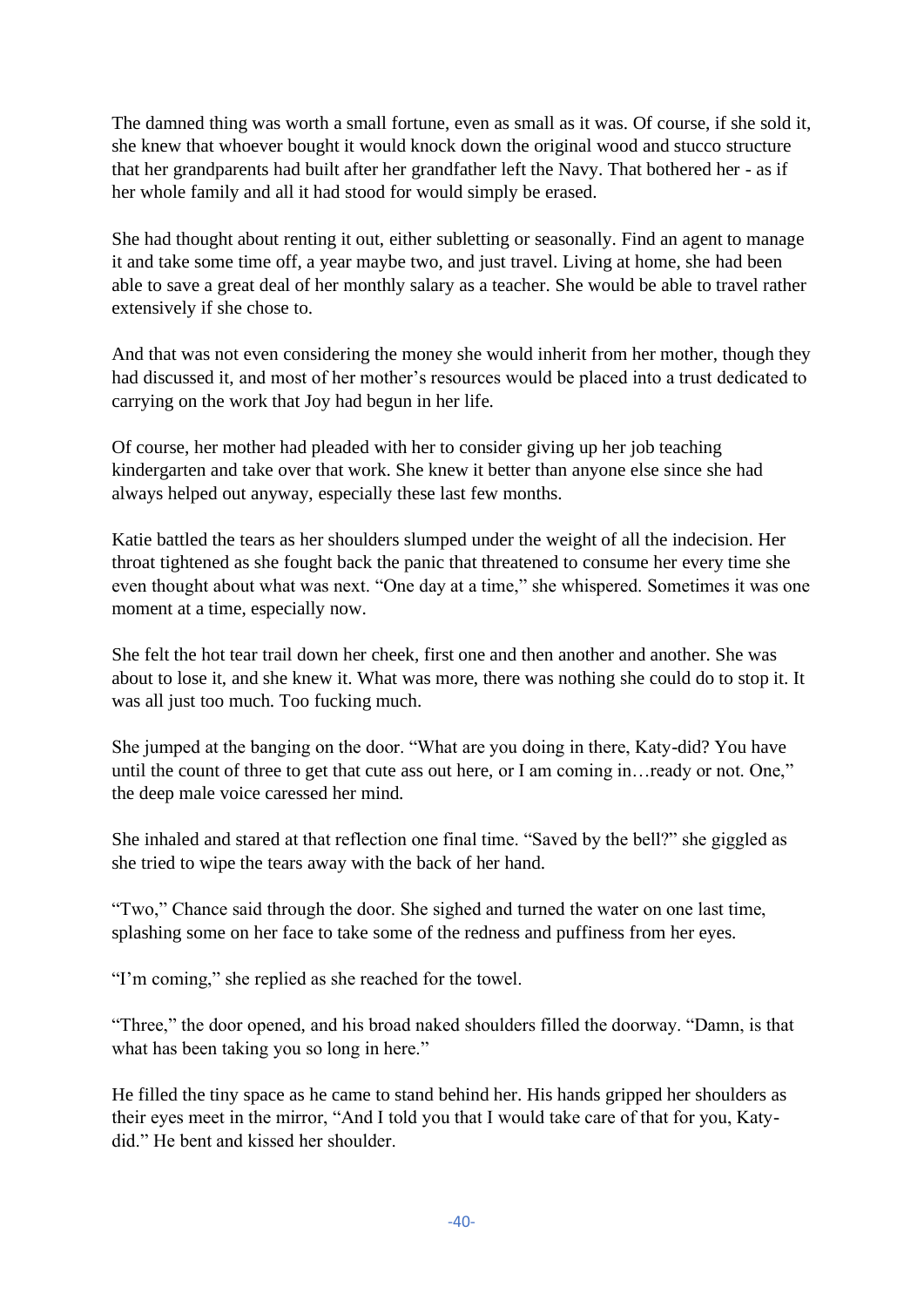The damned thing was worth a small fortune, even as small as it was. Of course, if she sold it, she knew that whoever bought it would knock down the original wood and stucco structure that her grandparents had built after her grandfather left the Navy. That bothered her - as if her whole family and all it had stood for would simply be erased.

She had thought about renting it out, either subletting or seasonally. Find an agent to manage it and take some time off, a year maybe two, and just travel. Living at home, she had been able to save a great deal of her monthly salary as a teacher. She would be able to travel rather extensively if she chose to.

And that was not even considering the money she would inherit from her mother, though they had discussed it, and most of her mother's resources would be placed into a trust dedicated to carrying on the work that Joy had begun in her life.

Of course, her mother had pleaded with her to consider giving up her job teaching kindergarten and take over that work. She knew it better than anyone else since she had always helped out anyway, especially these last few months.

Katie battled the tears as her shoulders slumped under the weight of all the indecision. Her throat tightened as she fought back the panic that threatened to consume her every time she even thought about what was next. "One day at a time," she whispered. Sometimes it was one moment at a time, especially now.

She felt the hot tear trail down her cheek, first one and then another and another. She was about to lose it, and she knew it. What was more, there was nothing she could do to stop it. It was all just too much. Too fucking much.

She jumped at the banging on the door. "What are you doing in there, Katy-did? You have until the count of three to get that cute ass out here, or I am coming in…ready or not. One," the deep male voice caressed her mind.

She inhaled and stared at that reflection one final time. "Saved by the bell?" she giggled as she tried to wipe the tears away with the back of her hand.

"Two," Chance said through the door. She sighed and turned the water on one last time, splashing some on her face to take some of the redness and puffiness from her eyes.

"I'm coming," she replied as she reached for the towel.

"Three," the door opened, and his broad naked shoulders filled the doorway. "Damn, is that what has been taking you so long in here."

He filled the tiny space as he came to stand behind her. His hands gripped her shoulders as their eyes meet in the mirror, "And I told you that I would take care of that for you, Katy-did." He bent and kissed her shoulder.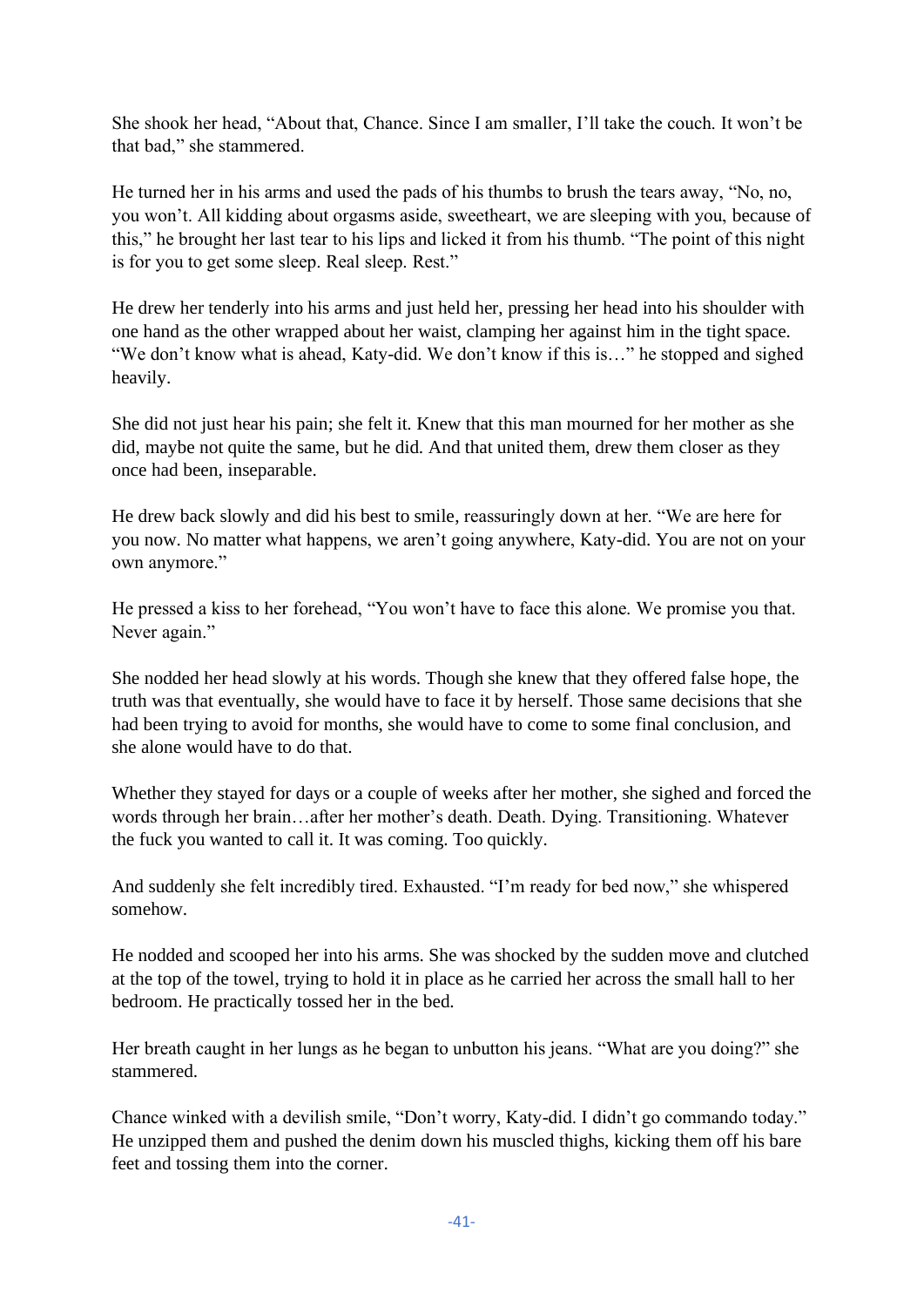She shook her head, "About that, Chance. Since I am smaller, I'll take the couch. It won't be that bad," she stammered.

He turned her in his arms and used the pads of his thumbs to brush the tears away, "No, no, you won't. All kidding about orgasms aside, sweetheart, we are sleeping with you, because of this," he brought her last tear to his lips and licked it from his thumb. "The point of this night is for you to get some sleep. Real sleep. Rest."

He drew her tenderly into his arms and just held her, pressing her head into his shoulder with one hand as the other wrapped about her waist, clamping her against him in the tight space. "We don't know what is ahead, Katy-did. We don't know if this is…" he stopped and sighed heavily.

She did not just hear his pain; she felt it. Knew that this man mourned for her mother as she did, maybe not quite the same, but he did. And that united them, drew them closer as they once had been, inseparable.

He drew back slowly and did his best to smile, reassuringly down at her. "We are here for you now. No matter what happens, we aren't going anywhere, Katy-did. You are not on your own anymore."

He pressed a kiss to her forehead, "You won't have to face this alone. We promise you that. Never again."

She nodded her head slowly at his words. Though she knew that they offered false hope, the truth was that eventually, she would have to face it by herself. Those same decisions that she had been trying to avoid for months, she would have to come to some final conclusion, and she alone would have to do that.

Whether they stayed for days or a couple of weeks after her mother, she sighed and forced the words through her brain…after her mother's death. Death. Dying. Transitioning. Whatever the fuck you wanted to call it. It was coming. Too quickly.

And suddenly she felt incredibly tired. Exhausted. "I'm ready for bed now," she whispered somehow.

He nodded and scooped her into his arms. She was shocked by the sudden move and clutched at the top of the towel, trying to hold it in place as he carried her across the small hall to her bedroom. He practically tossed her in the bed.

Her breath caught in her lungs as he began to unbutton his jeans. "What are you doing?" she stammered.

Chance winked with a devilish smile, "Don't worry, Katy-did. I didn't go commando today." He unzipped them and pushed the denim down his muscled thighs, kicking them off his bare feet and tossing them into the corner.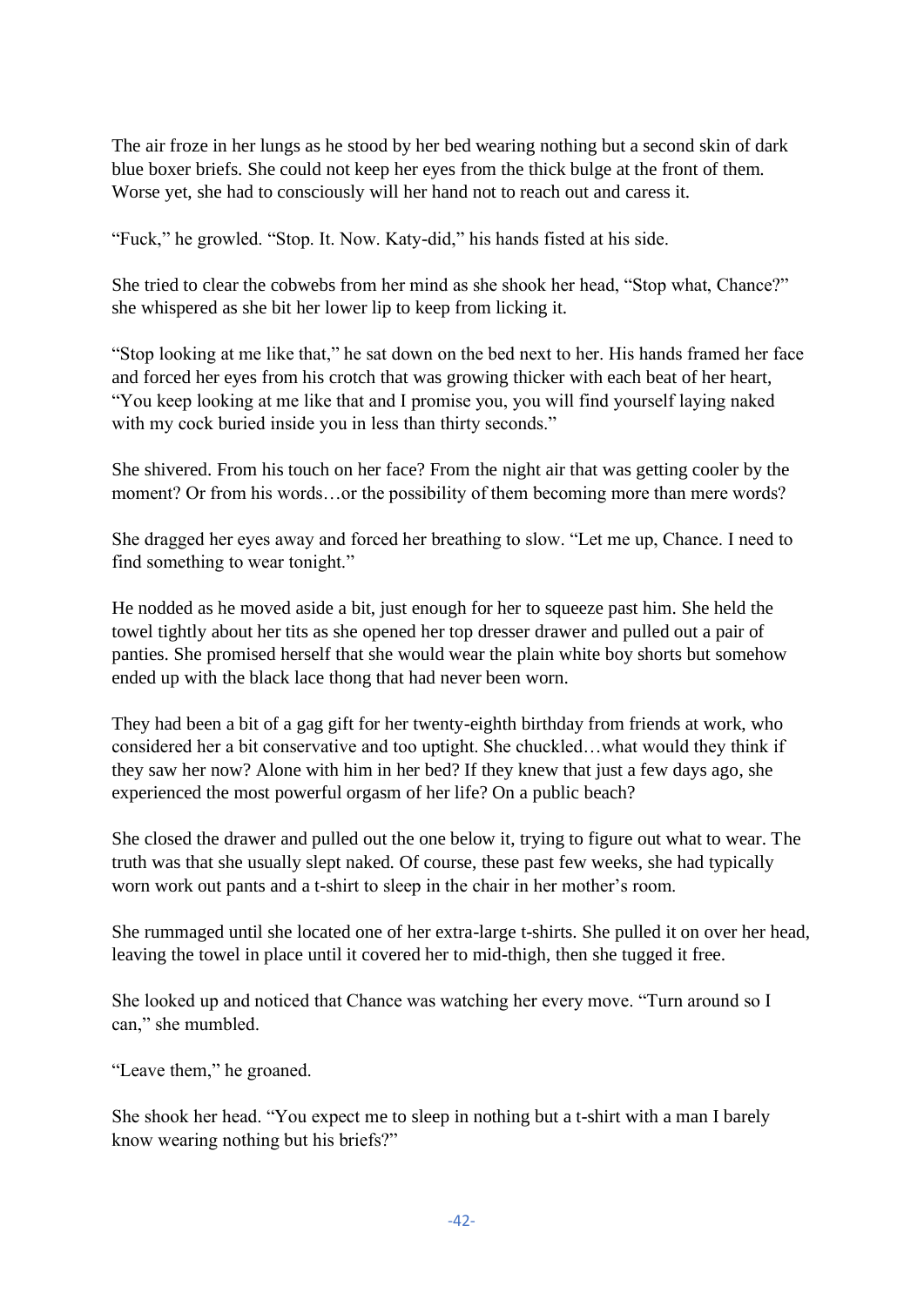The air froze in her lungs as he stood by her bed wearing nothing but a second skin of dark blue boxer briefs. She could not keep her eyes from the thick bulge at the front of them. Worse yet, she had to consciously will her hand not to reach out and caress it.

“Fuck,” he growled. “Stop. It. Now. Katy-did,” his hands fisted at his side.

She tried to clear the cobwebs from her mind as she shook her head, “Stop what, Chance?” she whispered as she bit her lower lip to keep from licking it.

“Stop looking at me like that,” he sat down on the bed next to her. His hands framed her face and forced her eyes from his crotch that was growing thicker with each beat of her heart, “You keep looking at me like that and I promise you, you will find yourself laying naked with my cock buried inside you in less than thirty seconds.”

She shivered. From his touch on her face? From the night air that was getting cooler by the moment? Or from his words…or the possibility of them becoming more than mere words?

She dragged her eyes away and forced her breathing to slow. “Let me up, Chance. I need to find something to wear tonight.”

He nodded as he moved aside a bit, just enough for her to squeeze past him. She held the towel tightly about her tits as she opened her top dresser drawer and pulled out a pair of panties. She promised herself that she would wear the plain white boy shorts but somehow ended up with the black lace thong that had never been worn.

They had been a bit of a gag gift for her twenty-eighth birthday from friends at work, who considered her a bit conservative and too uptight. She chuckled…what would they think if they saw her now? Alone with him in her bed? If they knew that just a few days ago, she experienced the most powerful orgasm of her life? On a public beach?

She closed the drawer and pulled out the one below it, trying to figure out what to wear. The truth was that she usually slept naked. Of course, these past few weeks, she had typically worn work out pants and a t-shirt to sleep in the chair in her mother’s room.

She rummaged until she located one of her extra-large t-shirts. She pulled it on over her head, leaving the towel in place until it covered her to mid-thigh, then she tugged it free.

She looked up and noticed that Chance was watching her every move. “Turn around so I can,” she mumbled.

“Leave them,” he groaned.

She shook her head. “You expect me to sleep in nothing but a t-shirt with a man I barely know wearing nothing but his briefs?”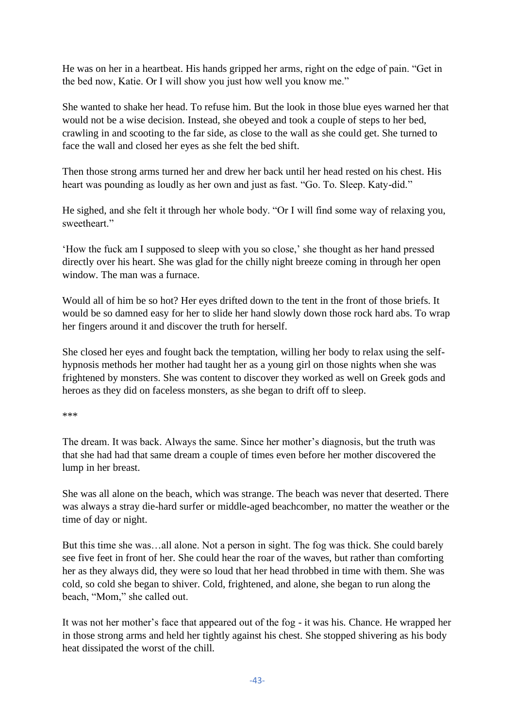He was on her in a heartbeat. His hands gripped her arms, right on the edge of pain. “Get in the bed now, Katie. Or I will show you just how well you know me.”

She wanted to shake her head. To refuse him. But the look in those blue eyes warned her that would not be a wise decision. Instead, she obeyed and took a couple of steps to her bed, crawling in and scooting to the far side, as close to the wall as she could get. She turned to face the wall and closed her eyes as she felt the bed shift.

Then those strong arms turned her and drew her back until her head rested on his chest. His heart was pounding as loudly as her own and just as fast. “Go. To. Sleep. Katy-did.”

He sighed, and she felt it through her whole body. “Or I will find some way of relaxing you, sweetheart.”

‘How the fuck am I supposed to sleep with you so close,’ she thought as her hand pressed directly over his heart. She was glad for the chilly night breeze coming in through her open window. The man was a furnace.

Would all of him be so hot? Her eyes drifted down to the tent in the front of those briefs. It would be so damned easy for her to slide her hand slowly down those rock hard abs. To wrap her fingers around it and discover the truth for herself.

She closed her eyes and fought back the temptation, willing her body to relax using the self-hypnosis methods her mother had taught her as a young girl on those nights when she was frightened by monsters. She was content to discover they worked as well on Greek gods and heroes as they did on faceless monsters, as she began to drift off to sleep.

***

The dream. It was back. Always the same. Since her mother’s diagnosis, but the truth was that she had had that same dream a couple of times even before her mother discovered the lump in her breast.

She was all alone on the beach, which was strange. The beach was never that deserted. There was always a stray die-hard surfer or middle-aged beachcomber, no matter the weather or the time of day or night.

But this time she was…all alone. Not a person in sight. The fog was thick. She could barely see five feet in front of her. She could hear the roar of the waves, but rather than comforting her as they always did, they were so loud that her head throbbed in time with them. She was cold, so cold she began to shiver. Cold, frightened, and alone, she began to run along the beach, “Mom,” she called out.

It was not her mother’s face that appeared out of the fog - it was his. Chance. He wrapped her in those strong arms and held her tightly against his chest. She stopped shivering as his body heat dissipated the worst of the chill.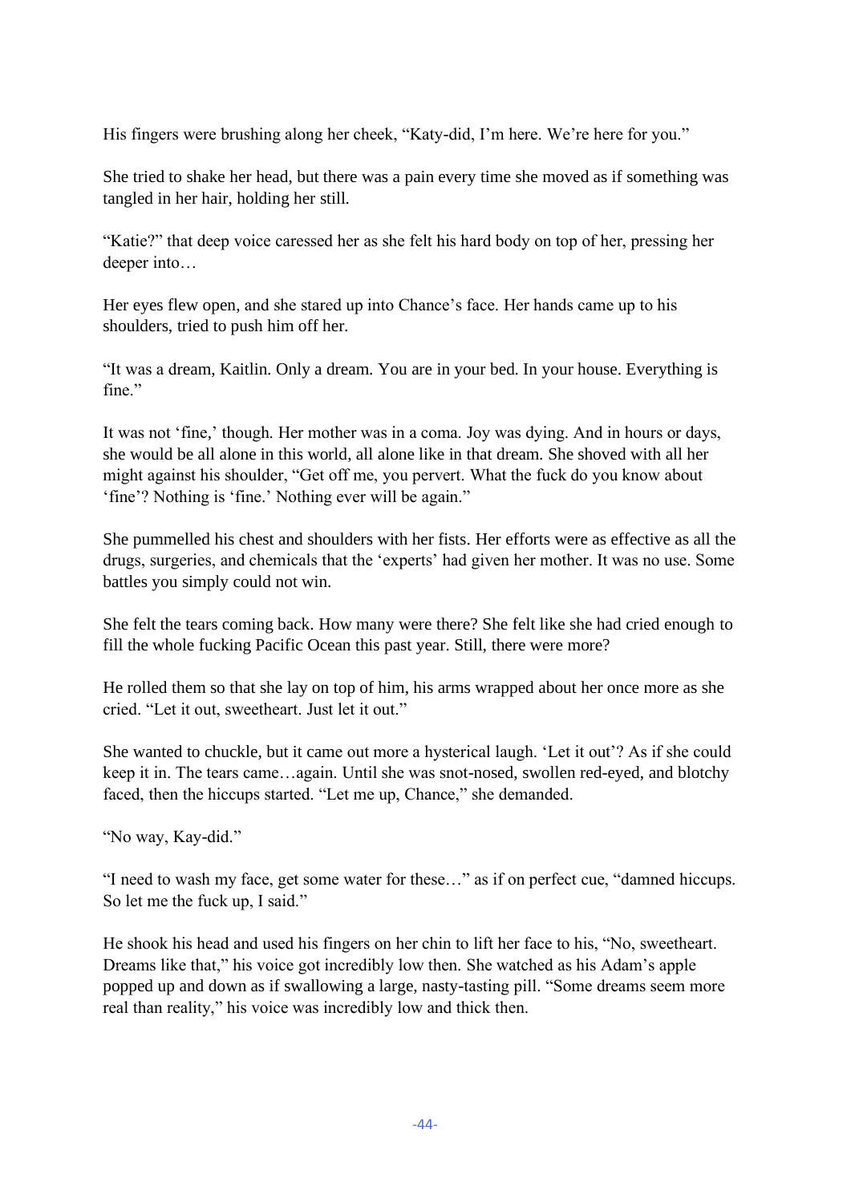His fingers were brushing along her cheek, "Katy-did, I'm here. We're here for you."

She tried to shake her head, but there was a pain every time she moved as if something was tangled in her hair, holding her still.

"Katie?" that deep voice caressed her as she felt his hard body on top of her, pressing her deeper into…

Her eyes flew open, and she stared up into Chance's face. Her hands came up to his shoulders, tried to push him off her.

"It was a dream, Kaitlin. Only a dream. You are in your bed. In your house. Everything is fine."

It was not 'fine,' though. Her mother was in a coma. Joy was dying. And in hours or days, she would be all alone in this world, all alone like in that dream. She shoved with all her might against his shoulder, "Get off me, you pervert. What the fuck do you know about 'fine'? Nothing is 'fine.' Nothing ever will be again."

She pummelled his chest and shoulders with her fists. Her efforts were as effective as all the drugs, surgeries, and chemicals that the 'experts' had given her mother. It was no use. Some battles you simply could not win.

She felt the tears coming back. How many were there? She felt like she had cried enough to fill the whole fucking Pacific Ocean this past year. Still, there were more?

He rolled them so that she lay on top of him, his arms wrapped about her once more as she cried. "Let it out, sweetheart. Just let it out."

She wanted to chuckle, but it came out more a hysterical laugh. 'Let it out'? As if she could keep it in. The tears came…again. Until she was snot-nosed, swollen red-eyed, and blotchy faced, then the hiccups started. "Let me up, Chance," she demanded.

"No way, Kay-did."

"I need to wash my face, get some water for these…" as if on perfect cue, "damned hiccups. So let me the fuck up, I said."

He shook his head and used his fingers on her chin to lift her face to his, "No, sweetheart. Dreams like that," his voice got incredibly low then. She watched as his Adam's apple popped up and down as if swallowing a large, nasty-tasting pill. "Some dreams seem more real than reality," his voice was incredibly low and thick then.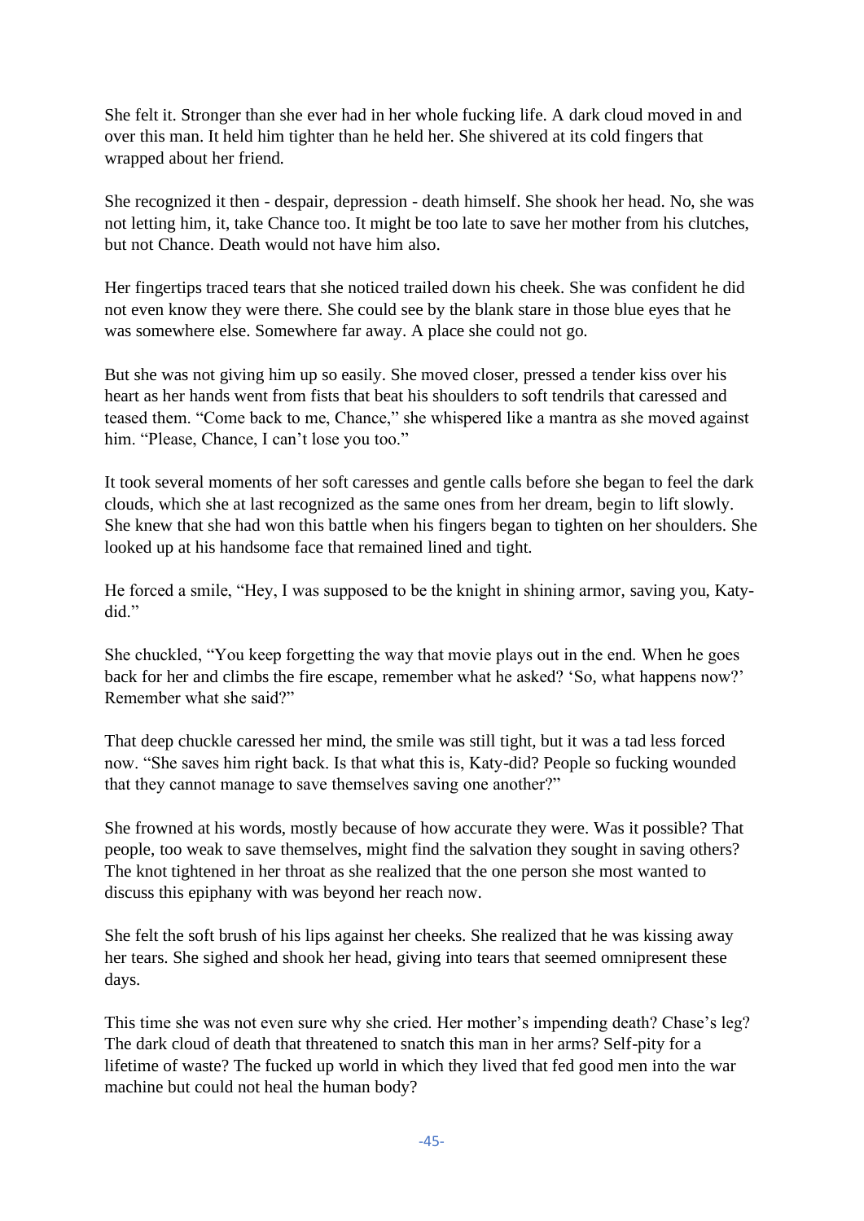She felt it. Stronger than she ever had in her whole fucking life. A dark cloud moved in and over this man. It held him tighter than he held her. She shivered at its cold fingers that wrapped about her friend.

She recognized it then - despair, depression - death himself. She shook her head. No, she was not letting him, it, take Chance too. It might be too late to save her mother from his clutches, but not Chance. Death would not have him also.

Her fingertips traced tears that she noticed trailed down his cheek. She was confident he did not even know they were there. She could see by the blank stare in those blue eyes that he was somewhere else. Somewhere far away. A place she could not go.

But she was not giving him up so easily. She moved closer, pressed a tender kiss over his heart as her hands went from fists that beat his shoulders to soft tendrils that caressed and teased them. "Come back to me, Chance," she whispered like a mantra as she moved against him. "Please, Chance, I can't lose you too."

It took several moments of her soft caresses and gentle calls before she began to feel the dark clouds, which she at last recognized as the same ones from her dream, begin to lift slowly. She knew that she had won this battle when his fingers began to tighten on her shoulders. She looked up at his handsome face that remained lined and tight.

He forced a smile, "Hey, I was supposed to be the knight in shining armor, saving you, Katy-did."

She chuckled, "You keep forgetting the way that movie plays out in the end. When he goes back for her and climbs the fire escape, remember what he asked? 'So, what happens now?' Remember what she said?"

That deep chuckle caressed her mind, the smile was still tight, but it was a tad less forced now. "She saves him right back. Is that what this is, Katy-did? People so fucking wounded that they cannot manage to save themselves saving one another?"

She frowned at his words, mostly because of how accurate they were. Was it possible? That people, too weak to save themselves, might find the salvation they sought in saving others? The knot tightened in her throat as she realized that the one person she most wanted to discuss this epiphany with was beyond her reach now.

She felt the soft brush of his lips against her cheeks. She realized that he was kissing away her tears. She sighed and shook her head, giving into tears that seemed omnipresent these days.

This time she was not even sure why she cried. Her mother's impending death? Chase's leg? The dark cloud of death that threatened to snatch this man in her arms? Self-pity for a lifetime of waste? The fucked up world in which they lived that fed good men into the war machine but could not heal the human body?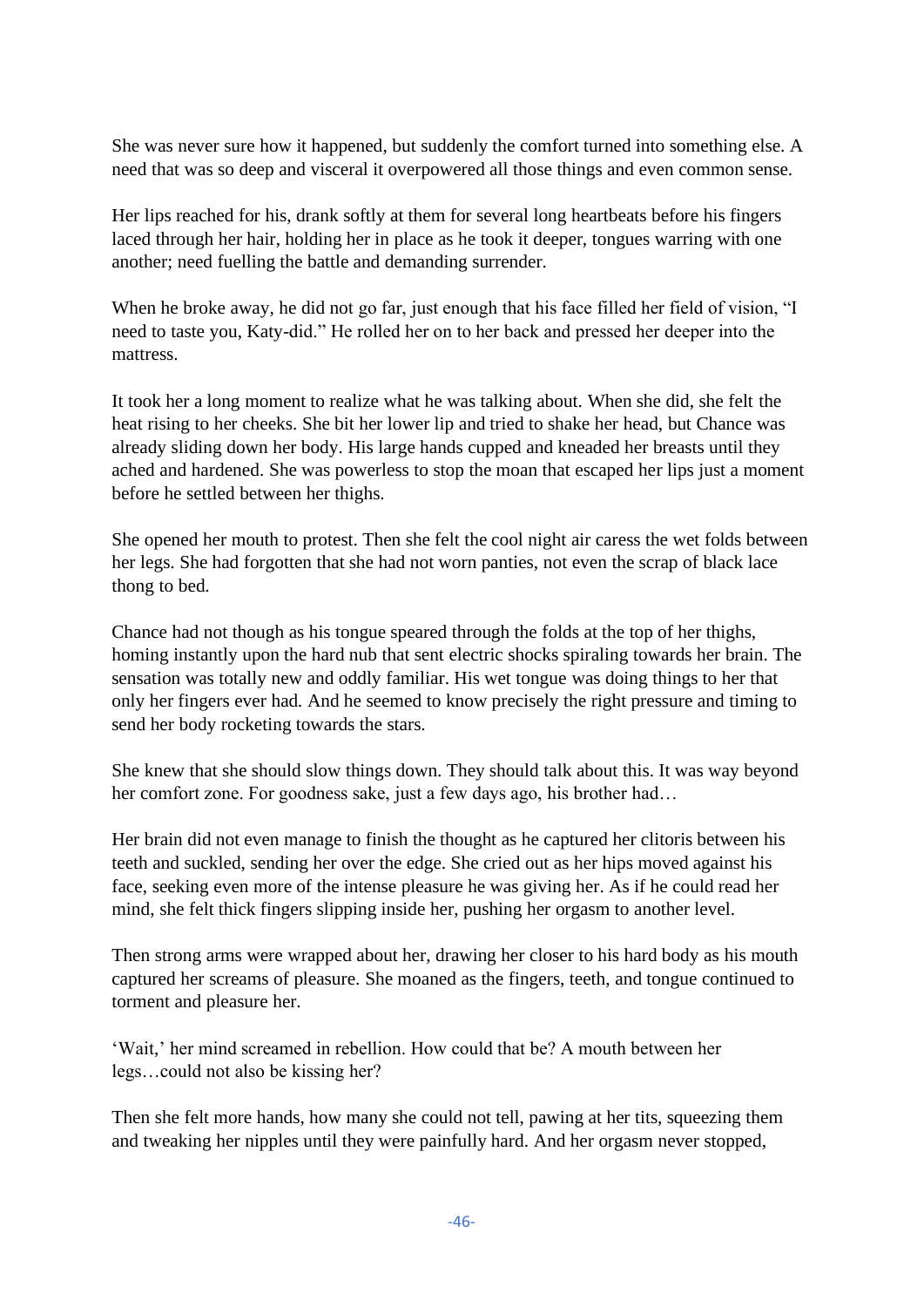She was never sure how it happened, but suddenly the comfort turned into something else. A need that was so deep and visceral it overpowered all those things and even common sense.

Her lips reached for his, drank softly at them for several long heartbeats before his fingers laced through her hair, holding her in place as he took it deeper, tongues warring with one another; need fuelling the battle and demanding surrender.

When he broke away, he did not go far, just enough that his face filled her field of vision, "I need to taste you, Katy-did." He rolled her on to her back and pressed her deeper into the mattress.

It took her a long moment to realize what he was talking about. When she did, she felt the heat rising to her cheeks. She bit her lower lip and tried to shake her head, but Chance was already sliding down her body. His large hands cupped and kneaded her breasts until they ached and hardened. She was powerless to stop the moan that escaped her lips just a moment before he settled between her thighs.

She opened her mouth to protest. Then she felt the cool night air caress the wet folds between her legs. She had forgotten that she had not worn panties, not even the scrap of black lace thong to bed.

Chance had not though as his tongue speared through the folds at the top of her thighs, homing instantly upon the hard nub that sent electric shocks spiraling towards her brain. The sensation was totally new and oddly familiar. His wet tongue was doing things to her that only her fingers ever had. And he seemed to know precisely the right pressure and timing to send her body rocketing towards the stars.

She knew that she should slow things down. They should talk about this. It was way beyond her comfort zone. For goodness sake, just a few days ago, his brother had…

Her brain did not even manage to finish the thought as he captured her clitoris between his teeth and suckled, sending her over the edge. She cried out as her hips moved against his face, seeking even more of the intense pleasure he was giving her. As if he could read her mind, she felt thick fingers slipping inside her, pushing her orgasm to another level.

Then strong arms were wrapped about her, drawing her closer to his hard body as his mouth captured her screams of pleasure. She moaned as the fingers, teeth, and tongue continued to torment and pleasure her.

'Wait,' her mind screamed in rebellion. How could that be? A mouth between her legs…could not also be kissing her?

Then she felt more hands, how many she could not tell, pawing at her tits, squeezing them and tweaking her nipples until they were painfully hard. And her orgasm never stopped,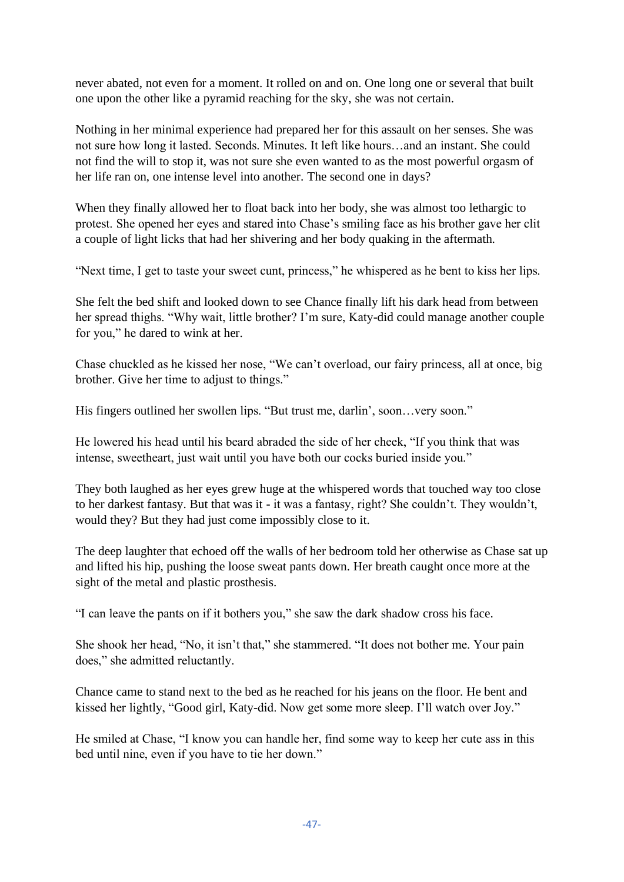never abated, not even for a moment. It rolled on and on. One long one or several that built one upon the other like a pyramid reaching for the sky, she was not certain.

Nothing in her minimal experience had prepared her for this assault on her senses. She was not sure how long it lasted. Seconds. Minutes. It left like hours…and an instant. She could not find the will to stop it, was not sure she even wanted to as the most powerful orgasm of her life ran on, one intense level into another. The second one in days?

When they finally allowed her to float back into her body, she was almost too lethargic to protest. She opened her eyes and stared into Chase's smiling face as his brother gave her clit a couple of light licks that had her shivering and her body quaking in the aftermath.

"Next time, I get to taste your sweet cunt, princess," he whispered as he bent to kiss her lips.

She felt the bed shift and looked down to see Chance finally lift his dark head from between her spread thighs. "Why wait, little brother? I'm sure, Katy-did could manage another couple for you," he dared to wink at her.

Chase chuckled as he kissed her nose, "We can't overload, our fairy princess, all at once, big brother. Give her time to adjust to things."

His fingers outlined her swollen lips. "But trust me, darlin', soon…very soon."

He lowered his head until his beard abraded the side of her cheek, "If you think that was intense, sweetheart, just wait until you have both our cocks buried inside you."

They both laughed as her eyes grew huge at the whispered words that touched way too close to her darkest fantasy. But that was it - it was a fantasy, right? She couldn't. They wouldn't, would they? But they had just come impossibly close to it.

The deep laughter that echoed off the walls of her bedroom told her otherwise as Chase sat up and lifted his hip, pushing the loose sweat pants down. Her breath caught once more at the sight of the metal and plastic prosthesis.

"I can leave the pants on if it bothers you," she saw the dark shadow cross his face.

She shook her head, "No, it isn't that," she stammered. "It does not bother me. Your pain does," she admitted reluctantly.

Chance came to stand next to the bed as he reached for his jeans on the floor. He bent and kissed her lightly, "Good girl, Katy-did. Now get some more sleep. I'll watch over Joy."

He smiled at Chase, "I know you can handle her, find some way to keep her cute ass in this bed until nine, even if you have to tie her down."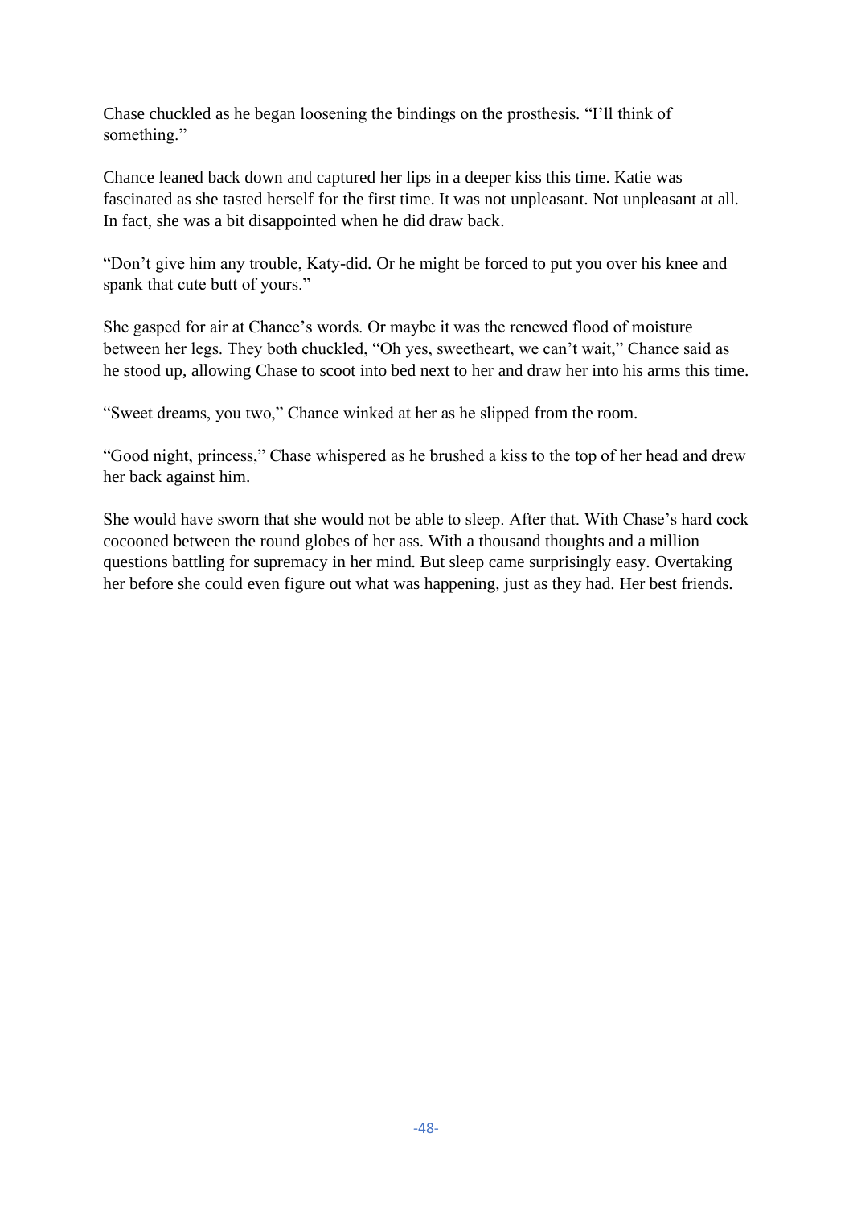Chase chuckled as he began loosening the bindings on the prosthesis. "I'll think of something."

Chance leaned back down and captured her lips in a deeper kiss this time. Katie was fascinated as she tasted herself for the first time. It was not unpleasant. Not unpleasant at all. In fact, she was a bit disappointed when he did draw back.

"Don't give him any trouble, Katy-did. Or he might be forced to put you over his knee and spank that cute butt of yours."

She gasped for air at Chance's words. Or maybe it was the renewed flood of moisture between her legs. They both chuckled, "Oh yes, sweetheart, we can't wait," Chance said as he stood up, allowing Chase to scoot into bed next to her and draw her into his arms this time.

"Sweet dreams, you two," Chance winked at her as he slipped from the room.

"Good night, princess," Chase whispered as he brushed a kiss to the top of her head and drew her back against him.

She would have sworn that she would not be able to sleep. After that. With Chase's hard cock cocooned between the round globes of her ass. With a thousand thoughts and a million questions battling for supremacy in her mind. But sleep came surprisingly easy. Overtaking her before she could even figure out what was happening, just as they had. Her best friends.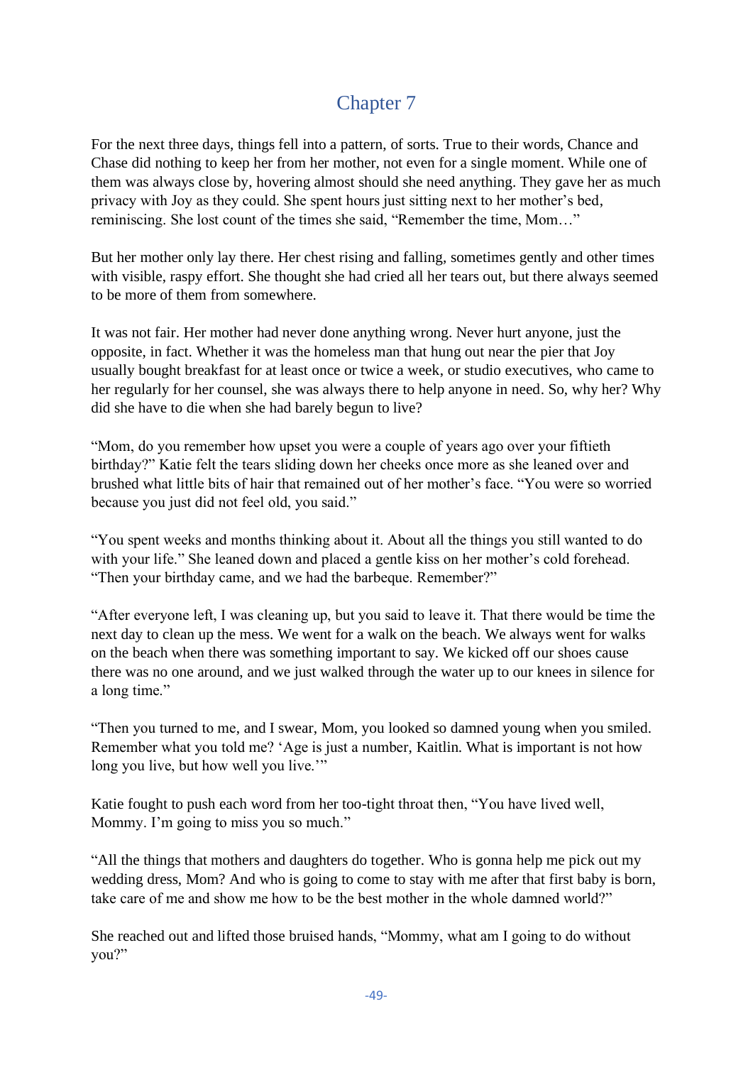# Chapter 7

For the next three days, things fell into a pattern, of sorts. True to their words, Chance and Chase did nothing to keep her from her mother, not even for a single moment. While one of them was always close by, hovering almost should she need anything. They gave her as much privacy with Joy as they could. She spent hours just sitting next to her mother's bed, reminiscing. She lost count of the times she said, "Remember the time, Mom…"

But her mother only lay there. Her chest rising and falling, sometimes gently and other times with visible, raspy effort. She thought she had cried all her tears out, but there always seemed to be more of them from somewhere.

It was not fair. Her mother had never done anything wrong. Never hurt anyone, just the opposite, in fact. Whether it was the homeless man that hung out near the pier that Joy usually bought breakfast for at least once or twice a week, or studio executives, who came to her regularly for her counsel, she was always there to help anyone in need. So, why her? Why did she have to die when she had barely begun to live?

"Mom, do you remember how upset you were a couple of years ago over your fiftieth birthday?" Katie felt the tears sliding down her cheeks once more as she leaned over and brushed what little bits of hair that remained out of her mother's face. "You were so worried because you just did not feel old, you said."

"You spent weeks and months thinking about it. About all the things you still wanted to do with your life." She leaned down and placed a gentle kiss on her mother's cold forehead. "Then your birthday came, and we had the barbeque. Remember?"

"After everyone left, I was cleaning up, but you said to leave it. That there would be time the next day to clean up the mess. We went for a walk on the beach. We always went for walks on the beach when there was something important to say. We kicked off our shoes cause there was no one around, and we just walked through the water up to our knees in silence for a long time."

"Then you turned to me, and I swear, Mom, you looked so damned young when you smiled. Remember what you told me? 'Age is just a number, Kaitlin. What is important is not how long you live, but how well you live.'"

Katie fought to push each word from her too-tight throat then, "You have lived well, Mommy. I'm going to miss you so much."

"All the things that mothers and daughters do together. Who is gonna help me pick out my wedding dress, Mom? And who is going to come to stay with me after that first baby is born, take care of me and show me how to be the best mother in the whole damned world?"

She reached out and lifted those bruised hands, "Mommy, what am I going to do without you?"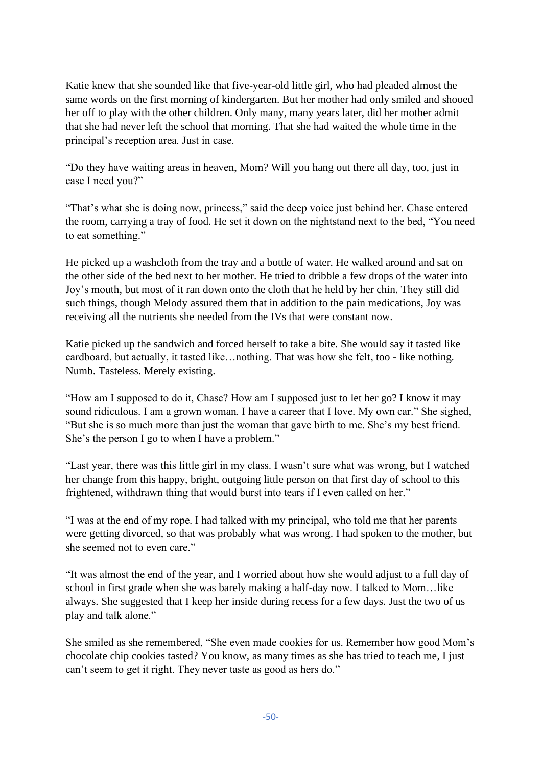Katie knew that she sounded like that five-year-old little girl, who had pleaded almost the same words on the first morning of kindergarten. But her mother had only smiled and shooed her off to play with the other children. Only many, many years later, did her mother admit that she had never left the school that morning. That she had waited the whole time in the principal's reception area. Just in case.

"Do they have waiting areas in heaven, Mom? Will you hang out there all day, too, just in case I need you?"

"That's what she is doing now, princess," said the deep voice just behind her. Chase entered the room, carrying a tray of food. He set it down on the nightstand next to the bed, "You need to eat something."

He picked up a washcloth from the tray and a bottle of water. He walked around and sat on the other side of the bed next to her mother. He tried to dribble a few drops of the water into Joy's mouth, but most of it ran down onto the cloth that he held by her chin. They still did such things, though Melody assured them that in addition to the pain medications, Joy was receiving all the nutrients she needed from the IVs that were constant now.

Katie picked up the sandwich and forced herself to take a bite. She would say it tasted like cardboard, but actually, it tasted like…nothing. That was how she felt, too - like nothing. Numb. Tasteless. Merely existing.

"How am I supposed to do it, Chase? How am I supposed just to let her go? I know it may sound ridiculous. I am a grown woman. I have a career that I love. My own car." She sighed, "But she is so much more than just the woman that gave birth to me. She's my best friend. She's the person I go to when I have a problem."

"Last year, there was this little girl in my class. I wasn't sure what was wrong, but I watched her change from this happy, bright, outgoing little person on that first day of school to this frightened, withdrawn thing that would burst into tears if I even called on her."

"I was at the end of my rope. I had talked with my principal, who told me that her parents were getting divorced, so that was probably what was wrong. I had spoken to the mother, but she seemed not to even care."

"It was almost the end of the year, and I worried about how she would adjust to a full day of school in first grade when she was barely making a half-day now. I talked to Mom…like always. She suggested that I keep her inside during recess for a few days. Just the two of us play and talk alone."

She smiled as she remembered, "She even made cookies for us. Remember how good Mom's chocolate chip cookies tasted? You know, as many times as she has tried to teach me, I just can't seem to get it right. They never taste as good as hers do."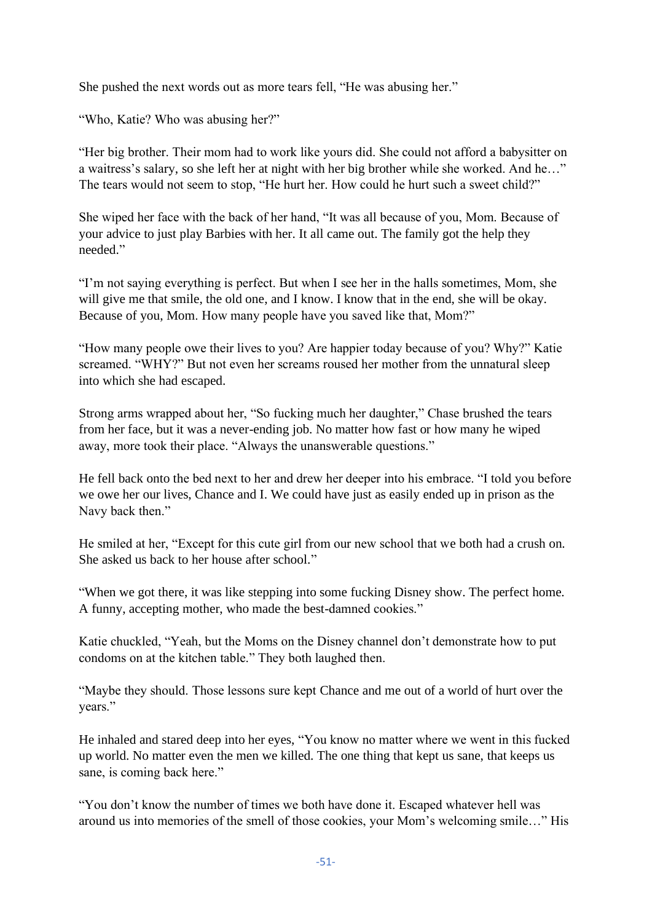She pushed the next words out as more tears fell, "He was abusing her."

"Who, Katie? Who was abusing her?"

"Her big brother. Their mom had to work like yours did. She could not afford a babysitter on a waitress's salary, so she left her at night with her big brother while she worked. And he…" The tears would not seem to stop, "He hurt her. How could he hurt such a sweet child?"

She wiped her face with the back of her hand, "It was all because of you, Mom. Because of your advice to just play Barbies with her. It all came out. The family got the help they needed."

"I'm not saying everything is perfect. But when I see her in the halls sometimes, Mom, she will give me that smile, the old one, and I know. I know that in the end, she will be okay. Because of you, Mom. How many people have you saved like that, Mom?"

"How many people owe their lives to you? Are happier today because of you? Why?" Katie screamed. "WHY?" But not even her screams roused her mother from the unnatural sleep into which she had escaped.

Strong arms wrapped about her, "So fucking much her daughter," Chase brushed the tears from her face, but it was a never-ending job. No matter how fast or how many he wiped away, more took their place. "Always the unanswerable questions."

He fell back onto the bed next to her and drew her deeper into his embrace. "I told you before we owe her our lives, Chance and I. We could have just as easily ended up in prison as the Navy back then."

He smiled at her, "Except for this cute girl from our new school that we both had a crush on. She asked us back to her house after school."

"When we got there, it was like stepping into some fucking Disney show. The perfect home. A funny, accepting mother, who made the best-damned cookies."

Katie chuckled, "Yeah, but the Moms on the Disney channel don't demonstrate how to put condoms on at the kitchen table." They both laughed then.

"Maybe they should. Those lessons sure kept Chance and me out of a world of hurt over the years."

He inhaled and stared deep into her eyes, "You know no matter where we went in this fucked up world. No matter even the men we killed. The one thing that kept us sane, that keeps us sane, is coming back here."

"You don't know the number of times we both have done it. Escaped whatever hell was around us into memories of the smell of those cookies, your Mom's welcoming smile…" His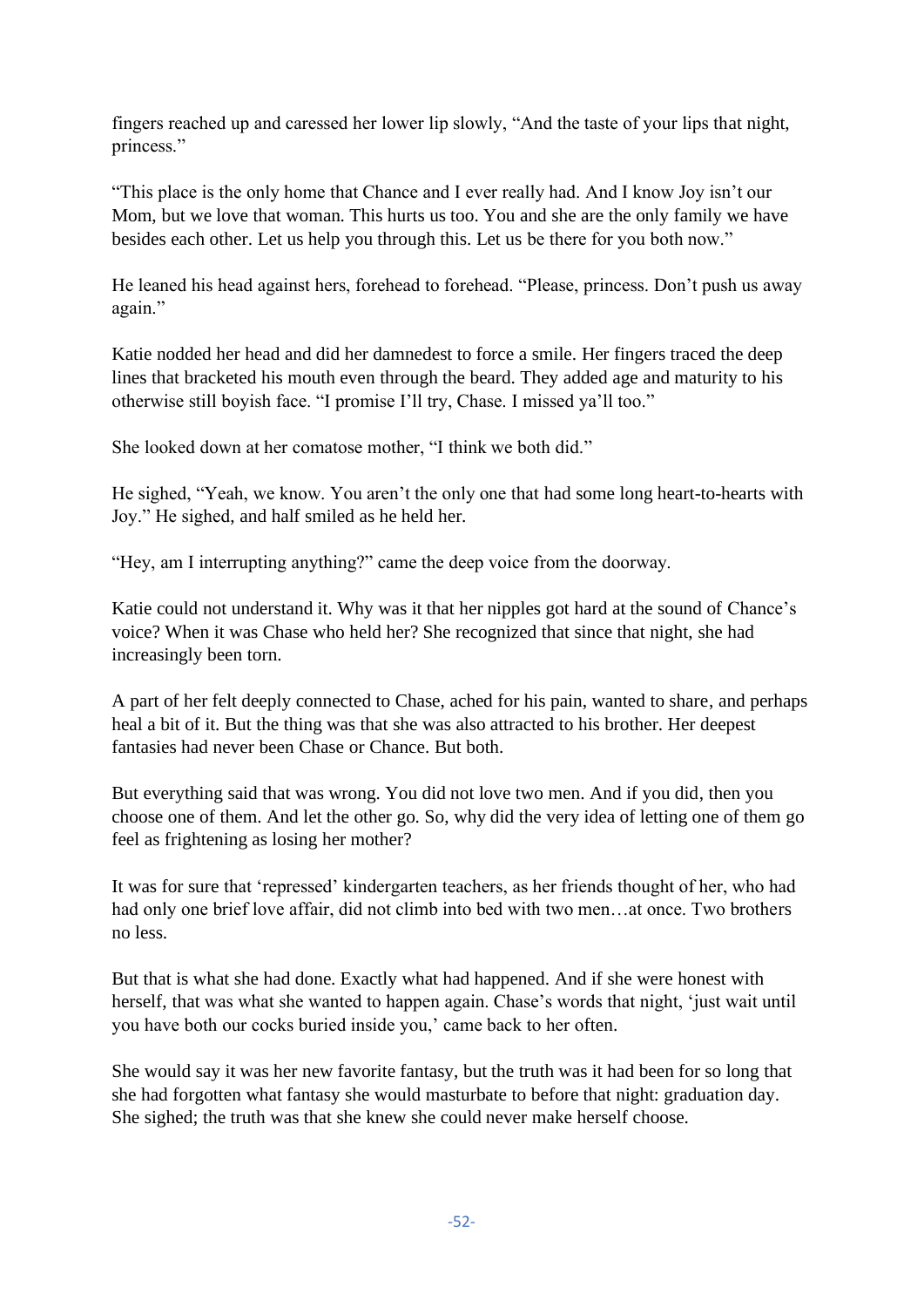fingers reached up and caressed her lower lip slowly, “And the taste of your lips that night, princess.”

“This place is the only home that Chance and I ever really had. And I know Joy isn’t our Mom, but we love that woman. This hurts us too. You and she are the only family we have besides each other. Let us help you through this. Let us be there for you both now.”

He leaned his head against hers, forehead to forehead. “Please, princess. Don’t push us away again.”

Katie nodded her head and did her damnedest to force a smile. Her fingers traced the deep lines that bracketed his mouth even through the beard. They added age and maturity to his otherwise still boyish face. “I promise I’ll try, Chase. I missed ya’ll too.”

She looked down at her comatose mother, “I think we both did.”

He sighed, “Yeah, we know. You aren’t the only one that had some long heart-to-hearts with Joy.” He sighed, and half smiled as he held her.

“Hey, am I interrupting anything?” came the deep voice from the doorway.

Katie could not understand it. Why was it that her nipples got hard at the sound of Chance’s voice? When it was Chase who held her? She recognized that since that night, she had increasingly been torn.

A part of her felt deeply connected to Chase, ached for his pain, wanted to share, and perhaps heal a bit of it. But the thing was that she was also attracted to his brother. Her deepest fantasies had never been Chase or Chance. But both.

But everything said that was wrong. You did not love two men. And if you did, then you choose one of them. And let the other go. So, why did the very idea of letting one of them go feel as frightening as losing her mother?

It was for sure that ‘repressed’ kindergarten teachers, as her friends thought of her, who had had only one brief love affair, did not climb into bed with two men…at once. Two brothers no less.

But that is what she had done. Exactly what had happened. And if she were honest with herself, that was what she wanted to happen again. Chase’s words that night, ‘just wait until you have both our cocks buried inside you,’ came back to her often.

She would say it was her new favorite fantasy, but the truth was it had been for so long that she had forgotten what fantasy she would masturbate to before that night: graduation day. She sighed; the truth was that she knew she could never make herself choose.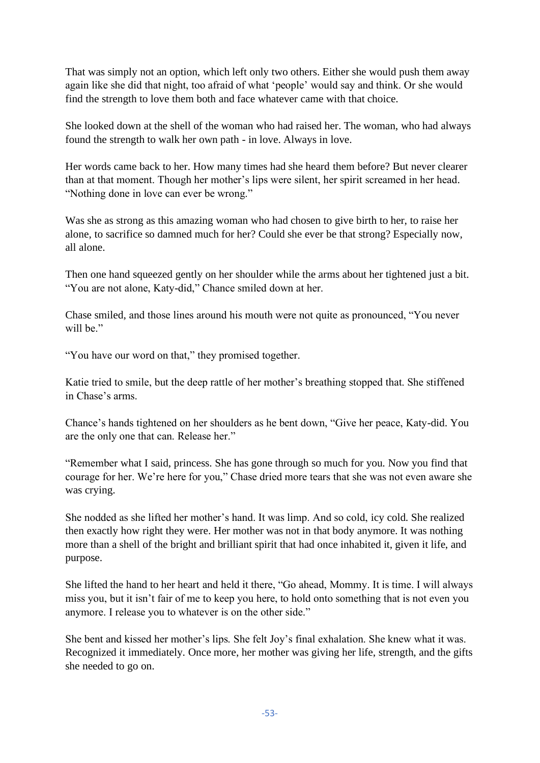That was simply not an option, which left only two others. Either she would push them away again like she did that night, too afraid of what 'people' would say and think. Or she would find the strength to love them both and face whatever came with that choice.

She looked down at the shell of the woman who had raised her. The woman, who had always found the strength to walk her own path - in love. Always in love.

Her words came back to her. How many times had she heard them before? But never clearer than at that moment. Though her mother's lips were silent, her spirit screamed in her head. "Nothing done in love can ever be wrong."

Was she as strong as this amazing woman who had chosen to give birth to her, to raise her alone, to sacrifice so damned much for her? Could she ever be that strong? Especially now, all alone.

Then one hand squeezed gently on her shoulder while the arms about her tightened just a bit. "You are not alone, Katy-did," Chance smiled down at her.

Chase smiled, and those lines around his mouth were not quite as pronounced, "You never will be."

"You have our word on that," they promised together.

Katie tried to smile, but the deep rattle of her mother's breathing stopped that. She stiffened in Chase's arms.

Chance's hands tightened on her shoulders as he bent down, "Give her peace, Katy-did. You are the only one that can. Release her."

"Remember what I said, princess. She has gone through so much for you. Now you find that courage for her. We're here for you," Chase dried more tears that she was not even aware she was crying.

She nodded as she lifted her mother's hand. It was limp. And so cold, icy cold. She realized then exactly how right they were. Her mother was not in that body anymore. It was nothing more than a shell of the bright and brilliant spirit that had once inhabited it, given it life, and purpose.

She lifted the hand to her heart and held it there, "Go ahead, Mommy. It is time. I will always miss you, but it isn't fair of me to keep you here, to hold onto something that is not even you anymore. I release you to whatever is on the other side."

She bent and kissed her mother's lips. She felt Joy's final exhalation. She knew what it was. Recognized it immediately. Once more, her mother was giving her life, strength, and the gifts she needed to go on.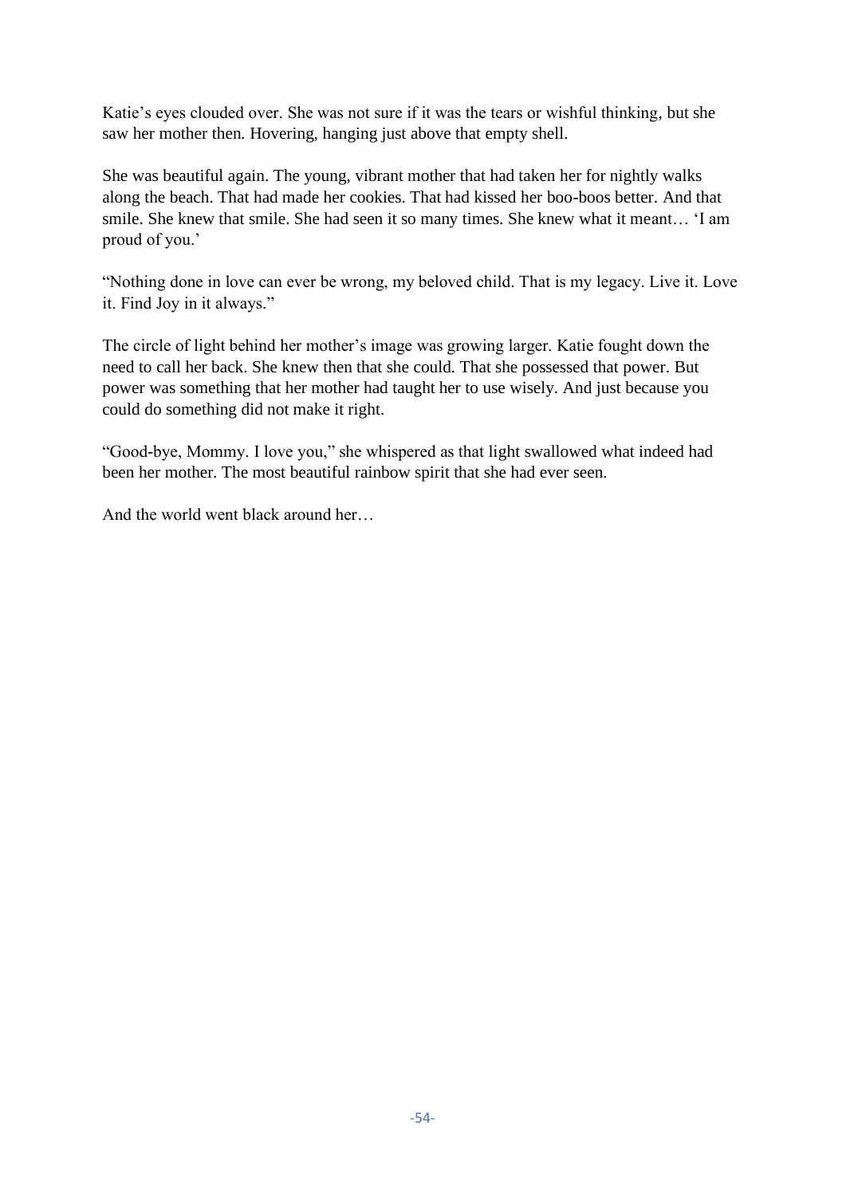Katie's eyes clouded over. She was not sure if it was the tears or wishful thinking, but she saw her mother then. Hovering, hanging just above that empty shell.

She was beautiful again. The young, vibrant mother that had taken her for nightly walks along the beach. That had made her cookies. That had kissed her boo-boos better. And that smile. She knew that smile. She had seen it so many times. She knew what it meant… 'I am proud of you.'

"Nothing done in love can ever be wrong, my beloved child. That is my legacy. Live it. Love it. Find Joy in it always."

The circle of light behind her mother's image was growing larger. Katie fought down the need to call her back. She knew then that she could. That she possessed that power. But power was something that her mother had taught her to use wisely. And just because you could do something did not make it right.

"Good-bye, Mommy. I love you," she whispered as that light swallowed what indeed had been her mother. The most beautiful rainbow spirit that she had ever seen.

And the world went black around her…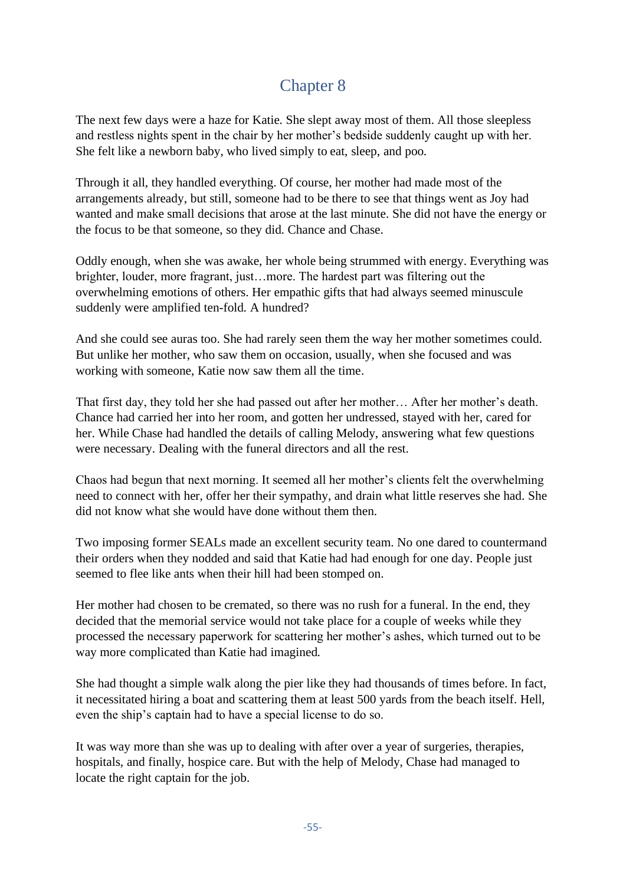# Chapter 8

The next few days were a haze for Katie. She slept away most of them. All those sleepless and restless nights spent in the chair by her mother's bedside suddenly caught up with her. She felt like a newborn baby, who lived simply to eat, sleep, and poo.

Through it all, they handled everything. Of course, her mother had made most of the arrangements already, but still, someone had to be there to see that things went as Joy had wanted and make small decisions that arose at the last minute. She did not have the energy or the focus to be that someone, so they did. Chance and Chase.

Oddly enough, when she was awake, her whole being strummed with energy. Everything was brighter, louder, more fragrant, just…more. The hardest part was filtering out the overwhelming emotions of others. Her empathic gifts that had always seemed minuscule suddenly were amplified ten-fold. A hundred?

And she could see auras too. She had rarely seen them the way her mother sometimes could. But unlike her mother, who saw them on occasion, usually, when she focused and was working with someone, Katie now saw them all the time.

That first day, they told her she had passed out after her mother… After her mother's death. Chance had carried her into her room, and gotten her undressed, stayed with her, cared for her. While Chase had handled the details of calling Melody, answering what few questions were necessary. Dealing with the funeral directors and all the rest.

Chaos had begun that next morning. It seemed all her mother's clients felt the overwhelming need to connect with her, offer her their sympathy, and drain what little reserves she had. She did not know what she would have done without them then.

Two imposing former SEALs made an excellent security team. No one dared to countermand their orders when they nodded and said that Katie had had enough for one day. People just seemed to flee like ants when their hill had been stomped on.

Her mother had chosen to be cremated, so there was no rush for a funeral. In the end, they decided that the memorial service would not take place for a couple of weeks while they processed the necessary paperwork for scattering her mother's ashes, which turned out to be way more complicated than Katie had imagined.

She had thought a simple walk along the pier like they had thousands of times before. In fact, it necessitated hiring a boat and scattering them at least 500 yards from the beach itself. Hell, even the ship's captain had to have a special license to do so.

It was way more than she was up to dealing with after over a year of surgeries, therapies, hospitals, and finally, hospice care. But with the help of Melody, Chase had managed to locate the right captain for the job.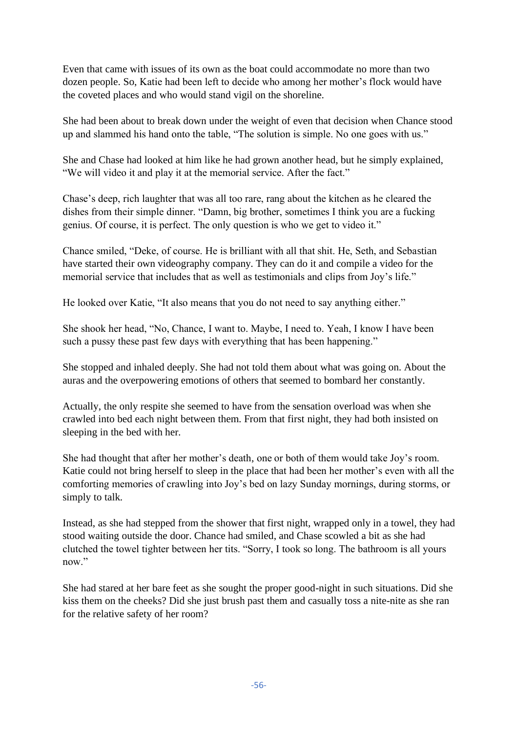Even that came with issues of its own as the boat could accommodate no more than two dozen people. So, Katie had been left to decide who among her mother's flock would have the coveted places and who would stand vigil on the shoreline.

She had been about to break down under the weight of even that decision when Chance stood up and slammed his hand onto the table, "The solution is simple. No one goes with us."

She and Chase had looked at him like he had grown another head, but he simply explained, "We will video it and play it at the memorial service. After the fact."

Chase's deep, rich laughter that was all too rare, rang about the kitchen as he cleared the dishes from their simple dinner. "Damn, big brother, sometimes I think you are a fucking genius. Of course, it is perfect. The only question is who we get to video it."

Chance smiled, "Deke, of course. He is brilliant with all that shit. He, Seth, and Sebastian have started their own videography company. They can do it and compile a video for the memorial service that includes that as well as testimonials and clips from Joy's life."

He looked over Katie, "It also means that you do not need to say anything either."

She shook her head, "No, Chance, I want to. Maybe, I need to. Yeah, I know I have been such a pussy these past few days with everything that has been happening."

She stopped and inhaled deeply. She had not told them about what was going on. About the auras and the overpowering emotions of others that seemed to bombard her constantly.

Actually, the only respite she seemed to have from the sensation overload was when she crawled into bed each night between them. From that first night, they had both insisted on sleeping in the bed with her.

She had thought that after her mother's death, one or both of them would take Joy's room. Katie could not bring herself to sleep in the place that had been her mother's even with all the comforting memories of crawling into Joy's bed on lazy Sunday mornings, during storms, or simply to talk.

Instead, as she had stepped from the shower that first night, wrapped only in a towel, they had stood waiting outside the door. Chance had smiled, and Chase scowled a bit as she had clutched the towel tighter between her tits. "Sorry, I took so long. The bathroom is all yours now."

She had stared at her bare feet as she sought the proper good-night in such situations. Did she kiss them on the cheeks? Did she just brush past them and casually toss a nite-nite as she ran for the relative safety of her room?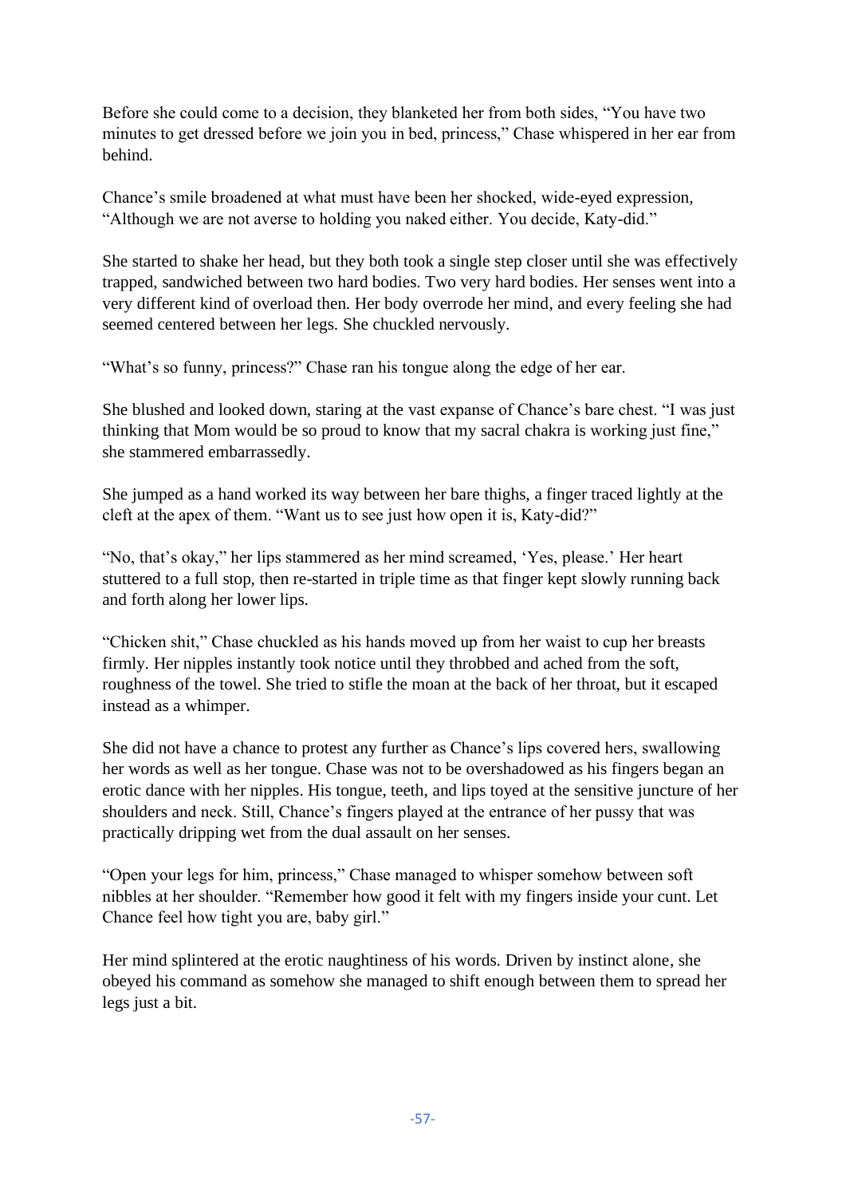Before she could come to a decision, they blanketed her from both sides, "You have two minutes to get dressed before we join you in bed, princess," Chase whispered in her ear from behind.

Chance's smile broadened at what must have been her shocked, wide-eyed expression, "Although we are not averse to holding you naked either. You decide, Katy-did."

She started to shake her head, but they both took a single step closer until she was effectively trapped, sandwiched between two hard bodies. Two very hard bodies. Her senses went into a very different kind of overload then. Her body overrode her mind, and every feeling she had seemed centered between her legs. She chuckled nervously.

"What's so funny, princess?" Chase ran his tongue along the edge of her ear.

She blushed and looked down, staring at the vast expanse of Chance's bare chest. "I was just thinking that Mom would be so proud to know that my sacral chakra is working just fine," she stammered embarrassedly.

She jumped as a hand worked its way between her bare thighs, a finger traced lightly at the cleft at the apex of them. "Want us to see just how open it is, Katy-did?"

"No, that's okay," her lips stammered as her mind screamed, 'Yes, please.' Her heart stuttered to a full stop, then re-started in triple time as that finger kept slowly running back and forth along her lower lips.

"Chicken shit," Chase chuckled as his hands moved up from her waist to cup her breasts firmly. Her nipples instantly took notice until they throbbed and ached from the soft, roughness of the towel. She tried to stifle the moan at the back of her throat, but it escaped instead as a whimper.

She did not have a chance to protest any further as Chance's lips covered hers, swallowing her words as well as her tongue. Chase was not to be overshadowed as his fingers began an erotic dance with her nipples. His tongue, teeth, and lips toyed at the sensitive juncture of her shoulders and neck. Still, Chance's fingers played at the entrance of her pussy that was practically dripping wet from the dual assault on her senses.

"Open your legs for him, princess," Chase managed to whisper somehow between soft nibbles at her shoulder. "Remember how good it felt with my fingers inside your cunt. Let Chance feel how tight you are, baby girl."

Her mind splintered at the erotic naughtiness of his words. Driven by instinct alone, she obeyed his command as somehow she managed to shift enough between them to spread her legs just a bit.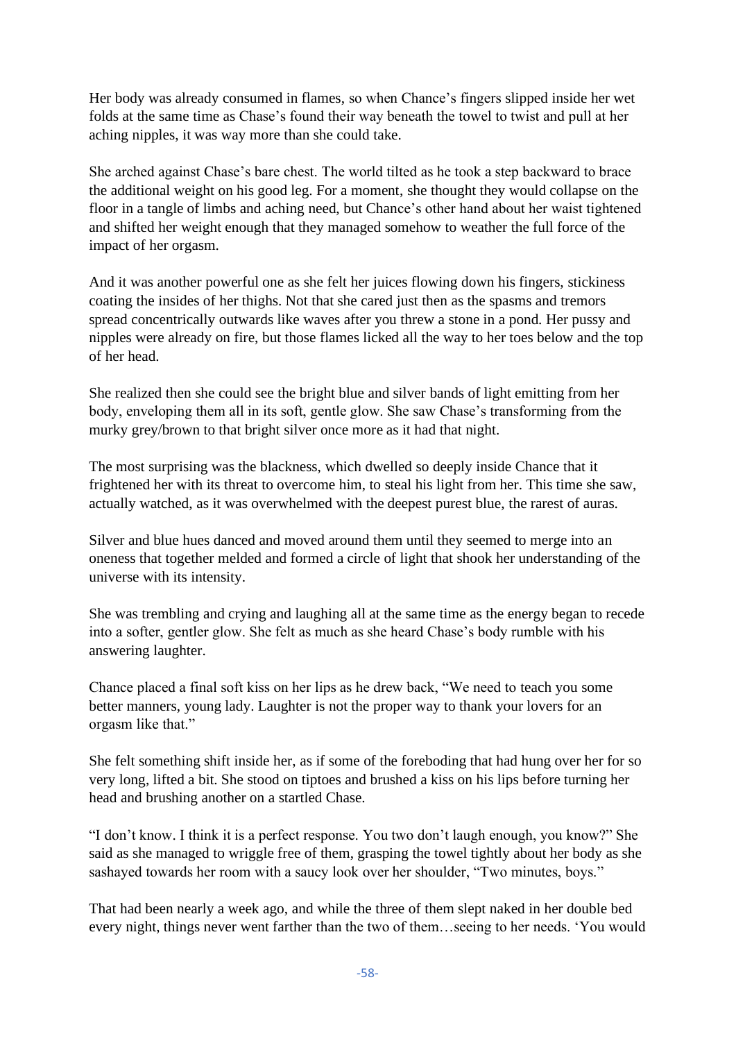Her body was already consumed in flames, so when Chance's fingers slipped inside her wet folds at the same time as Chase's found their way beneath the towel to twist and pull at her aching nipples, it was way more than she could take.

She arched against Chase's bare chest. The world tilted as he took a step backward to brace the additional weight on his good leg. For a moment, she thought they would collapse on the floor in a tangle of limbs and aching need, but Chance's other hand about her waist tightened and shifted her weight enough that they managed somehow to weather the full force of the impact of her orgasm.

And it was another powerful one as she felt her juices flowing down his fingers, stickiness coating the insides of her thighs. Not that she cared just then as the spasms and tremors spread concentrically outwards like waves after you threw a stone in a pond. Her pussy and nipples were already on fire, but those flames licked all the way to her toes below and the top of her head.

She realized then she could see the bright blue and silver bands of light emitting from her body, enveloping them all in its soft, gentle glow. She saw Chase's transforming from the murky grey/brown to that bright silver once more as it had that night.

The most surprising was the blackness, which dwelled so deeply inside Chance that it frightened her with its threat to overcome him, to steal his light from her. This time she saw, actually watched, as it was overwhelmed with the deepest purest blue, the rarest of auras.

Silver and blue hues danced and moved around them until they seemed to merge into an oneness that together melded and formed a circle of light that shook her understanding of the universe with its intensity.

She was trembling and crying and laughing all at the same time as the energy began to recede into a softer, gentler glow. She felt as much as she heard Chase's body rumble with his answering laughter.

Chance placed a final soft kiss on her lips as he drew back, "We need to teach you some better manners, young lady. Laughter is not the proper way to thank your lovers for an orgasm like that."

She felt something shift inside her, as if some of the foreboding that had hung over her for so very long, lifted a bit. She stood on tiptoes and brushed a kiss on his lips before turning her head and brushing another on a startled Chase.

"I don't know. I think it is a perfect response. You two don't laugh enough, you know?" She said as she managed to wriggle free of them, grasping the towel tightly about her body as she sashayed towards her room with a saucy look over her shoulder, "Two minutes, boys."

That had been nearly a week ago, and while the three of them slept naked in her double bed every night, things never went farther than the two of them…seeing to her needs. 'You would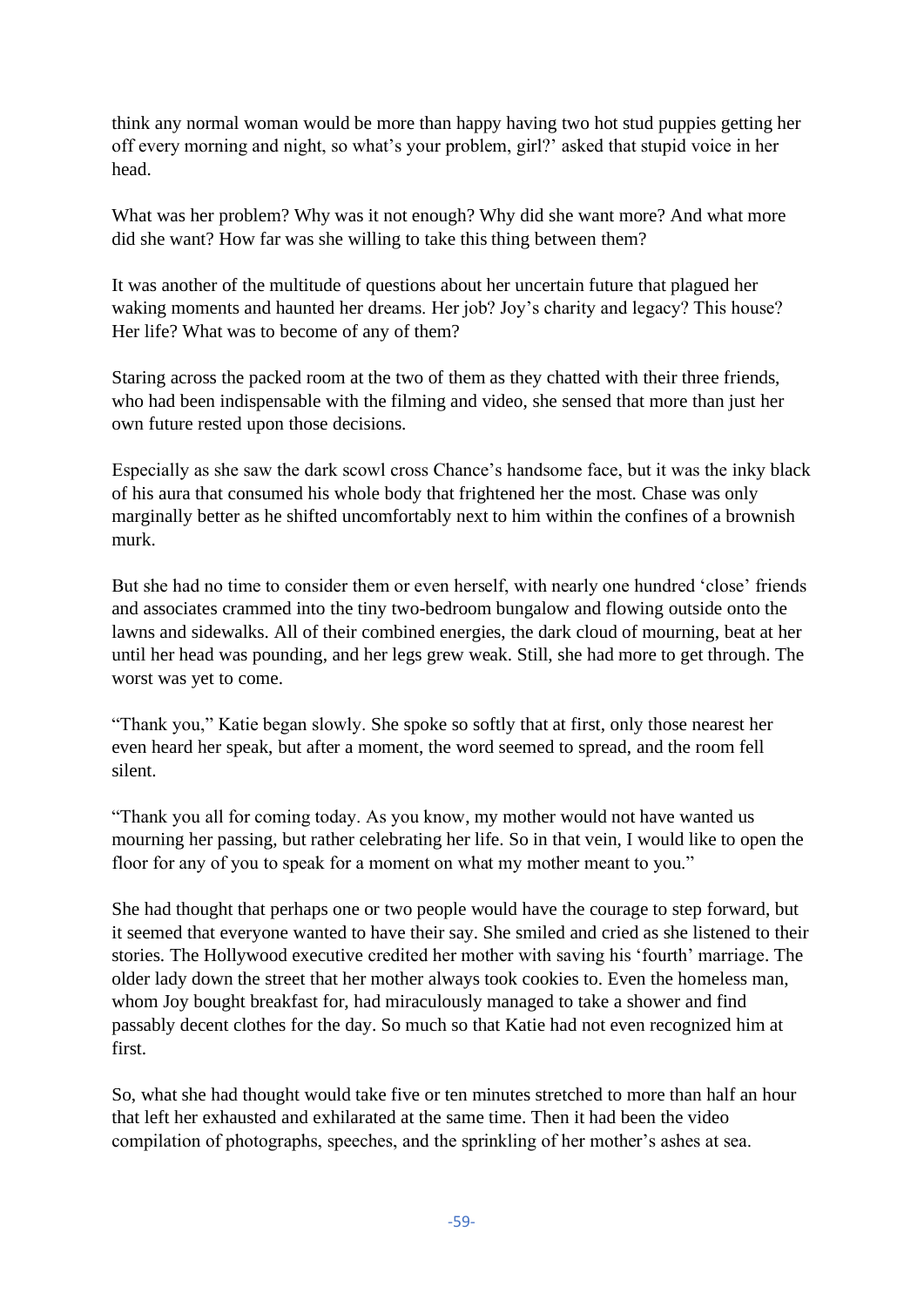think any normal woman would be more than happy having two hot stud puppies getting her off every morning and night, so what's your problem, girl?' asked that stupid voice in her head.

What was her problem? Why was it not enough? Why did she want more? And what more did she want? How far was she willing to take this thing between them?

It was another of the multitude of questions about her uncertain future that plagued her waking moments and haunted her dreams. Her job? Joy's charity and legacy? This house? Her life? What was to become of any of them?

Staring across the packed room at the two of them as they chatted with their three friends, who had been indispensable with the filming and video, she sensed that more than just her own future rested upon those decisions.

Especially as she saw the dark scowl cross Chance's handsome face, but it was the inky black of his aura that consumed his whole body that frightened her the most. Chase was only marginally better as he shifted uncomfortably next to him within the confines of a brownish murk.

But she had no time to consider them or even herself, with nearly one hundred 'close' friends and associates crammed into the tiny two-bedroom bungalow and flowing outside onto the lawns and sidewalks. All of their combined energies, the dark cloud of mourning, beat at her until her head was pounding, and her legs grew weak. Still, she had more to get through. The worst was yet to come.

"Thank you," Katie began slowly. She spoke so softly that at first, only those nearest her even heard her speak, but after a moment, the word seemed to spread, and the room fell silent.

"Thank you all for coming today. As you know, my mother would not have wanted us mourning her passing, but rather celebrating her life. So in that vein, I would like to open the floor for any of you to speak for a moment on what my mother meant to you."

She had thought that perhaps one or two people would have the courage to step forward, but it seemed that everyone wanted to have their say. She smiled and cried as she listened to their stories. The Hollywood executive credited her mother with saving his 'fourth' marriage. The older lady down the street that her mother always took cookies to. Even the homeless man, whom Joy bought breakfast for, had miraculously managed to take a shower and find passably decent clothes for the day. So much so that Katie had not even recognized him at first.

So, what she had thought would take five or ten minutes stretched to more than half an hour that left her exhausted and exhilarated at the same time. Then it had been the video compilation of photographs, speeches, and the sprinkling of her mother's ashes at sea.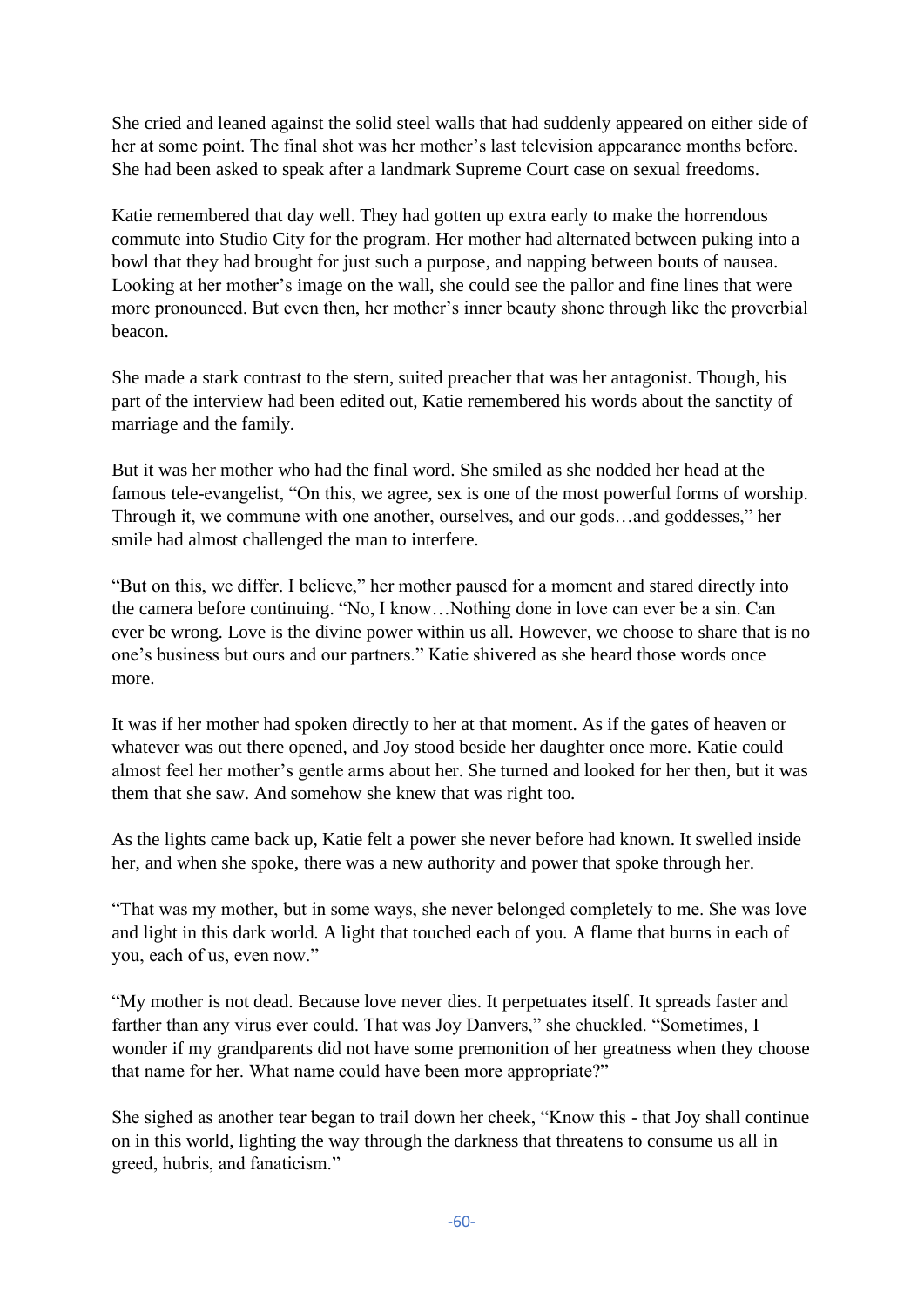She cried and leaned against the solid steel walls that had suddenly appeared on either side of her at some point. The final shot was her mother's last television appearance months before. She had been asked to speak after a landmark Supreme Court case on sexual freedoms.

Katie remembered that day well. They had gotten up extra early to make the horrendous commute into Studio City for the program. Her mother had alternated between puking into a bowl that they had brought for just such a purpose, and napping between bouts of nausea. Looking at her mother's image on the wall, she could see the pallor and fine lines that were more pronounced. But even then, her mother's inner beauty shone through like the proverbial beacon.

She made a stark contrast to the stern, suited preacher that was her antagonist. Though, his part of the interview had been edited out, Katie remembered his words about the sanctity of marriage and the family.

But it was her mother who had the final word. She smiled as she nodded her head at the famous tele-evangelist, "On this, we agree, sex is one of the most powerful forms of worship. Through it, we commune with one another, ourselves, and our gods…and goddesses," her smile had almost challenged the man to interfere.

"But on this, we differ. I believe," her mother paused for a moment and stared directly into the camera before continuing. "No, I know…Nothing done in love can ever be a sin. Can ever be wrong. Love is the divine power within us all. However, we choose to share that is no one's business but ours and our partners." Katie shivered as she heard those words once more.

It was if her mother had spoken directly to her at that moment. As if the gates of heaven or whatever was out there opened, and Joy stood beside her daughter once more. Katie could almost feel her mother's gentle arms about her. She turned and looked for her then, but it was them that she saw. And somehow she knew that was right too.

As the lights came back up, Katie felt a power she never before had known. It swelled inside her, and when she spoke, there was a new authority and power that spoke through her.

"That was my mother, but in some ways, she never belonged completely to me. She was love and light in this dark world. A light that touched each of you. A flame that burns in each of you, each of us, even now."

"My mother is not dead. Because love never dies. It perpetuates itself. It spreads faster and farther than any virus ever could. That was Joy Danvers," she chuckled. "Sometimes, I wonder if my grandparents did not have some premonition of her greatness when they choose that name for her. What name could have been more appropriate?"

She sighed as another tear began to trail down her cheek, "Know this - that Joy shall continue on in this world, lighting the way through the darkness that threatens to consume us all in greed, hubris, and fanaticism."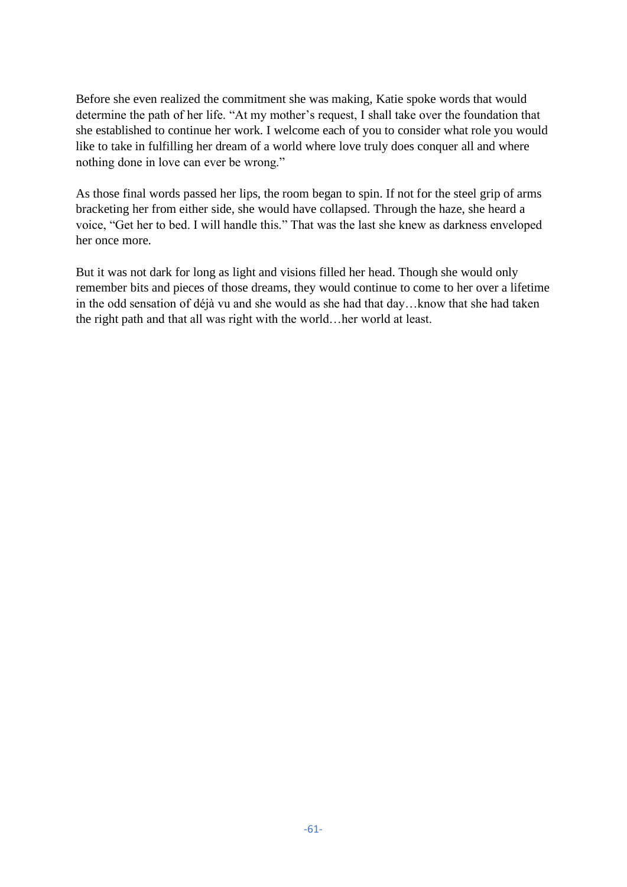Before she even realized the commitment she was making, Katie spoke words that would determine the path of her life. “At my mother’s request, I shall take over the foundation that she established to continue her work. I welcome each of you to consider what role you would like to take in fulfilling her dream of a world where love truly does conquer all and where nothing done in love can ever be wrong.”

As those final words passed her lips, the room began to spin. If not for the steel grip of arms bracketing her from either side, she would have collapsed. Through the haze, she heard a voice, “Get her to bed. I will handle this.” That was the last she knew as darkness enveloped her once more.

But it was not dark for long as light and visions filled her head. Though she would only remember bits and pieces of those dreams, they would continue to come to her over a lifetime in the odd sensation of déjà vu and she would as she had that day…know that she had taken the right path and that all was right with the world…her world at least.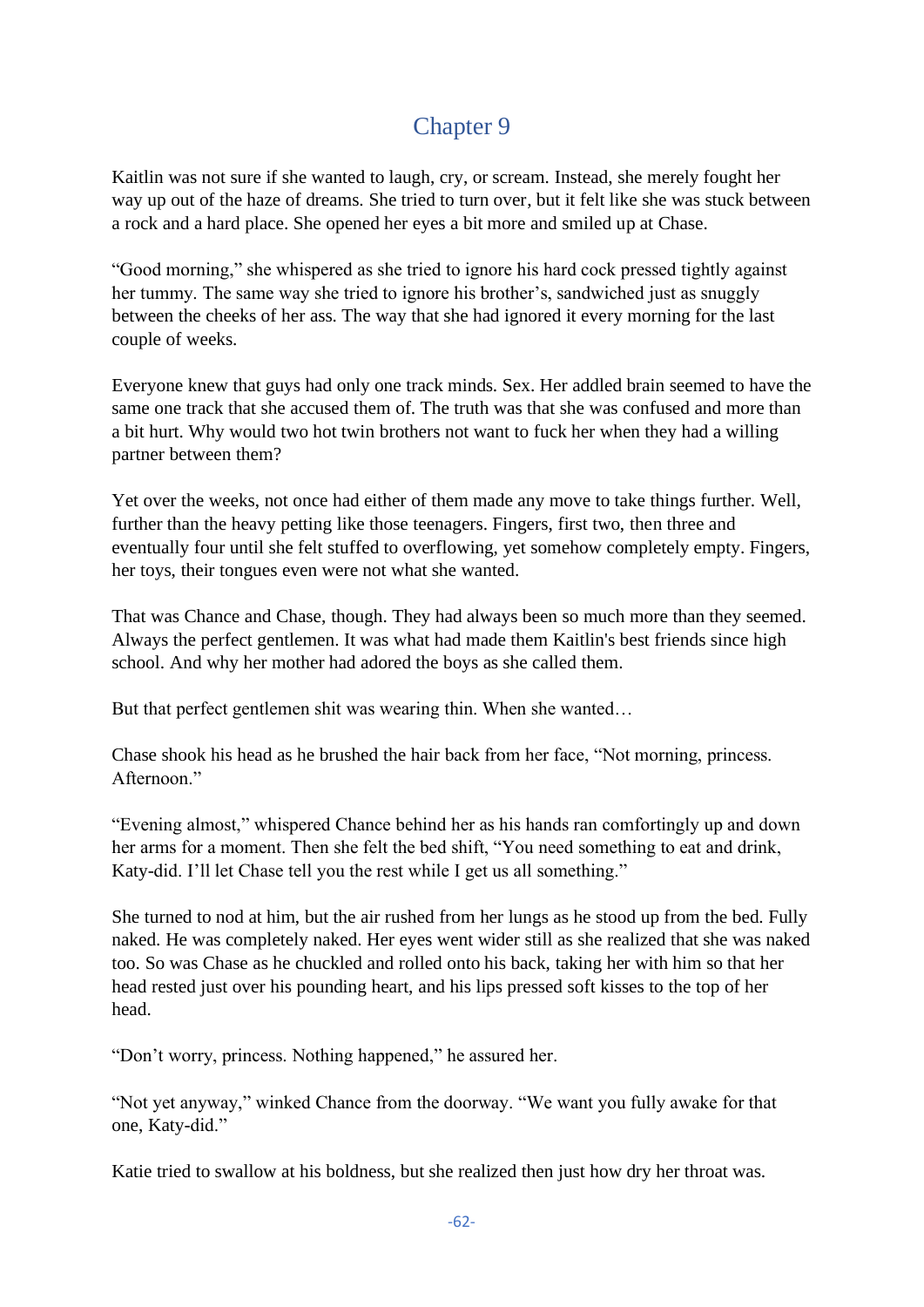# Chapter 9

Kaitlin was not sure if she wanted to laugh, cry, or scream. Instead, she merely fought her way up out of the haze of dreams. She tried to turn over, but it felt like she was stuck between a rock and a hard place. She opened her eyes a bit more and smiled up at Chase.

"Good morning," she whispered as she tried to ignore his hard cock pressed tightly against her tummy. The same way she tried to ignore his brother's, sandwiched just as snuggly between the cheeks of her ass. The way that she had ignored it every morning for the last couple of weeks.

Everyone knew that guys had only one track minds. Sex. Her addled brain seemed to have the same one track that she accused them of. The truth was that she was confused and more than a bit hurt. Why would two hot twin brothers not want to fuck her when they had a willing partner between them?

Yet over the weeks, not once had either of them made any move to take things further. Well, further than the heavy petting like those teenagers. Fingers, first two, then three and eventually four until she felt stuffed to overflowing, yet somehow completely empty. Fingers, her toys, their tongues even were not what she wanted.

That was Chance and Chase, though. They had always been so much more than they seemed. Always the perfect gentlemen. It was what had made them Kaitlin's best friends since high school. And why her mother had adored the boys as she called them.

But that perfect gentlemen shit was wearing thin. When she wanted…

Chase shook his head as he brushed the hair back from her face, "Not morning, princess. Afternoon."

"Evening almost," whispered Chance behind her as his hands ran comfortingly up and down her arms for a moment. Then she felt the bed shift, "You need something to eat and drink, Katy-did. I'll let Chase tell you the rest while I get us all something."

She turned to nod at him, but the air rushed from her lungs as he stood up from the bed. Fully naked. He was completely naked. Her eyes went wider still as she realized that she was naked too. So was Chase as he chuckled and rolled onto his back, taking her with him so that her head rested just over his pounding heart, and his lips pressed soft kisses to the top of her head.

"Don't worry, princess. Nothing happened," he assured her.

"Not yet anyway," winked Chance from the doorway. "We want you fully awake for that one, Katy-did."

Katie tried to swallow at his boldness, but she realized then just how dry her throat was.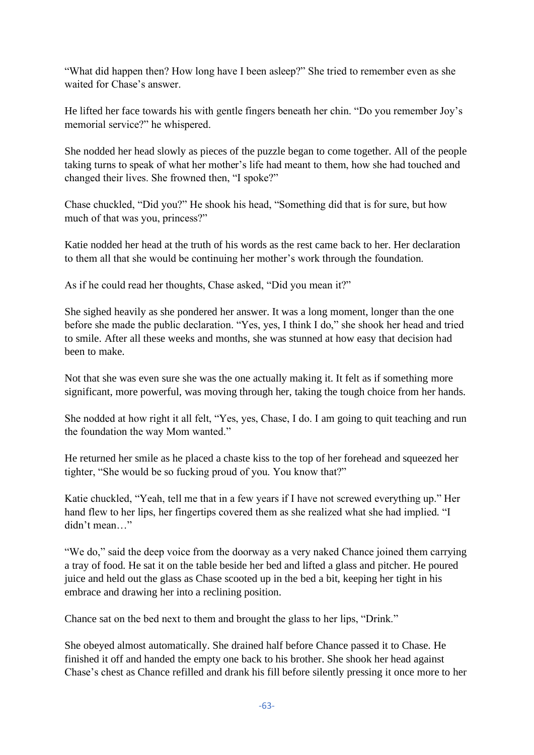"What did happen then? How long have I been asleep?" She tried to remember even as she waited for Chase's answer.

He lifted her face towards his with gentle fingers beneath her chin. "Do you remember Joy's memorial service?" he whispered.

She nodded her head slowly as pieces of the puzzle began to come together. All of the people taking turns to speak of what her mother's life had meant to them, how she had touched and changed their lives. She frowned then, "I spoke?"

Chase chuckled, "Did you?" He shook his head, "Something did that is for sure, but how much of that was you, princess?"

Katie nodded her head at the truth of his words as the rest came back to her. Her declaration to them all that she would be continuing her mother's work through the foundation.

As if he could read her thoughts, Chase asked, "Did you mean it?"

She sighed heavily as she pondered her answer. It was a long moment, longer than the one before she made the public declaration. "Yes, yes, I think I do," she shook her head and tried to smile. After all these weeks and months, she was stunned at how easy that decision had been to make.

Not that she was even sure she was the one actually making it. It felt as if something more significant, more powerful, was moving through her, taking the tough choice from her hands.

She nodded at how right it all felt, "Yes, yes, Chase, I do. I am going to quit teaching and run the foundation the way Mom wanted."

He returned her smile as he placed a chaste kiss to the top of her forehead and squeezed her tighter, "She would be so fucking proud of you. You know that?"

Katie chuckled, "Yeah, tell me that in a few years if I have not screwed everything up." Her hand flew to her lips, her fingertips covered them as she realized what she had implied. "I didn't mean…"

"We do," said the deep voice from the doorway as a very naked Chance joined them carrying a tray of food. He sat it on the table beside her bed and lifted a glass and pitcher. He poured juice and held out the glass as Chase scooted up in the bed a bit, keeping her tight in his embrace and drawing her into a reclining position.

Chance sat on the bed next to them and brought the glass to her lips, "Drink."

She obeyed almost automatically. She drained half before Chance passed it to Chase. He finished it off and handed the empty one back to his brother. She shook her head against Chase's chest as Chance refilled and drank his fill before silently pressing it once more to her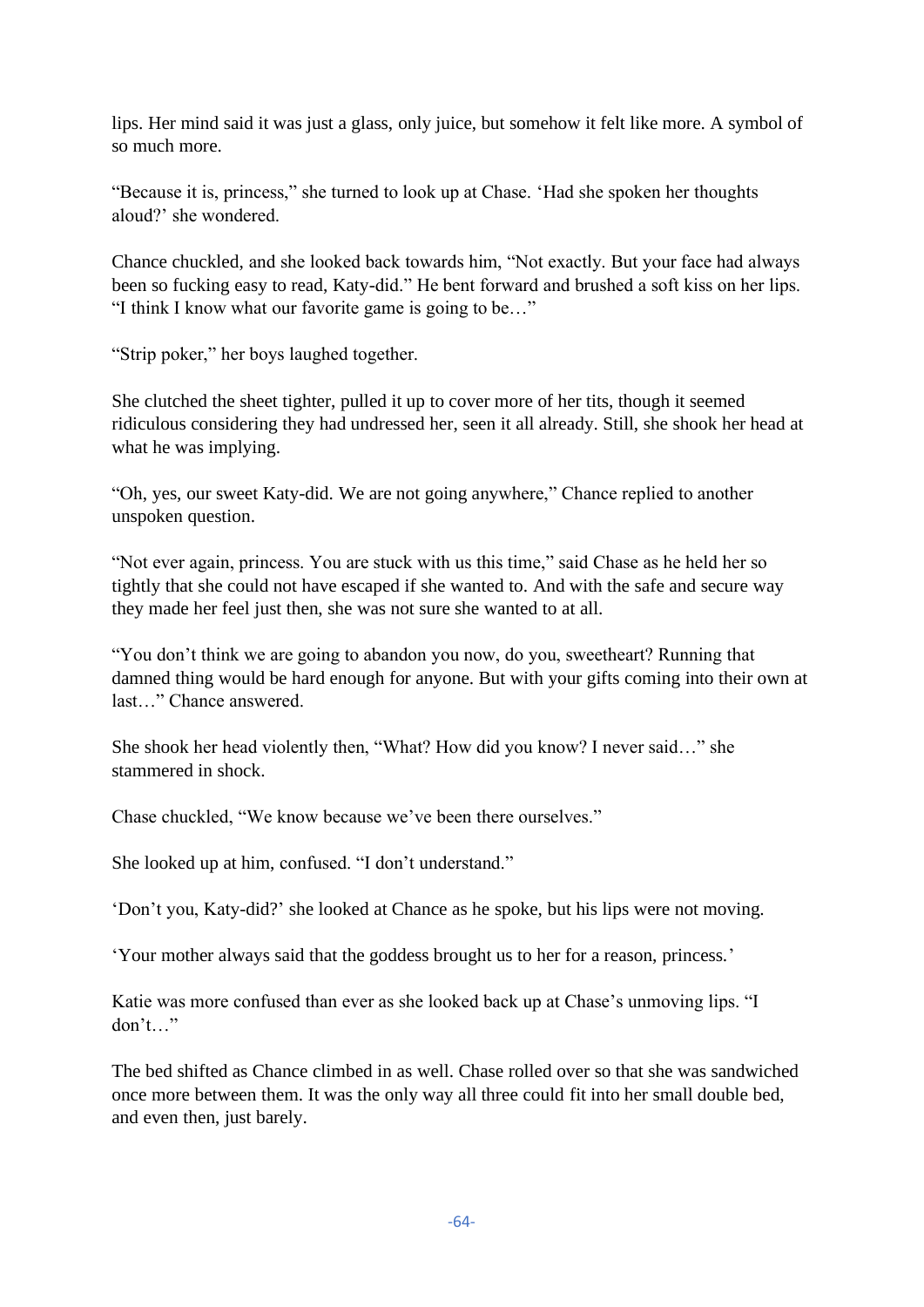lips. Her mind said it was just a glass, only juice, but somehow it felt like more. A symbol of so much more.

"Because it is, princess," she turned to look up at Chase. 'Had she spoken her thoughts aloud?' she wondered.

Chance chuckled, and she looked back towards him, "Not exactly. But your face had always been so fucking easy to read, Katy-did." He bent forward and brushed a soft kiss on her lips. "I think I know what our favorite game is going to be…"

"Strip poker," her boys laughed together.

She clutched the sheet tighter, pulled it up to cover more of her tits, though it seemed ridiculous considering they had undressed her, seen it all already. Still, she shook her head at what he was implying.

"Oh, yes, our sweet Katy-did. We are not going anywhere," Chance replied to another unspoken question.

"Not ever again, princess. You are stuck with us this time," said Chase as he held her so tightly that she could not have escaped if she wanted to. And with the safe and secure way they made her feel just then, she was not sure she wanted to at all.

"You don't think we are going to abandon you now, do you, sweetheart? Running that damned thing would be hard enough for anyone. But with your gifts coming into their own at last…" Chance answered.

She shook her head violently then, "What? How did you know? I never said…" she stammered in shock.

Chase chuckled, "We know because we've been there ourselves."

She looked up at him, confused. "I don't understand."

'Don't you, Katy-did?' she looked at Chance as he spoke, but his lips were not moving.

'Your mother always said that the goddess brought us to her for a reason, princess.'

Katie was more confused than ever as she looked back up at Chase's unmoving lips. "I don't…"

The bed shifted as Chance climbed in as well. Chase rolled over so that she was sandwiched once more between them. It was the only way all three could fit into her small double bed, and even then, just barely.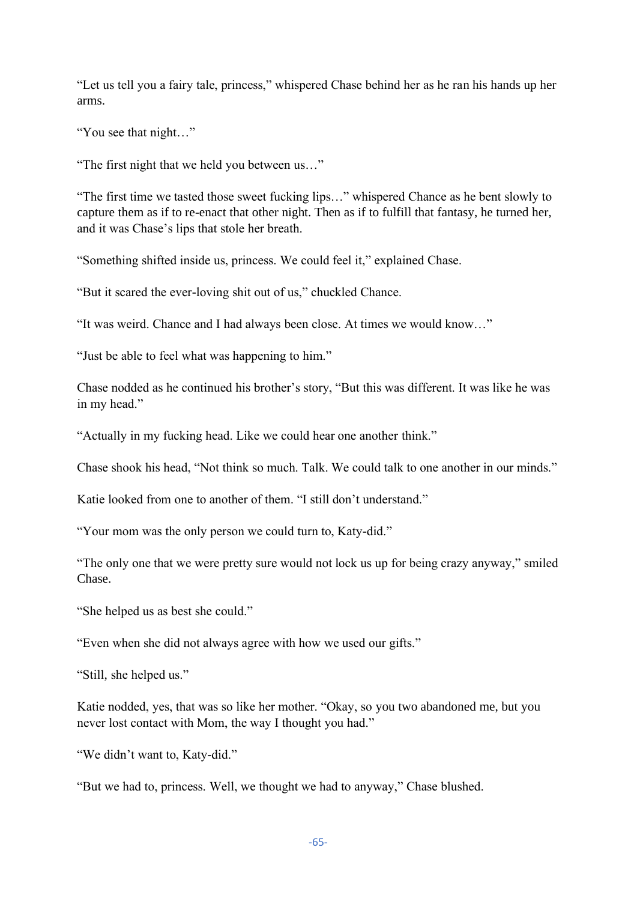"Let us tell you a fairy tale, princess," whispered Chase behind her as he ran his hands up her arms.

"You see that night…"

"The first night that we held you between us…"

"The first time we tasted those sweet fucking lips…" whispered Chance as he bent slowly to capture them as if to re-enact that other night. Then as if to fulfill that fantasy, he turned her, and it was Chase's lips that stole her breath.

"Something shifted inside us, princess. We could feel it," explained Chase.

"But it scared the ever-loving shit out of us," chuckled Chance.

"It was weird. Chance and I had always been close. At times we would know…"

"Just be able to feel what was happening to him."

Chase nodded as he continued his brother's story, "But this was different. It was like he was in my head."

"Actually in my fucking head. Like we could hear one another think."

Chase shook his head, "Not think so much. Talk. We could talk to one another in our minds."

Katie looked from one to another of them. "I still don't understand."

"Your mom was the only person we could turn to, Katy-did."

"The only one that we were pretty sure would not lock us up for being crazy anyway," smiled Chase.

"She helped us as best she could."

"Even when she did not always agree with how we used our gifts."

"Still, she helped us."

Katie nodded, yes, that was so like her mother. "Okay, so you two abandoned me, but you never lost contact with Mom, the way I thought you had."

"We didn't want to, Katy-did."

"But we had to, princess. Well, we thought we had to anyway," Chase blushed.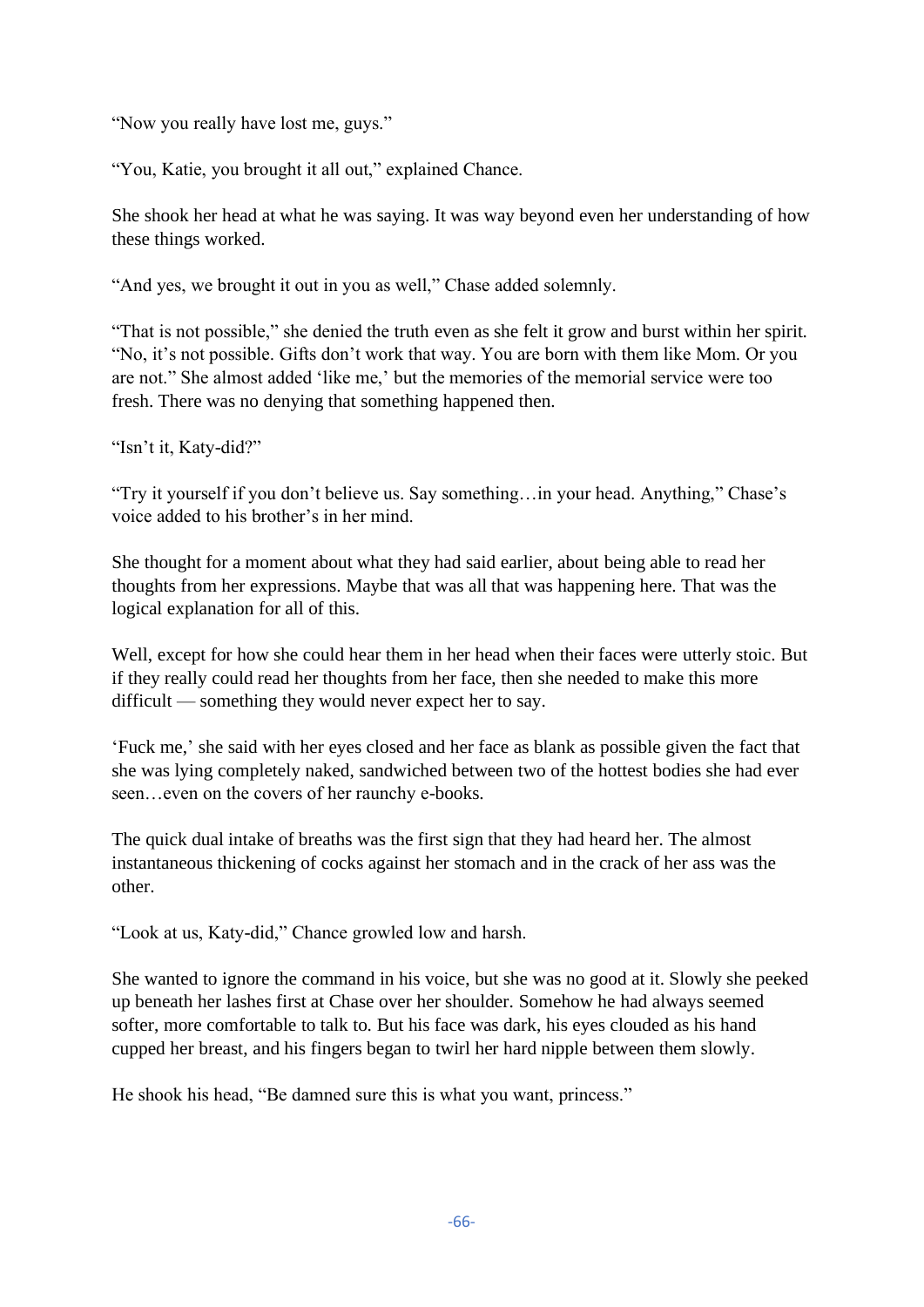"Now you really have lost me, guys."

"You, Katie, you brought it all out," explained Chance.

She shook her head at what he was saying. It was way beyond even her understanding of how these things worked.

"And yes, we brought it out in you as well," Chase added solemnly.

"That is not possible," she denied the truth even as she felt it grow and burst within her spirit. "No, it's not possible. Gifts don't work that way. You are born with them like Mom. Or you are not." She almost added 'like me,' but the memories of the memorial service were too fresh. There was no denying that something happened then.

"Isn't it, Katy-did?"

"Try it yourself if you don't believe us. Say something…in your head. Anything," Chase's voice added to his brother's in her mind.

She thought for a moment about what they had said earlier, about being able to read her thoughts from her expressions. Maybe that was all that was happening here. That was the logical explanation for all of this.

Well, except for how she could hear them in her head when their faces were utterly stoic. But if they really could read her thoughts from her face, then she needed to make this more difficult — something they would never expect her to say.

'Fuck me,' she said with her eyes closed and her face as blank as possible given the fact that she was lying completely naked, sandwiched between two of the hottest bodies she had ever seen…even on the covers of her raunchy e-books.

The quick dual intake of breaths was the first sign that they had heard her. The almost instantaneous thickening of cocks against her stomach and in the crack of her ass was the other.

"Look at us, Katy-did," Chance growled low and harsh.

She wanted to ignore the command in his voice, but she was no good at it. Slowly she peeked up beneath her lashes first at Chase over her shoulder. Somehow he had always seemed softer, more comfortable to talk to. But his face was dark, his eyes clouded as his hand cupped her breast, and his fingers began to twirl her hard nipple between them slowly.

He shook his head, "Be damned sure this is what you want, princess."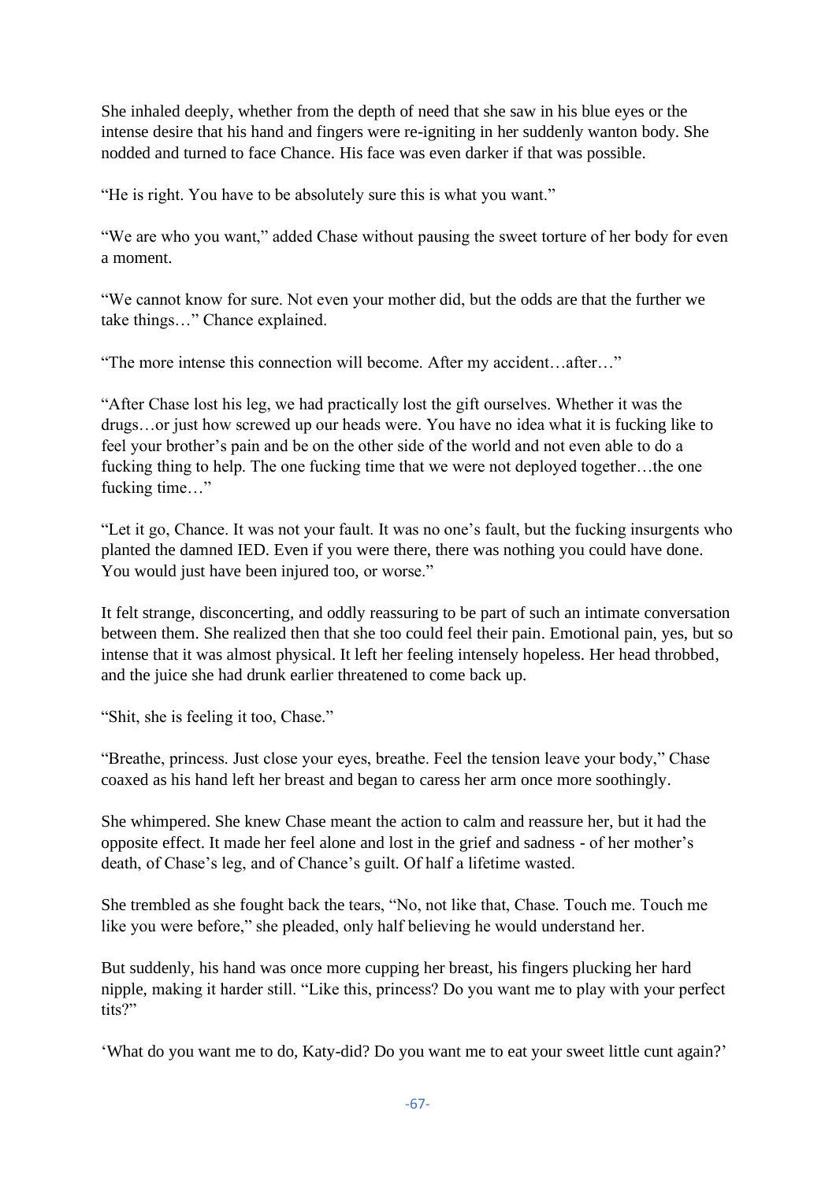She inhaled deeply, whether from the depth of need that she saw in his blue eyes or the intense desire that his hand and fingers were re-igniting in her suddenly wanton body. She nodded and turned to face Chance. His face was even darker if that was possible.

"He is right. You have to be absolutely sure this is what you want."

"We are who you want," added Chase without pausing the sweet torture of her body for even a moment.

"We cannot know for sure. Not even your mother did, but the odds are that the further we take things…" Chance explained.

"The more intense this connection will become. After my accident…after…"

"After Chase lost his leg, we had practically lost the gift ourselves. Whether it was the drugs…or just how screwed up our heads were. You have no idea what it is fucking like to feel your brother's pain and be on the other side of the world and not even able to do a fucking thing to help. The one fucking time that we were not deployed together…the one fucking time…"

"Let it go, Chance. It was not your fault. It was no one's fault, but the fucking insurgents who planted the damned IED. Even if you were there, there was nothing you could have done. You would just have been injured too, or worse."

It felt strange, disconcerting, and oddly reassuring to be part of such an intimate conversation between them. She realized then that she too could feel their pain. Emotional pain, yes, but so intense that it was almost physical. It left her feeling intensely hopeless. Her head throbbed, and the juice she had drunk earlier threatened to come back up.

"Shit, she is feeling it too, Chase."

"Breathe, princess. Just close your eyes, breathe. Feel the tension leave your body," Chase coaxed as his hand left her breast and began to caress her arm once more soothingly.

She whimpered. She knew Chase meant the action to calm and reassure her, but it had the opposite effect. It made her feel alone and lost in the grief and sadness - of her mother's death, of Chase's leg, and of Chance's guilt. Of half a lifetime wasted.

She trembled as she fought back the tears, "No, not like that, Chase. Touch me. Touch me like you were before," she pleaded, only half believing he would understand her.

But suddenly, his hand was once more cupping her breast, his fingers plucking her hard nipple, making it harder still. "Like this, princess? Do you want me to play with your perfect tits?"

'What do you want me to do, Katy-did? Do you want me to eat your sweet little cunt again?'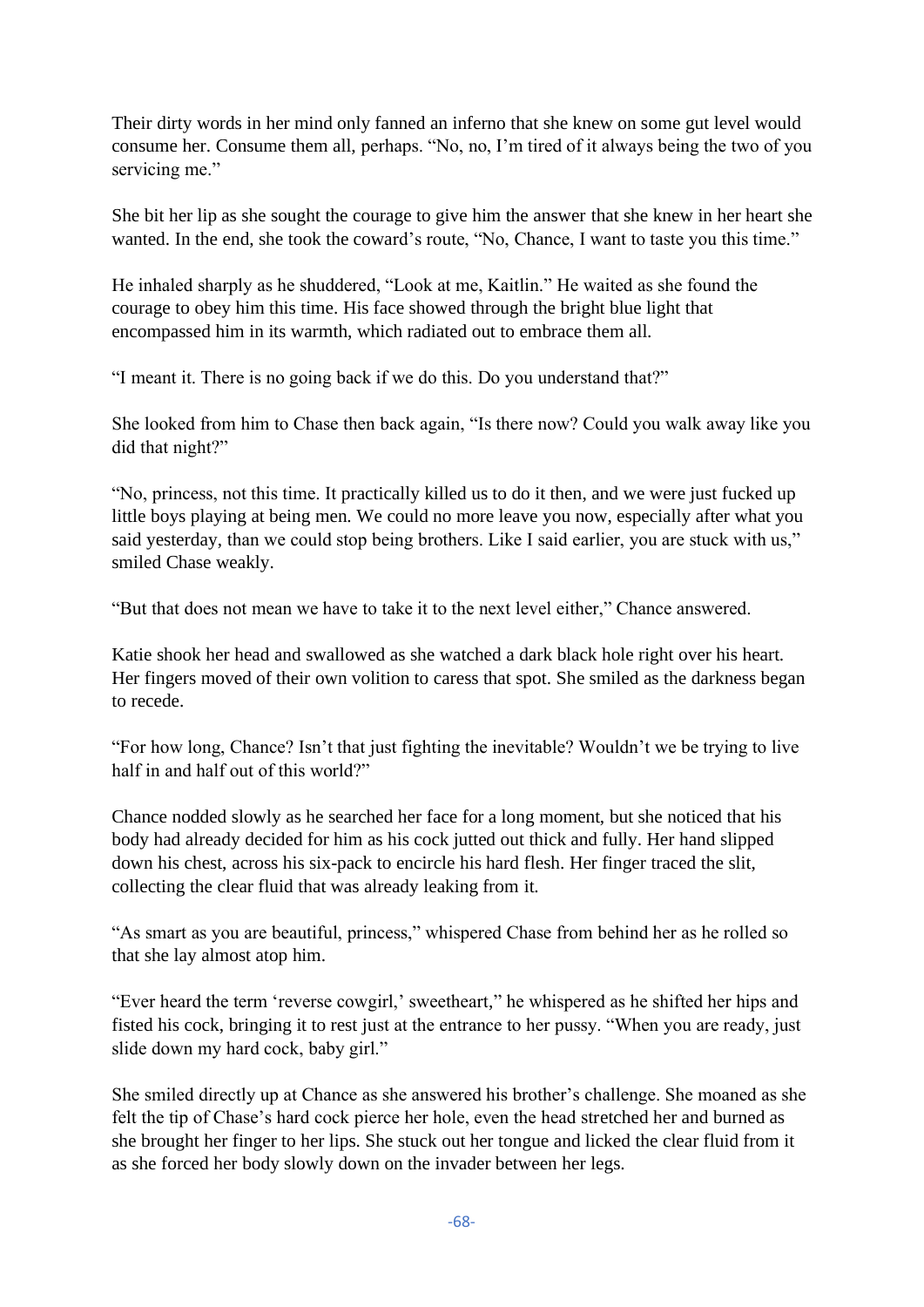Their dirty words in her mind only fanned an inferno that she knew on some gut level would consume her. Consume them all, perhaps. "No, no, I'm tired of it always being the two of you servicing me."

She bit her lip as she sought the courage to give him the answer that she knew in her heart she wanted. In the end, she took the coward's route, "No, Chance, I want to taste you this time."

He inhaled sharply as he shuddered, "Look at me, Kaitlin." He waited as she found the courage to obey him this time. His face showed through the bright blue light that encompassed him in its warmth, which radiated out to embrace them all.

"I meant it. There is no going back if we do this. Do you understand that?"

She looked from him to Chase then back again, "Is there now? Could you walk away like you did that night?"

"No, princess, not this time. It practically killed us to do it then, and we were just fucked up little boys playing at being men. We could no more leave you now, especially after what you said yesterday, than we could stop being brothers. Like I said earlier, you are stuck with us," smiled Chase weakly.

"But that does not mean we have to take it to the next level either," Chance answered.

Katie shook her head and swallowed as she watched a dark black hole right over his heart. Her fingers moved of their own volition to caress that spot. She smiled as the darkness began to recede.

"For how long, Chance? Isn't that just fighting the inevitable? Wouldn't we be trying to live half in and half out of this world?"

Chance nodded slowly as he searched her face for a long moment, but she noticed that his body had already decided for him as his cock jutted out thick and fully. Her hand slipped down his chest, across his six-pack to encircle his hard flesh. Her finger traced the slit, collecting the clear fluid that was already leaking from it.

"As smart as you are beautiful, princess," whispered Chase from behind her as he rolled so that she lay almost atop him.

"Ever heard the term 'reverse cowgirl,' sweetheart," he whispered as he shifted her hips and fisted his cock, bringing it to rest just at the entrance to her pussy. "When you are ready, just slide down my hard cock, baby girl."

She smiled directly up at Chance as she answered his brother's challenge. She moaned as she felt the tip of Chase's hard cock pierce her hole, even the head stretched her and burned as she brought her finger to her lips. She stuck out her tongue and licked the clear fluid from it as she forced her body slowly down on the invader between her legs.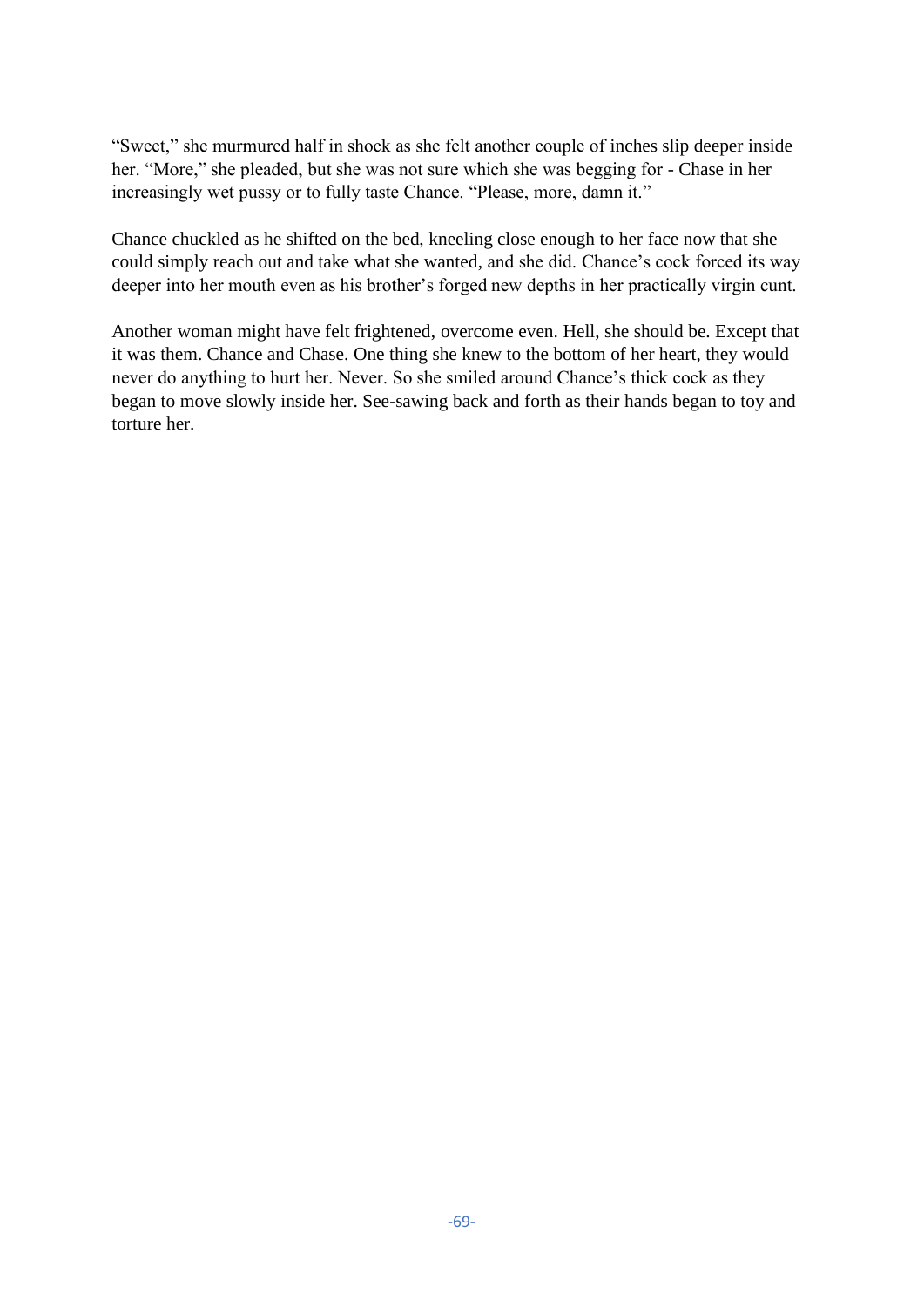"Sweet," she murmured half in shock as she felt another couple of inches slip deeper inside her. "More," she pleaded, but she was not sure which she was begging for - Chase in her increasingly wet pussy or to fully taste Chance. "Please, more, damn it."

Chance chuckled as he shifted on the bed, kneeling close enough to her face now that she could simply reach out and take what she wanted, and she did. Chance's cock forced its way deeper into her mouth even as his brother's forged new depths in her practically virgin cunt.

Another woman might have felt frightened, overcome even. Hell, she should be. Except that it was them. Chance and Chase. One thing she knew to the bottom of her heart, they would never do anything to hurt her. Never. So she smiled around Chance's thick cock as they began to move slowly inside her. See-sawing back and forth as their hands began to toy and torture her.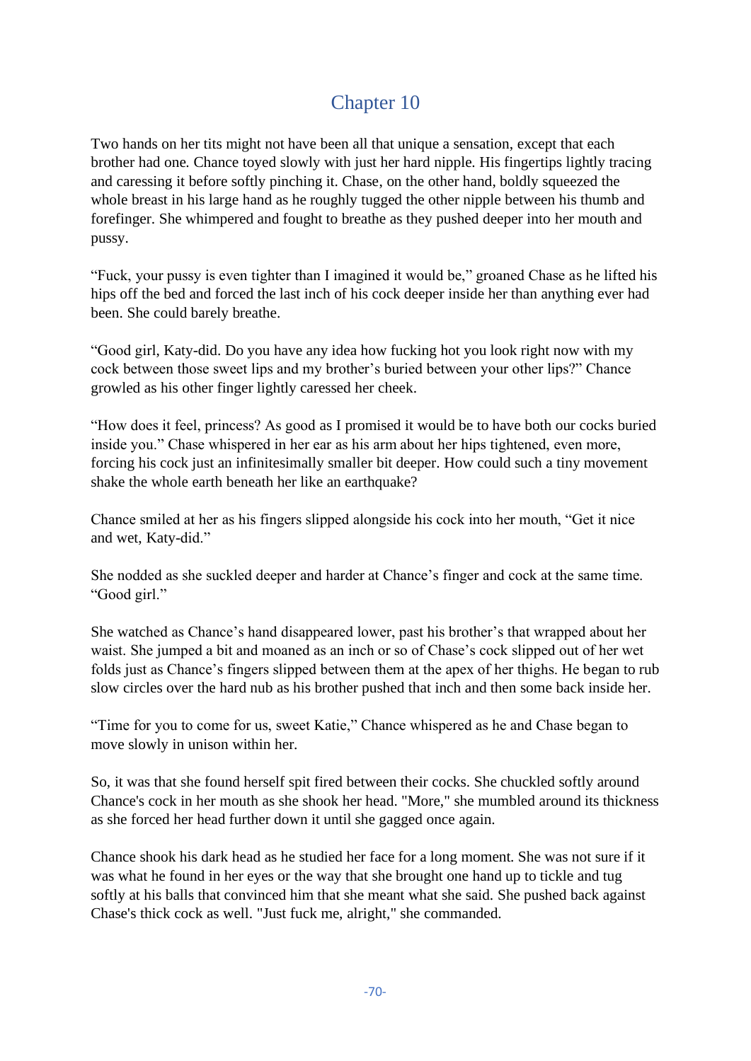# Chapter 10

Two hands on her tits might not have been all that unique a sensation, except that each brother had one. Chance toyed slowly with just her hard nipple. His fingertips lightly tracing and caressing it before softly pinching it. Chase, on the other hand, boldly squeezed the whole breast in his large hand as he roughly tugged the other nipple between his thumb and forefinger. She whimpered and fought to breathe as they pushed deeper into her mouth and pussy.

"Fuck, your pussy is even tighter than I imagined it would be," groaned Chase as he lifted his hips off the bed and forced the last inch of his cock deeper inside her than anything ever had been. She could barely breathe.

"Good girl, Katy-did. Do you have any idea how fucking hot you look right now with my cock between those sweet lips and my brother's buried between your other lips?" Chance growled as his other finger lightly caressed her cheek.

"How does it feel, princess? As good as I promised it would be to have both our cocks buried inside you." Chase whispered in her ear as his arm about her hips tightened, even more, forcing his cock just an infinitesimally smaller bit deeper. How could such a tiny movement shake the whole earth beneath her like an earthquake?

Chance smiled at her as his fingers slipped alongside his cock into her mouth, "Get it nice and wet, Katy-did."

She nodded as she suckled deeper and harder at Chance's finger and cock at the same time. "Good girl."

She watched as Chance's hand disappeared lower, past his brother's that wrapped about her waist. She jumped a bit and moaned as an inch or so of Chase's cock slipped out of her wet folds just as Chance's fingers slipped between them at the apex of her thighs. He began to rub slow circles over the hard nub as his brother pushed that inch and then some back inside her.

"Time for you to come for us, sweet Katie," Chance whispered as he and Chase began to move slowly in unison within her.

So, it was that she found herself spit fired between their cocks. She chuckled softly around Chance's cock in her mouth as she shook her head. "More," she mumbled around its thickness as she forced her head further down it until she gagged once again.

Chance shook his dark head as he studied her face for a long moment. She was not sure if it was what he found in her eyes or the way that she brought one hand up to tickle and tug softly at his balls that convinced him that she meant what she said. She pushed back against Chase's thick cock as well. "Just fuck me, alright," she commanded.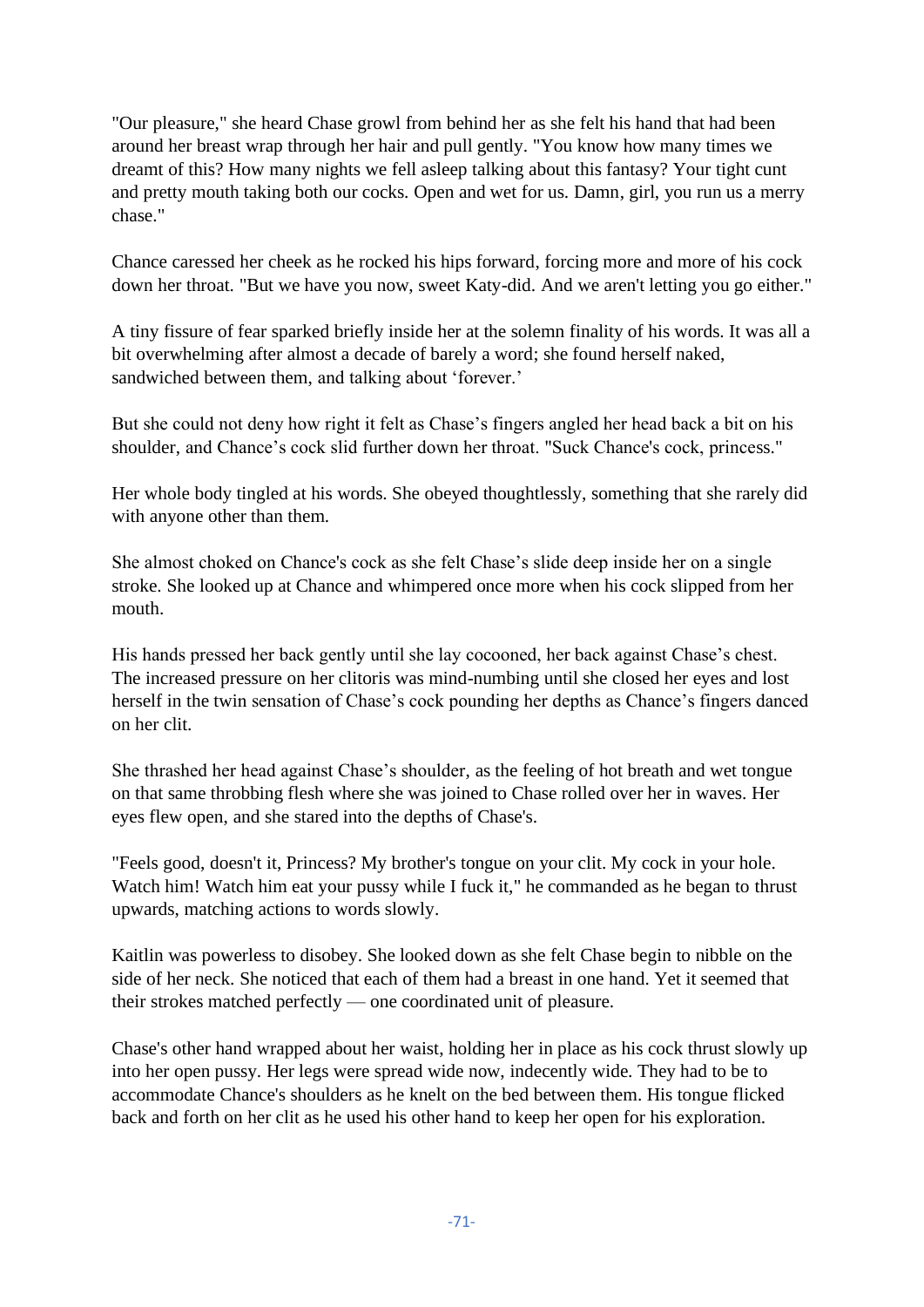"Our pleasure," she heard Chase growl from behind her as she felt his hand that had been around her breast wrap through her hair and pull gently. "You know how many times we dreamt of this? How many nights we fell asleep talking about this fantasy? Your tight cunt and pretty mouth taking both our cocks. Open and wet for us. Damn, girl, you run us a merry chase."

Chance caressed her cheek as he rocked his hips forward, forcing more and more of his cock down her throat. "But we have you now, sweet Katy-did. And we aren't letting you go either."

A tiny fissure of fear sparked briefly inside her at the solemn finality of his words. It was all a bit overwhelming after almost a decade of barely a word; she found herself naked, sandwiched between them, and talking about 'forever.'

But she could not deny how right it felt as Chase's fingers angled her head back a bit on his shoulder, and Chance's cock slid further down her throat. "Suck Chance's cock, princess."

Her whole body tingled at his words. She obeyed thoughtlessly, something that she rarely did with anyone other than them.

She almost choked on Chance's cock as she felt Chase's slide deep inside her on a single stroke. She looked up at Chance and whimpered once more when his cock slipped from her mouth.

His hands pressed her back gently until she lay cocooned, her back against Chase's chest. The increased pressure on her clitoris was mind-numbing until she closed her eyes and lost herself in the twin sensation of Chase's cock pounding her depths as Chance's fingers danced on her clit.

She thrashed her head against Chase's shoulder, as the feeling of hot breath and wet tongue on that same throbbing flesh where she was joined to Chase rolled over her in waves. Her eyes flew open, and she stared into the depths of Chase's.

"Feels good, doesn't it, Princess? My brother's tongue on your clit. My cock in your hole. Watch him! Watch him eat your pussy while I fuck it," he commanded as he began to thrust upwards, matching actions to words slowly.

Kaitlin was powerless to disobey. She looked down as she felt Chase begin to nibble on the side of her neck. She noticed that each of them had a breast in one hand. Yet it seemed that their strokes matched perfectly — one coordinated unit of pleasure.

Chase's other hand wrapped about her waist, holding her in place as his cock thrust slowly up into her open pussy. Her legs were spread wide now, indecently wide. They had to be to accommodate Chance's shoulders as he knelt on the bed between them. His tongue flicked back and forth on her clit as he used his other hand to keep her open for his exploration.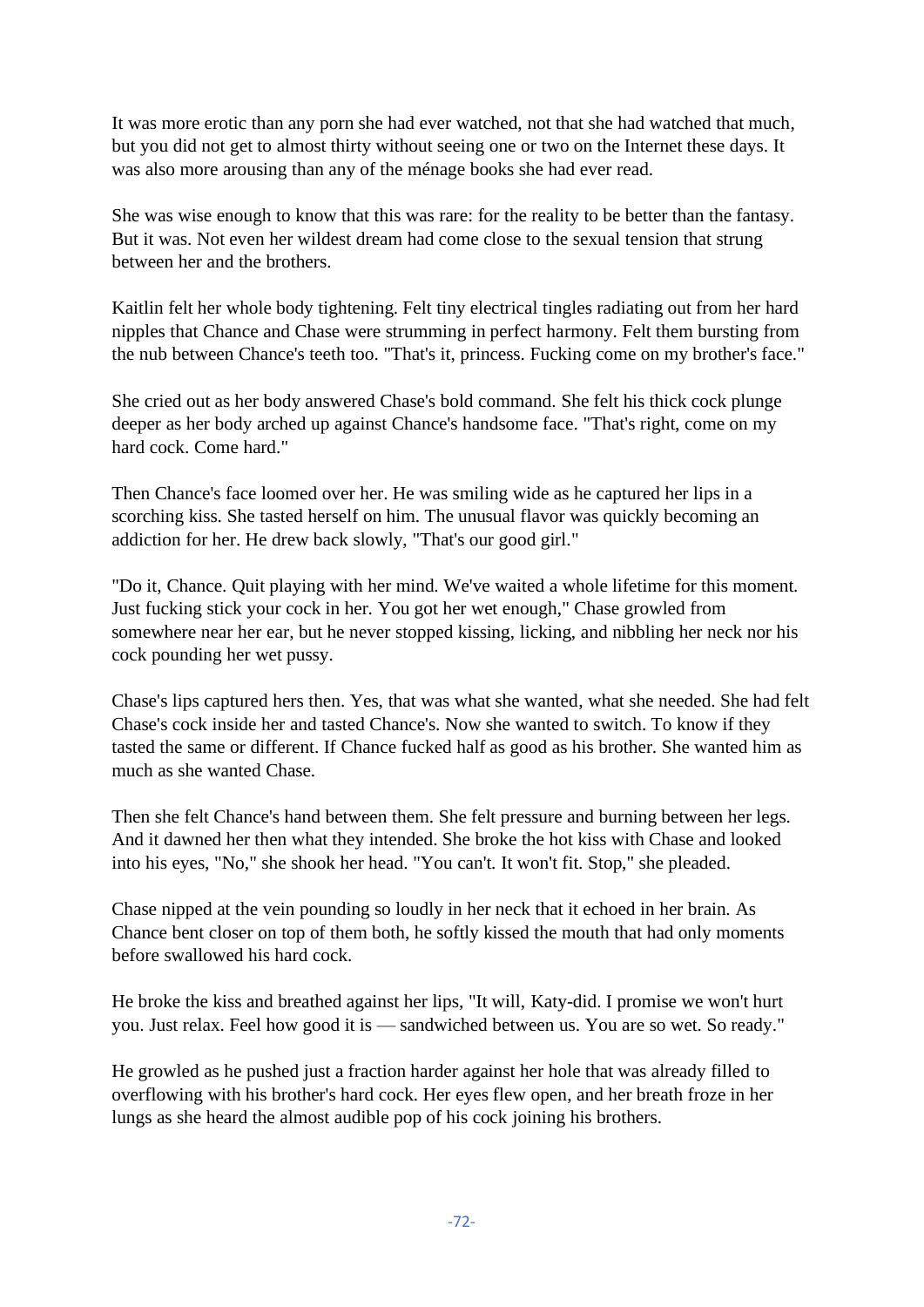It was more erotic than any porn she had ever watched, not that she had watched that much, but you did not get to almost thirty without seeing one or two on the Internet these days. It was also more arousing than any of the ménage books she had ever read.

She was wise enough to know that this was rare: for the reality to be better than the fantasy. But it was. Not even her wildest dream had come close to the sexual tension that strung between her and the brothers.

Kaitlin felt her whole body tightening. Felt tiny electrical tingles radiating out from her hard nipples that Chance and Chase were strumming in perfect harmony. Felt them bursting from the nub between Chance's teeth too. "That's it, princess. Fucking come on my brother's face."

She cried out as her body answered Chase's bold command. She felt his thick cock plunge deeper as her body arched up against Chance's handsome face. "That's right, come on my hard cock. Come hard."

Then Chance's face loomed over her. He was smiling wide as he captured her lips in a scorching kiss. She tasted herself on him. The unusual flavor was quickly becoming an addiction for her. He drew back slowly, "That's our good girl."

"Do it, Chance. Quit playing with her mind. We've waited a whole lifetime for this moment. Just fucking stick your cock in her. You got her wet enough," Chase growled from somewhere near her ear, but he never stopped kissing, licking, and nibbling her neck nor his cock pounding her wet pussy.

Chase's lips captured hers then. Yes, that was what she wanted, what she needed. She had felt Chase's cock inside her and tasted Chance's. Now she wanted to switch. To know if they tasted the same or different. If Chance fucked half as good as his brother. She wanted him as much as she wanted Chase.

Then she felt Chance's hand between them. She felt pressure and burning between her legs. And it dawned her then what they intended. She broke the hot kiss with Chase and looked into his eyes, "No," she shook her head. "You can't. It won't fit. Stop," she pleaded.

Chase nipped at the vein pounding so loudly in her neck that it echoed in her brain. As Chance bent closer on top of them both, he softly kissed the mouth that had only moments before swallowed his hard cock.

He broke the kiss and breathed against her lips, "It will, Katy-did. I promise we won't hurt you. Just relax. Feel how good it is — sandwiched between us. You are so wet. So ready."

He growled as he pushed just a fraction harder against her hole that was already filled to overflowing with his brother's hard cock. Her eyes flew open, and her breath froze in her lungs as she heard the almost audible pop of his cock joining his brothers.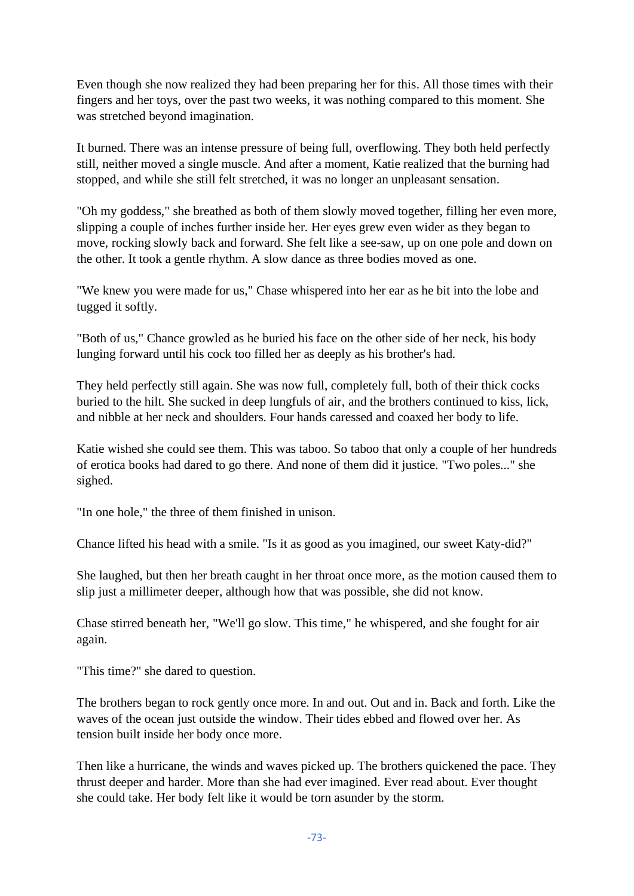Even though she now realized they had been preparing her for this. All those times with their fingers and her toys, over the past two weeks, it was nothing compared to this moment. She was stretched beyond imagination.

It burned. There was an intense pressure of being full, overflowing. They both held perfectly still, neither moved a single muscle. And after a moment, Katie realized that the burning had stopped, and while she still felt stretched, it was no longer an unpleasant sensation.

"Oh my goddess," she breathed as both of them slowly moved together, filling her even more, slipping a couple of inches further inside her. Her eyes grew even wider as they began to move, rocking slowly back and forward. She felt like a see-saw, up on one pole and down on the other. It took a gentle rhythm. A slow dance as three bodies moved as one.

"We knew you were made for us," Chase whispered into her ear as he bit into the lobe and tugged it softly.

"Both of us," Chance growled as he buried his face on the other side of her neck, his body lunging forward until his cock too filled her as deeply as his brother's had.

They held perfectly still again. She was now full, completely full, both of their thick cocks buried to the hilt. She sucked in deep lungfuls of air, and the brothers continued to kiss, lick, and nibble at her neck and shoulders. Four hands caressed and coaxed her body to life.

Katie wished she could see them. This was taboo. So taboo that only a couple of her hundreds of erotica books had dared to go there. And none of them did it justice. "Two poles..." she sighed.

"In one hole," the three of them finished in unison.

Chance lifted his head with a smile. "Is it as good as you imagined, our sweet Katy-did?"

She laughed, but then her breath caught in her throat once more, as the motion caused them to slip just a millimeter deeper, although how that was possible, she did not know.

Chase stirred beneath her, "We'll go slow. This time," he whispered, and she fought for air again.

"This time?" she dared to question.

The brothers began to rock gently once more. In and out. Out and in. Back and forth. Like the waves of the ocean just outside the window. Their tides ebbed and flowed over her. As tension built inside her body once more.

Then like a hurricane, the winds and waves picked up. The brothers quickened the pace. They thrust deeper and harder. More than she had ever imagined. Ever read about. Ever thought she could take. Her body felt like it would be torn asunder by the storm.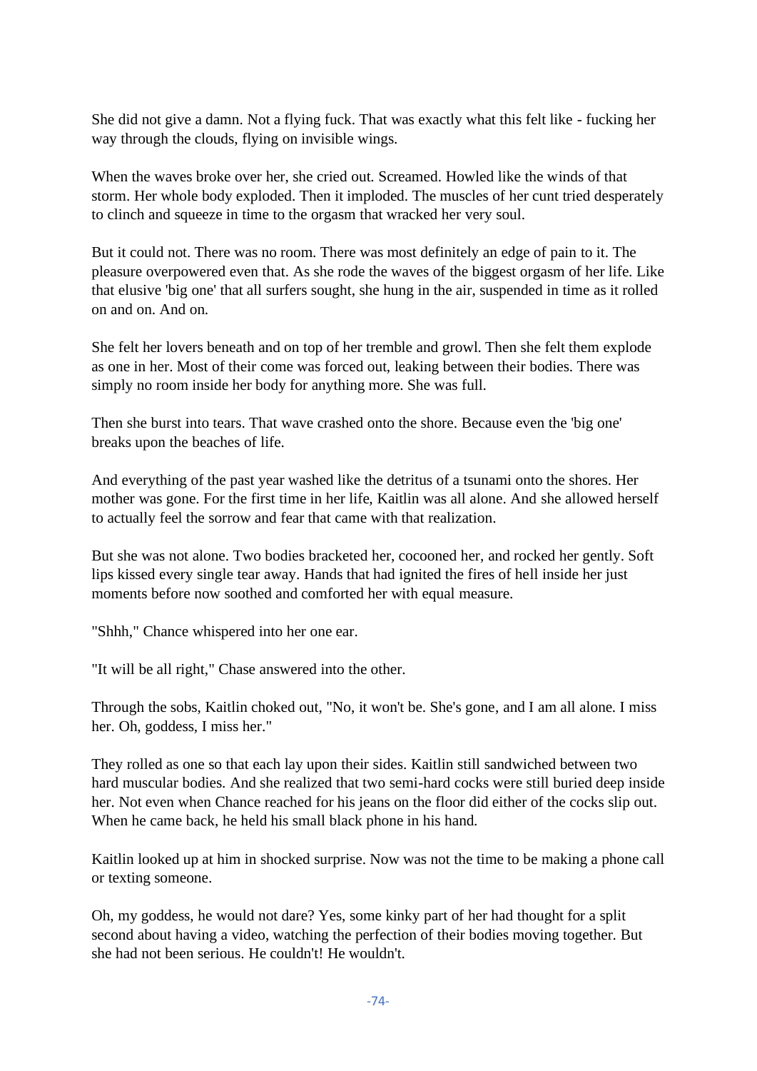She did not give a damn. Not a flying fuck. That was exactly what this felt like - fucking her way through the clouds, flying on invisible wings.

When the waves broke over her, she cried out. Screamed. Howled like the winds of that storm. Her whole body exploded. Then it imploded. The muscles of her cunt tried desperately to clinch and squeeze in time to the orgasm that wracked her very soul.

But it could not. There was no room. There was most definitely an edge of pain to it. The pleasure overpowered even that. As she rode the waves of the biggest orgasm of her life. Like that elusive 'big one' that all surfers sought, she hung in the air, suspended in time as it rolled on and on. And on.

She felt her lovers beneath and on top of her tremble and growl. Then she felt them explode as one in her. Most of their come was forced out, leaking between their bodies. There was simply no room inside her body for anything more. She was full.

Then she burst into tears. That wave crashed onto the shore. Because even the 'big one' breaks upon the beaches of life.

And everything of the past year washed like the detritus of a tsunami onto the shores. Her mother was gone. For the first time in her life, Kaitlin was all alone. And she allowed herself to actually feel the sorrow and fear that came with that realization.

But she was not alone. Two bodies bracketed her, cocooned her, and rocked her gently. Soft lips kissed every single tear away. Hands that had ignited the fires of hell inside her just moments before now soothed and comforted her with equal measure.

"Shhh," Chance whispered into her one ear.

"It will be all right," Chase answered into the other.

Through the sobs, Kaitlin choked out, "No, it won't be. She's gone, and I am all alone. I miss her. Oh, goddess, I miss her."

They rolled as one so that each lay upon their sides. Kaitlin still sandwiched between two hard muscular bodies. And she realized that two semi-hard cocks were still buried deep inside her. Not even when Chance reached for his jeans on the floor did either of the cocks slip out. When he came back, he held his small black phone in his hand.

Kaitlin looked up at him in shocked surprise. Now was not the time to be making a phone call or texting someone.

Oh, my goddess, he would not dare? Yes, some kinky part of her had thought for a split second about having a video, watching the perfection of their bodies moving together. But she had not been serious. He couldn't! He wouldn't.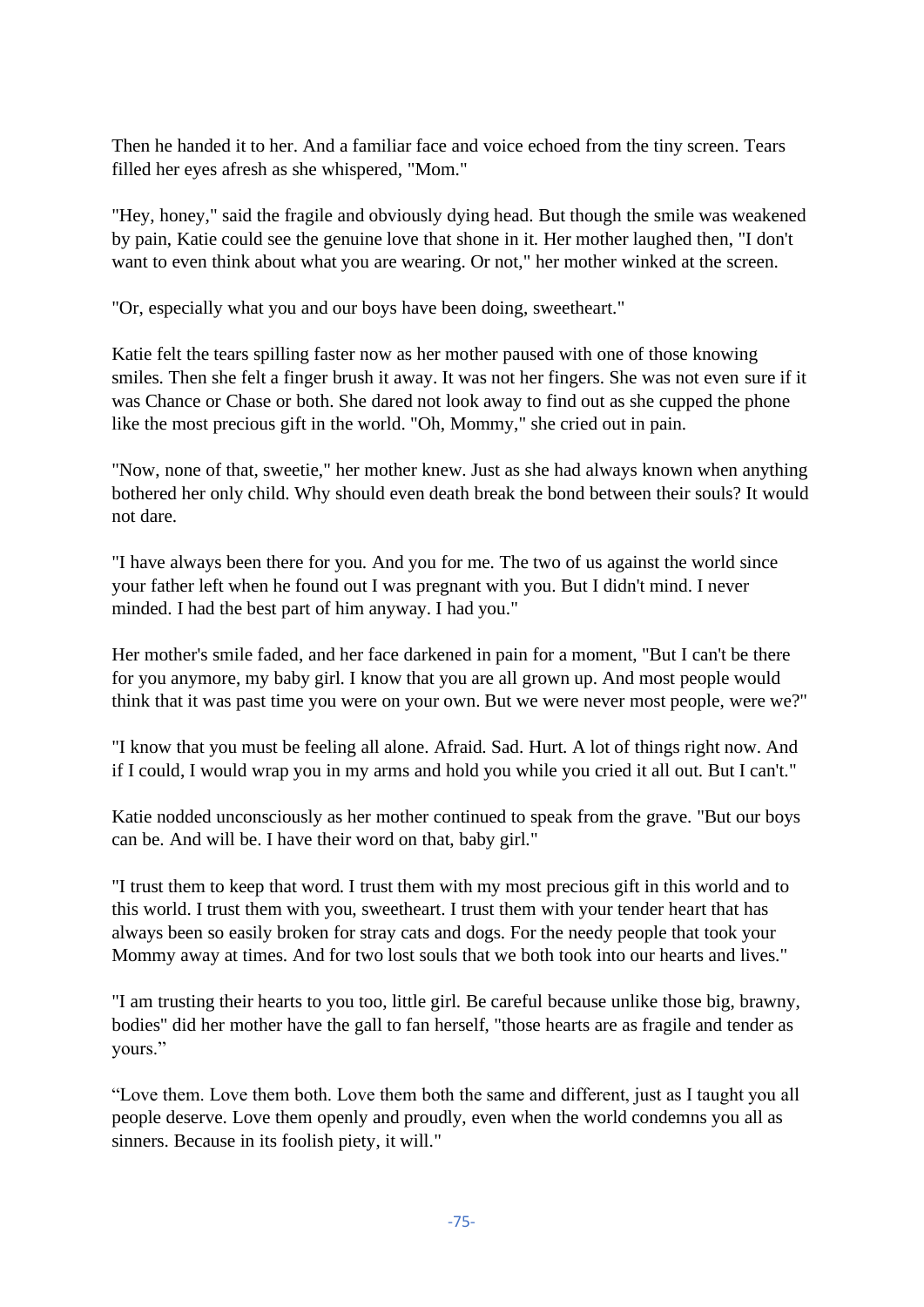Then he handed it to her. And a familiar face and voice echoed from the tiny screen. Tears filled her eyes afresh as she whispered, "Mom."

"Hey, honey," said the fragile and obviously dying head. But though the smile was weakened by pain, Katie could see the genuine love that shone in it. Her mother laughed then, "I don't want to even think about what you are wearing. Or not," her mother winked at the screen.

"Or, especially what you and our boys have been doing, sweetheart."

Katie felt the tears spilling faster now as her mother paused with one of those knowing smiles. Then she felt a finger brush it away. It was not her fingers. She was not even sure if it was Chance or Chase or both. She dared not look away to find out as she cupped the phone like the most precious gift in the world. "Oh, Mommy," she cried out in pain.

"Now, none of that, sweetie," her mother knew. Just as she had always known when anything bothered her only child. Why should even death break the bond between their souls? It would not dare.

"I have always been there for you. And you for me. The two of us against the world since your father left when he found out I was pregnant with you. But I didn't mind. I never minded. I had the best part of him anyway. I had you."

Her mother's smile faded, and her face darkened in pain for a moment, "But I can't be there for you anymore, my baby girl. I know that you are all grown up. And most people would think that it was past time you were on your own. But we were never most people, were we?"

"I know that you must be feeling all alone. Afraid. Sad. Hurt. A lot of things right now. And if I could, I would wrap you in my arms and hold you while you cried it all out. But I can't."

Katie nodded unconsciously as her mother continued to speak from the grave. "But our boys can be. And will be. I have their word on that, baby girl."

"I trust them to keep that word. I trust them with my most precious gift in this world and to this world. I trust them with you, sweetheart. I trust them with your tender heart that has always been so easily broken for stray cats and dogs. For the needy people that took your Mommy away at times. And for two lost souls that we both took into our hearts and lives."

"I am trusting their hearts to you too, little girl. Be careful because unlike those big, brawny, bodies" did her mother have the gall to fan herself, "those hearts are as fragile and tender as yours."

"Love them. Love them both. Love them both the same and different, just as I taught you all people deserve. Love them openly and proudly, even when the world condemns you all as sinners. Because in its foolish piety, it will."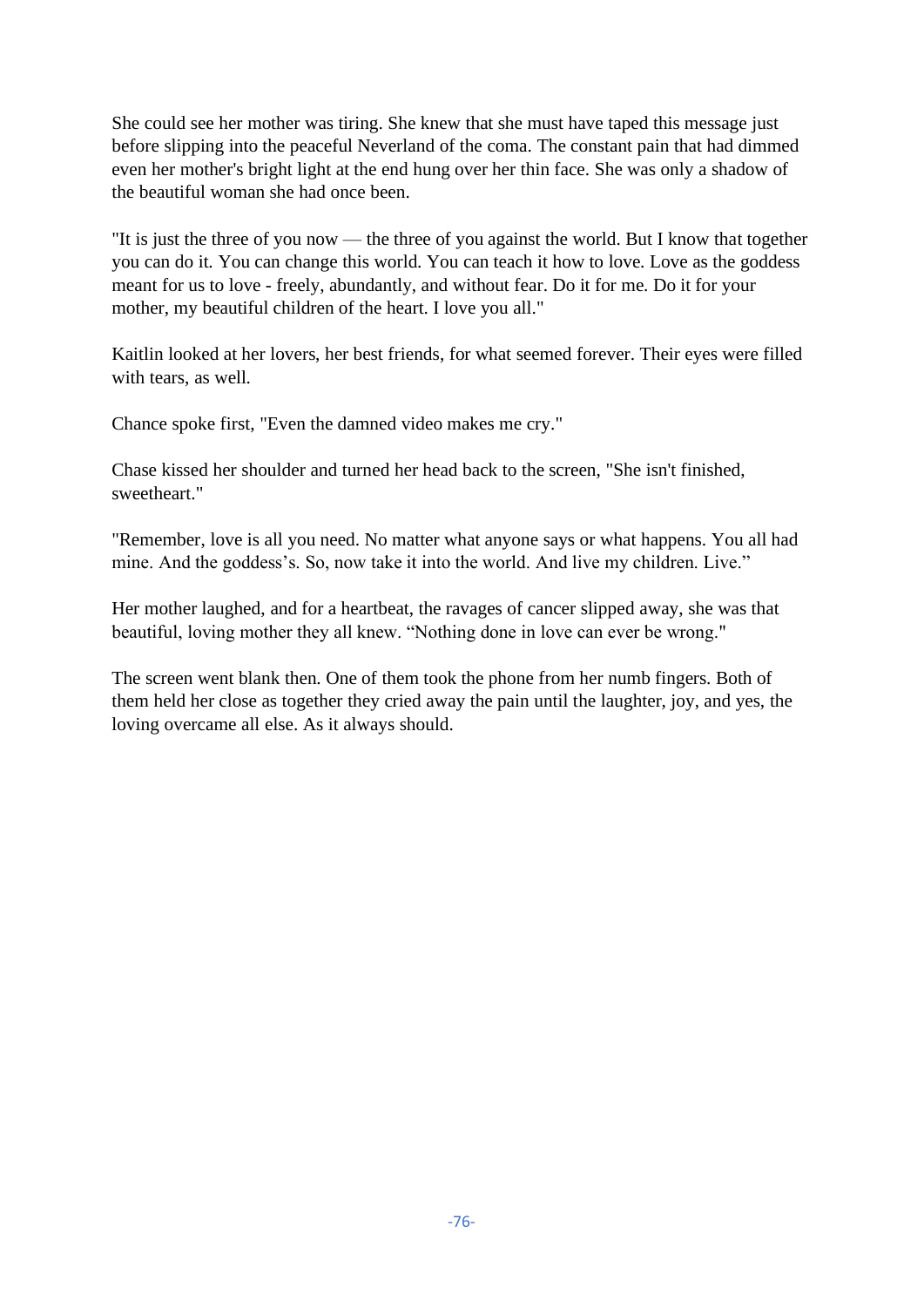She could see her mother was tiring. She knew that she must have taped this message just before slipping into the peaceful Neverland of the coma. The constant pain that had dimmed even her mother's bright light at the end hung over her thin face. She was only a shadow of the beautiful woman she had once been.

"It is just the three of you now — the three of you against the world. But I know that together you can do it. You can change this world. You can teach it how to love. Love as the goddess meant for us to love - freely, abundantly, and without fear. Do it for me. Do it for your mother, my beautiful children of the heart. I love you all."

Kaitlin looked at her lovers, her best friends, for what seemed forever. Their eyes were filled with tears, as well.

Chance spoke first, "Even the damned video makes me cry."

Chase kissed her shoulder and turned her head back to the screen, "She isn't finished, sweetheart."

"Remember, love is all you need. No matter what anyone says or what happens. You all had mine. And the goddess's. So, now take it into the world. And live my children. Live."

Her mother laughed, and for a heartbeat, the ravages of cancer slipped away, she was that beautiful, loving mother they all knew. "Nothing done in love can ever be wrong."

The screen went blank then. One of them took the phone from her numb fingers. Both of them held her close as together they cried away the pain until the laughter, joy, and yes, the loving overcame all else. As it always should.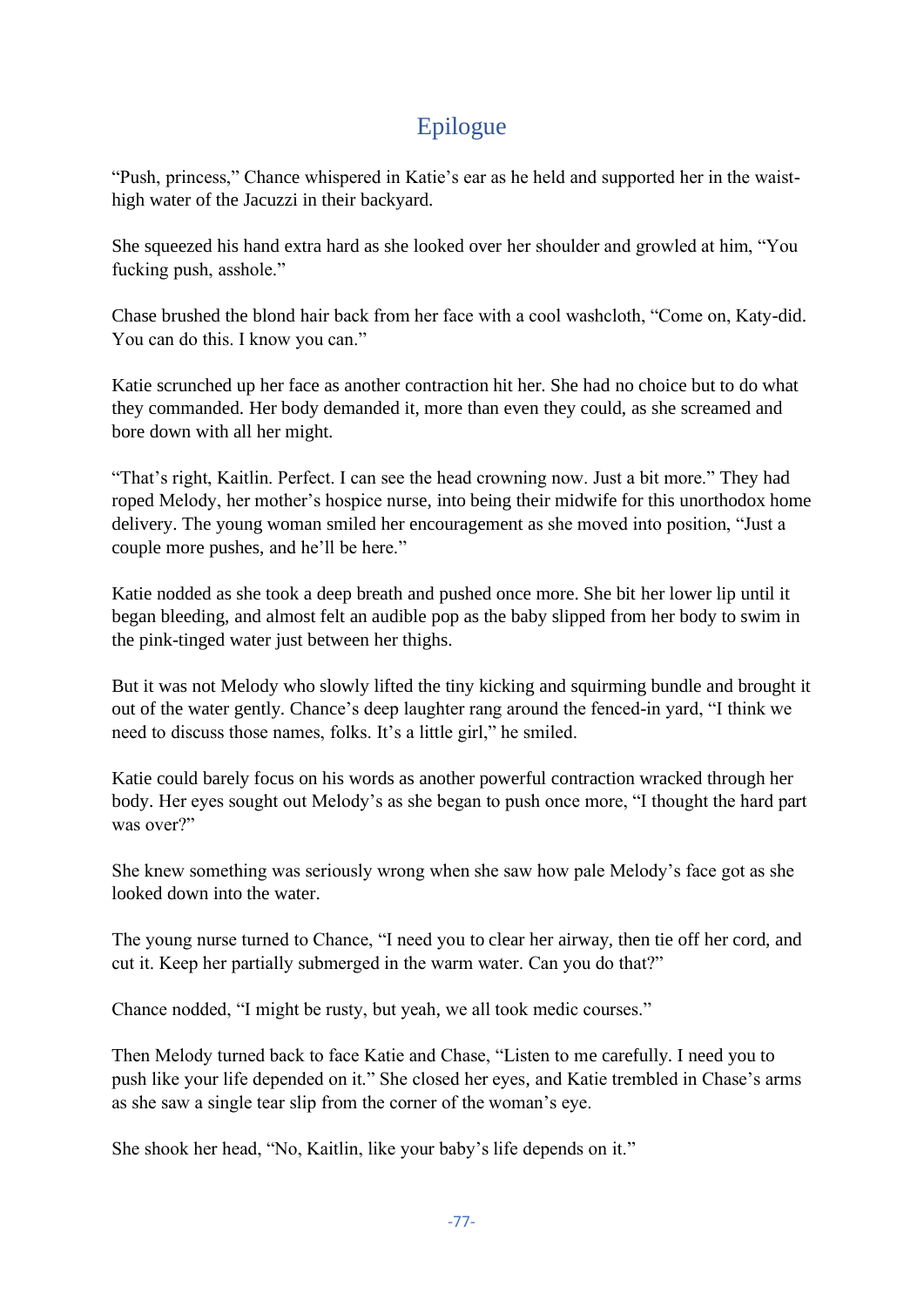## Epilogue

"Push, princess," Chance whispered in Katie's ear as he held and supported her in the waist-high water of the Jacuzzi in their backyard.

She squeezed his hand extra hard as she looked over her shoulder and growled at him, "You fucking push, asshole."

Chase brushed the blond hair back from her face with a cool washcloth, "Come on, Katy-did. You can do this. I know you can."

Katie scrunched up her face as another contraction hit her. She had no choice but to do what they commanded. Her body demanded it, more than even they could, as she screamed and bore down with all her might.

"That's right, Kaitlin. Perfect. I can see the head crowning now. Just a bit more." They had roped Melody, her mother's hospice nurse, into being their midwife for this unorthodox home delivery. The young woman smiled her encouragement as she moved into position, "Just a couple more pushes, and he'll be here."

Katie nodded as she took a deep breath and pushed once more. She bit her lower lip until it began bleeding, and almost felt an audible pop as the baby slipped from her body to swim in the pink-tinged water just between her thighs.

But it was not Melody who slowly lifted the tiny kicking and squirming bundle and brought it out of the water gently. Chance's deep laughter rang around the fenced-in yard, "I think we need to discuss those names, folks. It's a little girl," he smiled.

Katie could barely focus on his words as another powerful contraction wracked through her body. Her eyes sought out Melody's as she began to push once more, "I thought the hard part was over?"

She knew something was seriously wrong when she saw how pale Melody's face got as she looked down into the water.

The young nurse turned to Chance, "I need you to clear her airway, then tie off her cord, and cut it. Keep her partially submerged in the warm water. Can you do that?"

Chance nodded, "I might be rusty, but yeah, we all took medic courses."

Then Melody turned back to face Katie and Chase, "Listen to me carefully. I need you to push like your life depended on it." She closed her eyes, and Katie trembled in Chase's arms as she saw a single tear slip from the corner of the woman's eye.

She shook her head, "No, Kaitlin, like your baby's life depends on it."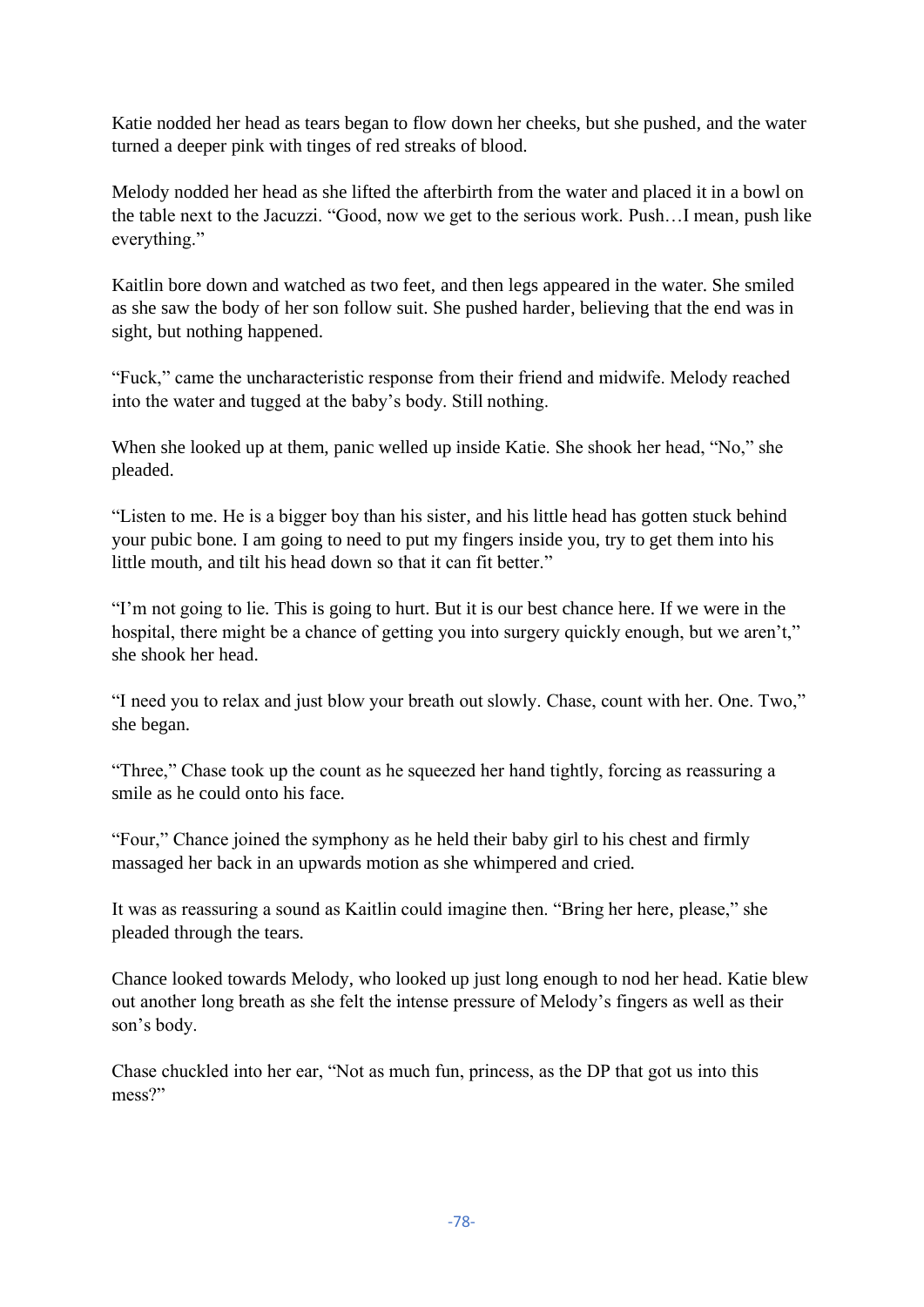Katie nodded her head as tears began to flow down her cheeks, but she pushed, and the water turned a deeper pink with tinges of red streaks of blood.

Melody nodded her head as she lifted the afterbirth from the water and placed it in a bowl on the table next to the Jacuzzi. "Good, now we get to the serious work. Push…I mean, push like everything."

Kaitlin bore down and watched as two feet, and then legs appeared in the water. She smiled as she saw the body of her son follow suit. She pushed harder, believing that the end was in sight, but nothing happened.

"Fuck," came the uncharacteristic response from their friend and midwife. Melody reached into the water and tugged at the baby's body. Still nothing.

When she looked up at them, panic welled up inside Katie. She shook her head, "No," she pleaded.

"Listen to me. He is a bigger boy than his sister, and his little head has gotten stuck behind your pubic bone. I am going to need to put my fingers inside you, try to get them into his little mouth, and tilt his head down so that it can fit better."

"I'm not going to lie. This is going to hurt. But it is our best chance here. If we were in the hospital, there might be a chance of getting you into surgery quickly enough, but we aren't," she shook her head.

"I need you to relax and just blow your breath out slowly. Chase, count with her. One. Two," she began.

"Three," Chase took up the count as he squeezed her hand tightly, forcing as reassuring a smile as he could onto his face.

"Four," Chance joined the symphony as he held their baby girl to his chest and firmly massaged her back in an upwards motion as she whimpered and cried.

It was as reassuring a sound as Kaitlin could imagine then. "Bring her here, please," she pleaded through the tears.

Chance looked towards Melody, who looked up just long enough to nod her head. Katie blew out another long breath as she felt the intense pressure of Melody's fingers as well as their son's body.

Chase chuckled into her ear, "Not as much fun, princess, as the DP that got us into this mess?"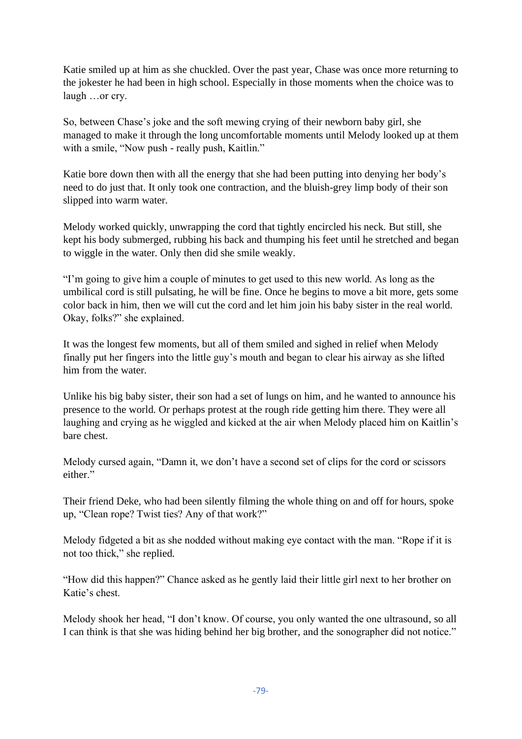Katie smiled up at him as she chuckled. Over the past year, Chase was once more returning to the jokester he had been in high school. Especially in those moments when the choice was to laugh …or cry.

So, between Chase's joke and the soft mewing crying of their newborn baby girl, she managed to make it through the long uncomfortable moments until Melody looked up at them with a smile, "Now push - really push, Kaitlin."

Katie bore down then with all the energy that she had been putting into denying her body's need to do just that. It only took one contraction, and the bluish-grey limp body of their son slipped into warm water.

Melody worked quickly, unwrapping the cord that tightly encircled his neck. But still, she kept his body submerged, rubbing his back and thumping his feet until he stretched and began to wiggle in the water. Only then did she smile weakly.

"I'm going to give him a couple of minutes to get used to this new world. As long as the umbilical cord is still pulsating, he will be fine. Once he begins to move a bit more, gets some color back in him, then we will cut the cord and let him join his baby sister in the real world. Okay, folks?" she explained.

It was the longest few moments, but all of them smiled and sighed in relief when Melody finally put her fingers into the little guy's mouth and began to clear his airway as she lifted him from the water.

Unlike his big baby sister, their son had a set of lungs on him, and he wanted to announce his presence to the world. Or perhaps protest at the rough ride getting him there. They were all laughing and crying as he wiggled and kicked at the air when Melody placed him on Kaitlin's bare chest.

Melody cursed again, "Damn it, we don't have a second set of clips for the cord or scissors either."

Their friend Deke, who had been silently filming the whole thing on and off for hours, spoke up, "Clean rope? Twist ties? Any of that work?"

Melody fidgeted a bit as she nodded without making eye contact with the man. "Rope if it is not too thick," she replied.

"How did this happen?" Chance asked as he gently laid their little girl next to her brother on Katie's chest.

Melody shook her head, "I don't know. Of course, you only wanted the one ultrasound, so all I can think is that she was hiding behind her big brother, and the sonographer did not notice."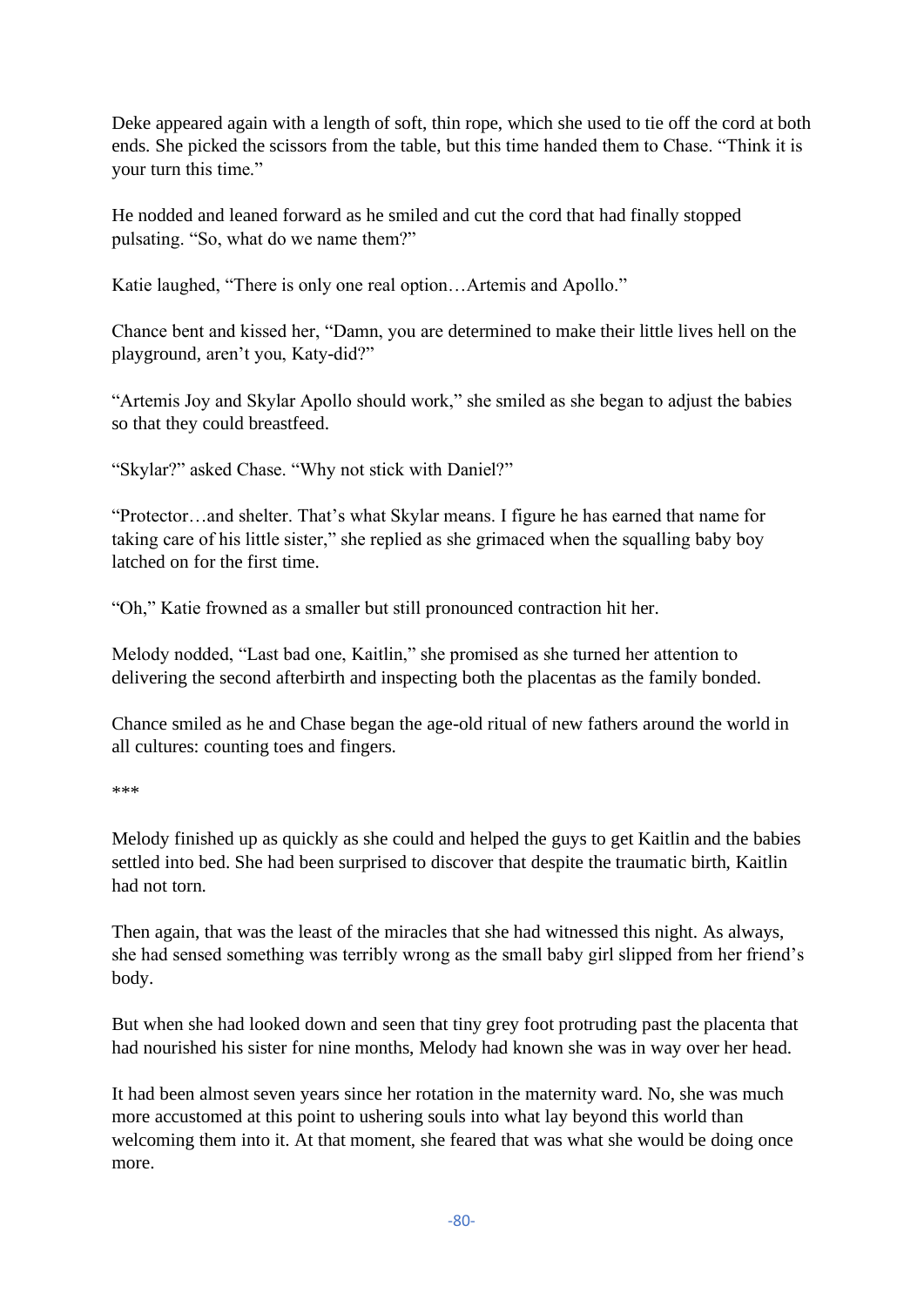Deke appeared again with a length of soft, thin rope, which she used to tie off the cord at both ends. She picked the scissors from the table, but this time handed them to Chase. "Think it is your turn this time."

He nodded and leaned forward as he smiled and cut the cord that had finally stopped pulsating. "So, what do we name them?"

Katie laughed, "There is only one real option…Artemis and Apollo."

Chance bent and kissed her, "Damn, you are determined to make their little lives hell on the playground, aren't you, Katy-did?"

"Artemis Joy and Skylar Apollo should work," she smiled as she began to adjust the babies so that they could breastfeed.

"Skylar?" asked Chase. "Why not stick with Daniel?"

"Protector…and shelter. That's what Skylar means. I figure he has earned that name for taking care of his little sister," she replied as she grimaced when the squalling baby boy latched on for the first time.

"Oh," Katie frowned as a smaller but still pronounced contraction hit her.

Melody nodded, "Last bad one, Kaitlin," she promised as she turned her attention to delivering the second afterbirth and inspecting both the placentas as the family bonded.

Chance smiled as he and Chase began the age-old ritual of new fathers around the world in all cultures: counting toes and fingers.

***

Melody finished up as quickly as she could and helped the guys to get Kaitlin and the babies settled into bed. She had been surprised to discover that despite the traumatic birth, Kaitlin had not torn.

Then again, that was the least of the miracles that she had witnessed this night. As always, she had sensed something was terribly wrong as the small baby girl slipped from her friend's body.

But when she had looked down and seen that tiny grey foot protruding past the placenta that had nourished his sister for nine months, Melody had known she was in way over her head.

It had been almost seven years since her rotation in the maternity ward. No, she was much more accustomed at this point to ushering souls into what lay beyond this world than welcoming them into it. At that moment, she feared that was what she would be doing once more.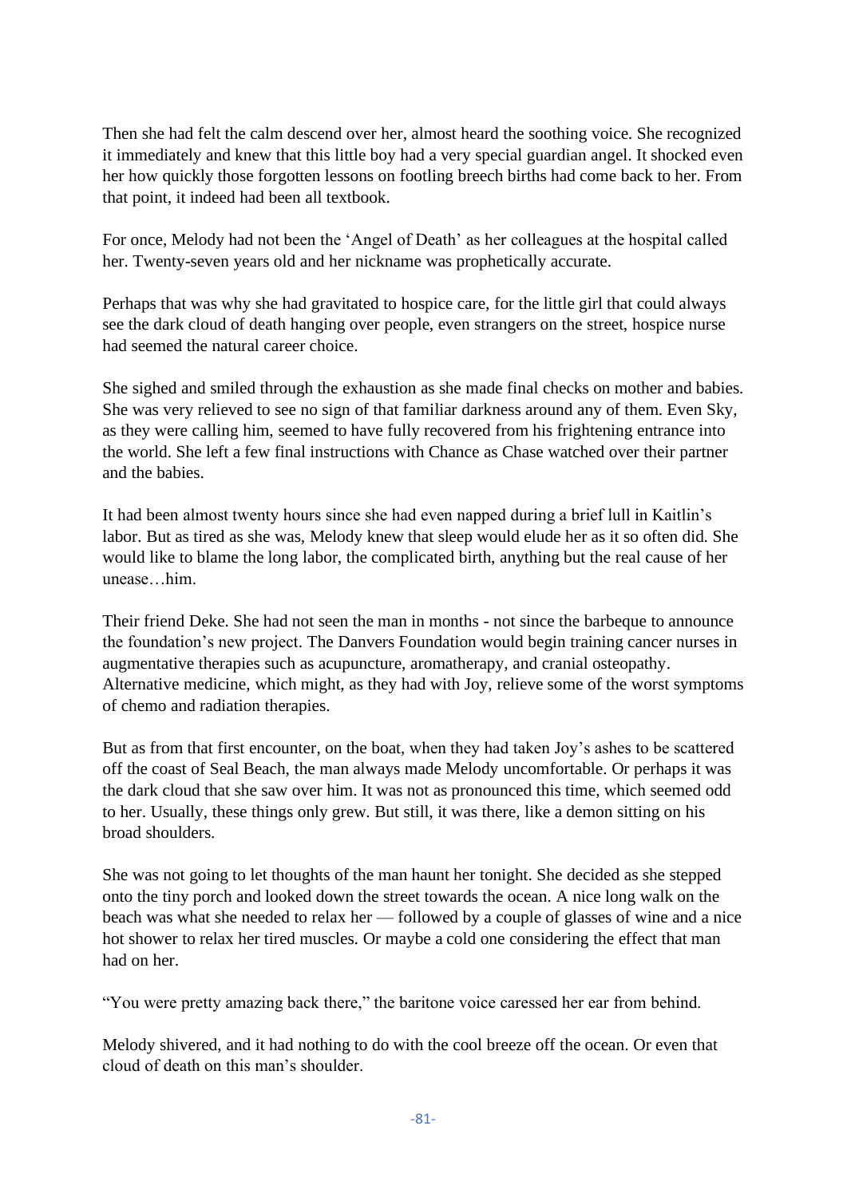Then she had felt the calm descend over her, almost heard the soothing voice. She recognized it immediately and knew that this little boy had a very special guardian angel. It shocked even her how quickly those forgotten lessons on footling breech births had come back to her. From that point, it indeed had been all textbook.

For once, Melody had not been the 'Angel of Death' as her colleagues at the hospital called her. Twenty-seven years old and her nickname was prophetically accurate.

Perhaps that was why she had gravitated to hospice care, for the little girl that could always see the dark cloud of death hanging over people, even strangers on the street, hospice nurse had seemed the natural career choice.

She sighed and smiled through the exhaustion as she made final checks on mother and babies. She was very relieved to see no sign of that familiar darkness around any of them. Even Sky, as they were calling him, seemed to have fully recovered from his frightening entrance into the world. She left a few final instructions with Chance as Chase watched over their partner and the babies.

It had been almost twenty hours since she had even napped during a brief lull in Kaitlin's labor. But as tired as she was, Melody knew that sleep would elude her as it so often did. She would like to blame the long labor, the complicated birth, anything but the real cause of her unease…him.

Their friend Deke. She had not seen the man in months - not since the barbeque to announce the foundation's new project. The Danvers Foundation would begin training cancer nurses in augmentative therapies such as acupuncture, aromatherapy, and cranial osteopathy. Alternative medicine, which might, as they had with Joy, relieve some of the worst symptoms of chemo and radiation therapies.

But as from that first encounter, on the boat, when they had taken Joy's ashes to be scattered off the coast of Seal Beach, the man always made Melody uncomfortable. Or perhaps it was the dark cloud that she saw over him. It was not as pronounced this time, which seemed odd to her. Usually, these things only grew. But still, it was there, like a demon sitting on his broad shoulders.

She was not going to let thoughts of the man haunt her tonight. She decided as she stepped onto the tiny porch and looked down the street towards the ocean. A nice long walk on the beach was what she needed to relax her — followed by a couple of glasses of wine and a nice hot shower to relax her tired muscles. Or maybe a cold one considering the effect that man had on her.

"You were pretty amazing back there," the baritone voice caressed her ear from behind.

Melody shivered, and it had nothing to do with the cool breeze off the ocean. Or even that cloud of death on this man's shoulder.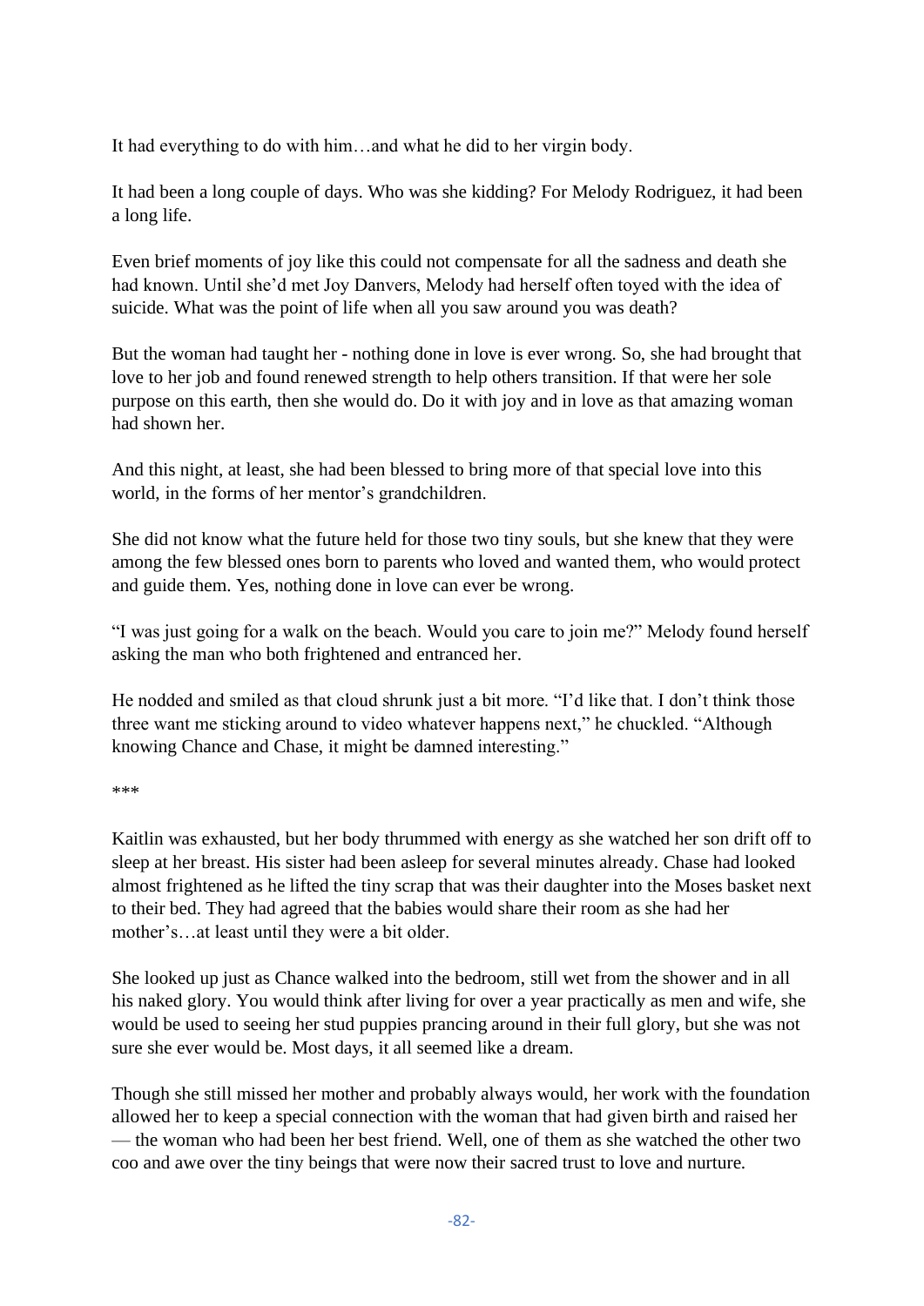It had everything to do with him…and what he did to her virgin body.

It had been a long couple of days. Who was she kidding? For Melody Rodriguez, it had been a long life.

Even brief moments of joy like this could not compensate for all the sadness and death she had known. Until she'd met Joy Danvers, Melody had herself often toyed with the idea of suicide. What was the point of life when all you saw around you was death?

But the woman had taught her - nothing done in love is ever wrong. So, she had brought that love to her job and found renewed strength to help others transition. If that were her sole purpose on this earth, then she would do. Do it with joy and in love as that amazing woman had shown her.

And this night, at least, she had been blessed to bring more of that special love into this world, in the forms of her mentor's grandchildren.

She did not know what the future held for those two tiny souls, but she knew that they were among the few blessed ones born to parents who loved and wanted them, who would protect and guide them. Yes, nothing done in love can ever be wrong.

"I was just going for a walk on the beach. Would you care to join me?" Melody found herself asking the man who both frightened and entranced her.

He nodded and smiled as that cloud shrunk just a bit more. "I'd like that. I don't think those three want me sticking around to video whatever happens next," he chuckled. "Although knowing Chance and Chase, it might be damned interesting."

***

Kaitlin was exhausted, but her body thrummed with energy as she watched her son drift off to sleep at her breast. His sister had been asleep for several minutes already. Chase had looked almost frightened as he lifted the tiny scrap that was their daughter into the Moses basket next to their bed. They had agreed that the babies would share their room as she had her mother's…at least until they were a bit older.

She looked up just as Chance walked into the bedroom, still wet from the shower and in all his naked glory. You would think after living for over a year practically as men and wife, she would be used to seeing her stud puppies prancing around in their full glory, but she was not sure she ever would be. Most days, it all seemed like a dream.

Though she still missed her mother and probably always would, her work with the foundation allowed her to keep a special connection with the woman that had given birth and raised her — the woman who had been her best friend. Well, one of them as she watched the other two coo and awe over the tiny beings that were now their sacred trust to love and nurture.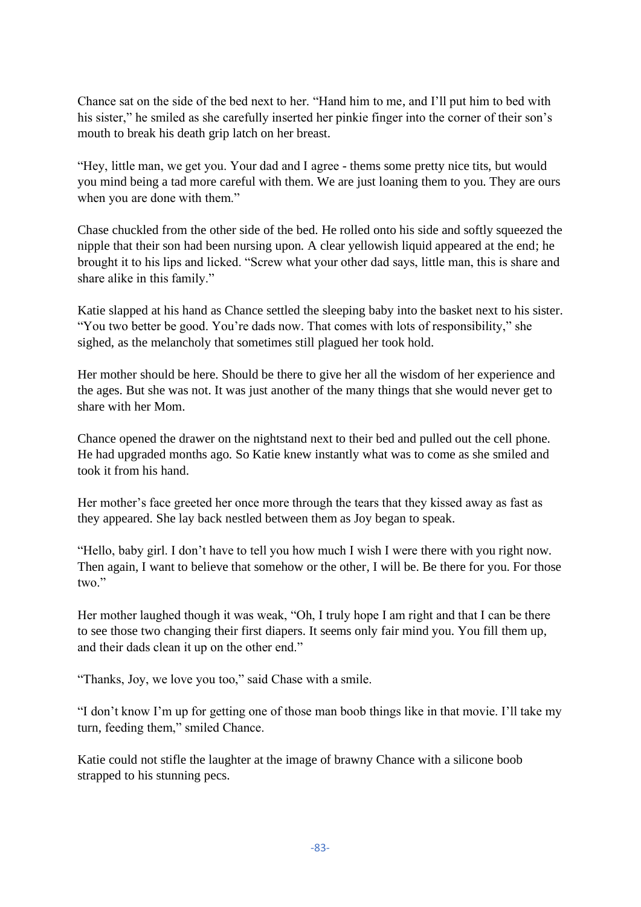Chance sat on the side of the bed next to her. "Hand him to me, and I'll put him to bed with his sister," he smiled as she carefully inserted her pinkie finger into the corner of their son's mouth to break his death grip latch on her breast.

"Hey, little man, we get you. Your dad and I agree - thems some pretty nice tits, but would you mind being a tad more careful with them. We are just loaning them to you. They are ours when you are done with them."

Chase chuckled from the other side of the bed. He rolled onto his side and softly squeezed the nipple that their son had been nursing upon. A clear yellowish liquid appeared at the end; he brought it to his lips and licked. "Screw what your other dad says, little man, this is share and share alike in this family."

Katie slapped at his hand as Chance settled the sleeping baby into the basket next to his sister. "You two better be good. You're dads now. That comes with lots of responsibility," she sighed, as the melancholy that sometimes still plagued her took hold.

Her mother should be here. Should be there to give her all the wisdom of her experience and the ages. But she was not. It was just another of the many things that she would never get to share with her Mom.

Chance opened the drawer on the nightstand next to their bed and pulled out the cell phone. He had upgraded months ago. So Katie knew instantly what was to come as she smiled and took it from his hand.

Her mother's face greeted her once more through the tears that they kissed away as fast as they appeared. She lay back nestled between them as Joy began to speak.

"Hello, baby girl. I don't have to tell you how much I wish I were there with you right now. Then again, I want to believe that somehow or the other, I will be. Be there for you. For those two."

Her mother laughed though it was weak, "Oh, I truly hope I am right and that I can be there to see those two changing their first diapers. It seems only fair mind you. You fill them up, and their dads clean it up on the other end."

"Thanks, Joy, we love you too," said Chase with a smile.

"I don't know I'm up for getting one of those man boob things like in that movie. I'll take my turn, feeding them," smiled Chance.

Katie could not stifle the laughter at the image of brawny Chance with a silicone boob strapped to his stunning pecs.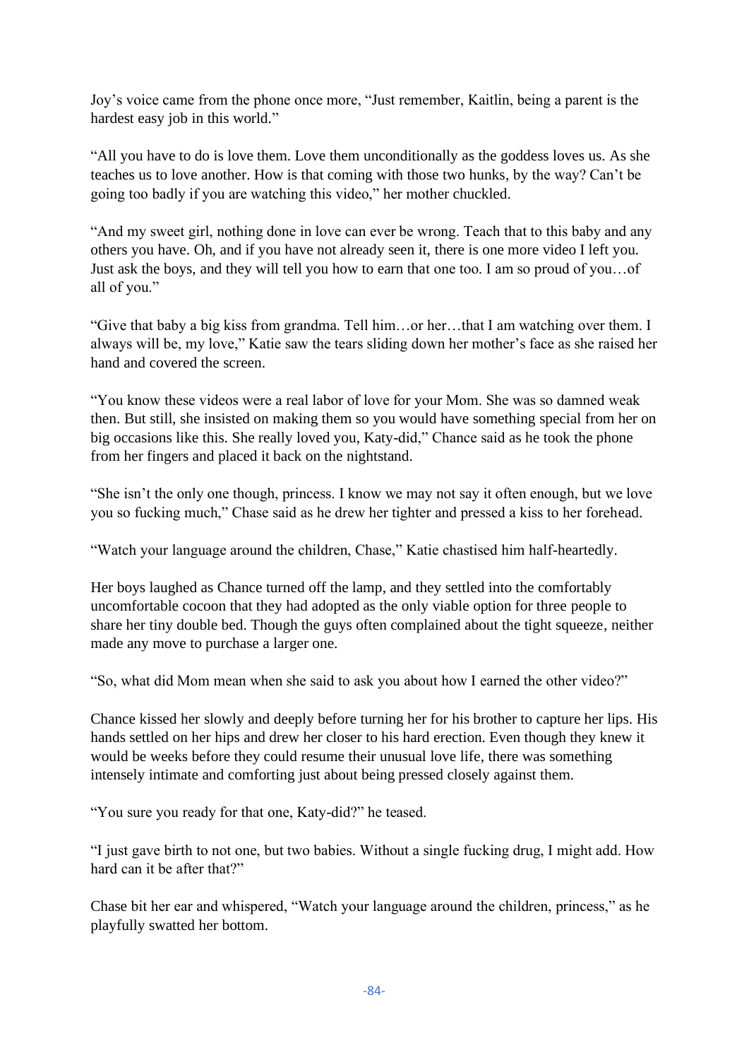Joy's voice came from the phone once more, "Just remember, Kaitlin, being a parent is the hardest easy job in this world."

"All you have to do is love them. Love them unconditionally as the goddess loves us. As she teaches us to love another. How is that coming with those two hunks, by the way? Can't be going too badly if you are watching this video," her mother chuckled.

"And my sweet girl, nothing done in love can ever be wrong. Teach that to this baby and any others you have. Oh, and if you have not already seen it, there is one more video I left you. Just ask the boys, and they will tell you how to earn that one too. I am so proud of you…of all of you."

"Give that baby a big kiss from grandma. Tell him…or her…that I am watching over them. I always will be, my love," Katie saw the tears sliding down her mother's face as she raised her hand and covered the screen.

"You know these videos were a real labor of love for your Mom. She was so damned weak then. But still, she insisted on making them so you would have something special from her on big occasions like this. She really loved you, Katy-did," Chance said as he took the phone from her fingers and placed it back on the nightstand.

"She isn't the only one though, princess. I know we may not say it often enough, but we love you so fucking much," Chase said as he drew her tighter and pressed a kiss to her forehead.

"Watch your language around the children, Chase," Katie chastised him half-heartedly.

Her boys laughed as Chance turned off the lamp, and they settled into the comfortably uncomfortable cocoon that they had adopted as the only viable option for three people to share her tiny double bed. Though the guys often complained about the tight squeeze, neither made any move to purchase a larger one.

"So, what did Mom mean when she said to ask you about how I earned the other video?"

Chance kissed her slowly and deeply before turning her for his brother to capture her lips. His hands settled on her hips and drew her closer to his hard erection. Even though they knew it would be weeks before they could resume their unusual love life, there was something intensely intimate and comforting just about being pressed closely against them.

"You sure you ready for that one, Katy-did?" he teased.

"I just gave birth to not one, but two babies. Without a single fucking drug, I might add. How hard can it be after that?"

Chase bit her ear and whispered, "Watch your language around the children, princess," as he playfully swatted her bottom.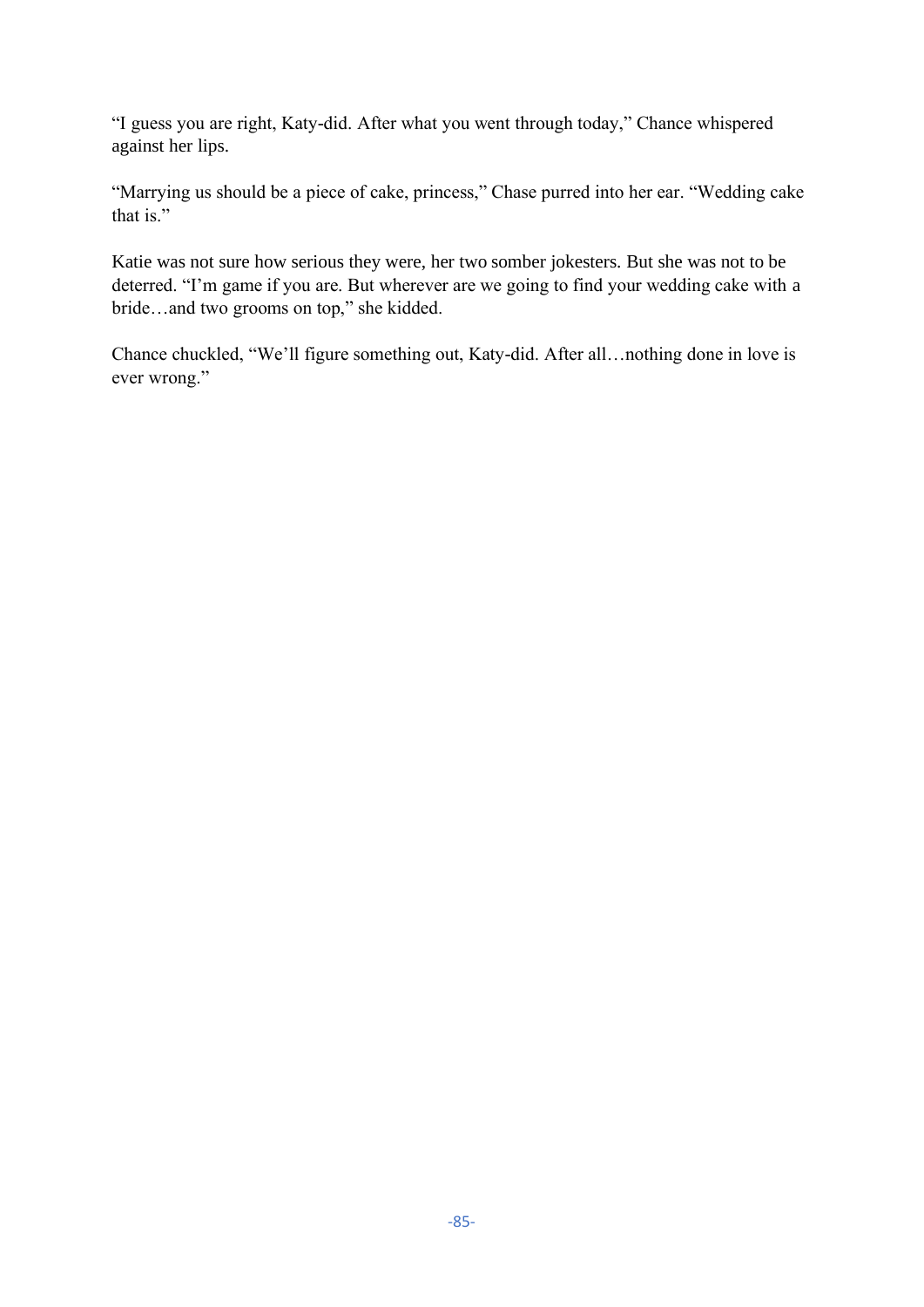"I guess you are right, Katy-did. After what you went through today," Chance whispered against her lips.

"Marrying us should be a piece of cake, princess," Chase purred into her ear. "Wedding cake that is."

Katie was not sure how serious they were, her two somber jokesters. But she was not to be deterred. "I'm game if you are. But wherever are we going to find your wedding cake with a bride…and two grooms on top," she kidded.

Chance chuckled, "We'll figure something out, Katy-did. After all…nothing done in love is ever wrong."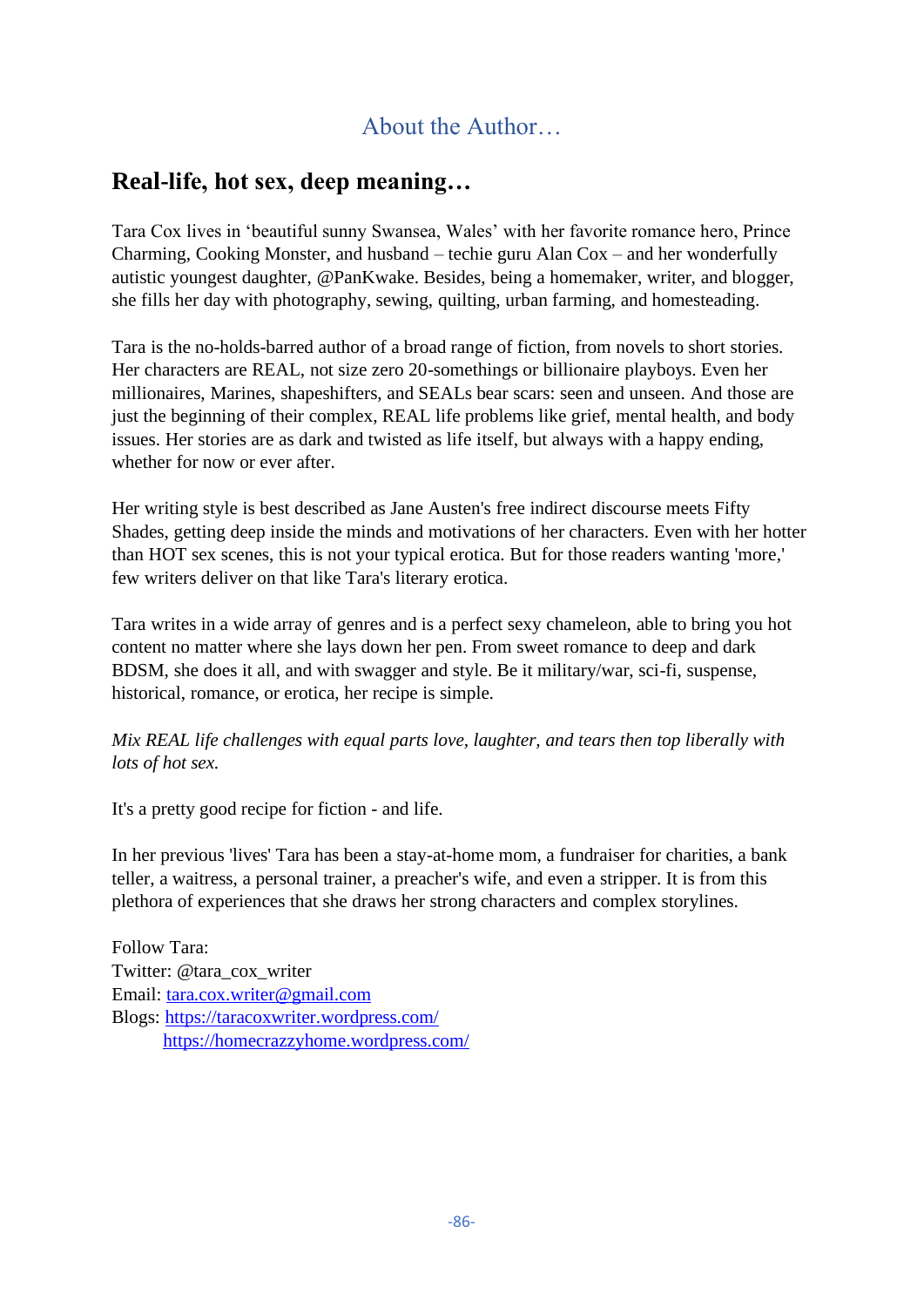# About the Author…

## Real-life, hot sex, deep meaning…

Tara Cox lives in 'beautiful sunny Swansea, Wales' with her favorite romance hero, Prince Charming, Cooking Monster, and husband – techie guru Alan Cox – and her wonderfully autistic youngest daughter, @PanKwake. Besides, being a homemaker, writer, and blogger, she fills her day with photography, sewing, quilting, urban farming, and homesteading.

Tara is the no-holds-barred author of a broad range of fiction, from novels to short stories. Her characters are REAL, not size zero 20-somethings or billionaire playboys. Even her millionaires, Marines, shapeshifters, and SEALs bear scars: seen and unseen. And those are just the beginning of their complex, REAL life problems like grief, mental health, and body issues. Her stories are as dark and twisted as life itself, but always with a happy ending, whether for now or ever after.

Her writing style is best described as Jane Austen's free indirect discourse meets Fifty Shades, getting deep inside the minds and motivations of her characters. Even with her hotter than HOT sex scenes, this is not your typical erotica. But for those readers wanting 'more,' few writers deliver on that like Tara's literary erotica.

Tara writes in a wide array of genres and is a perfect sexy chameleon, able to bring you hot content no matter where she lays down her pen. From sweet romance to deep and dark BDSM, she does it all, and with swagger and style. Be it military/war, sci-fi, suspense, historical, romance, or erotica, her recipe is simple.

*Mix REAL life challenges with equal parts love, laughter, and tears then top liberally with lots of hot sex.*

It's a pretty good recipe for fiction - and life.

In her previous 'lives' Tara has been a stay-at-home mom, a fundraiser for charities, a bank teller, a waitress, a personal trainer, a preacher's wife, and even a stripper. It is from this plethora of experiences that she draws her strong characters and complex storylines.

Follow Tara:
Twitter: @tara_cox_writer
Email: tara.cox.writer@gmail.com
Blogs: https://taracoxwriter.wordpress.com/
https://homecrazzyhome.wordpress.com/